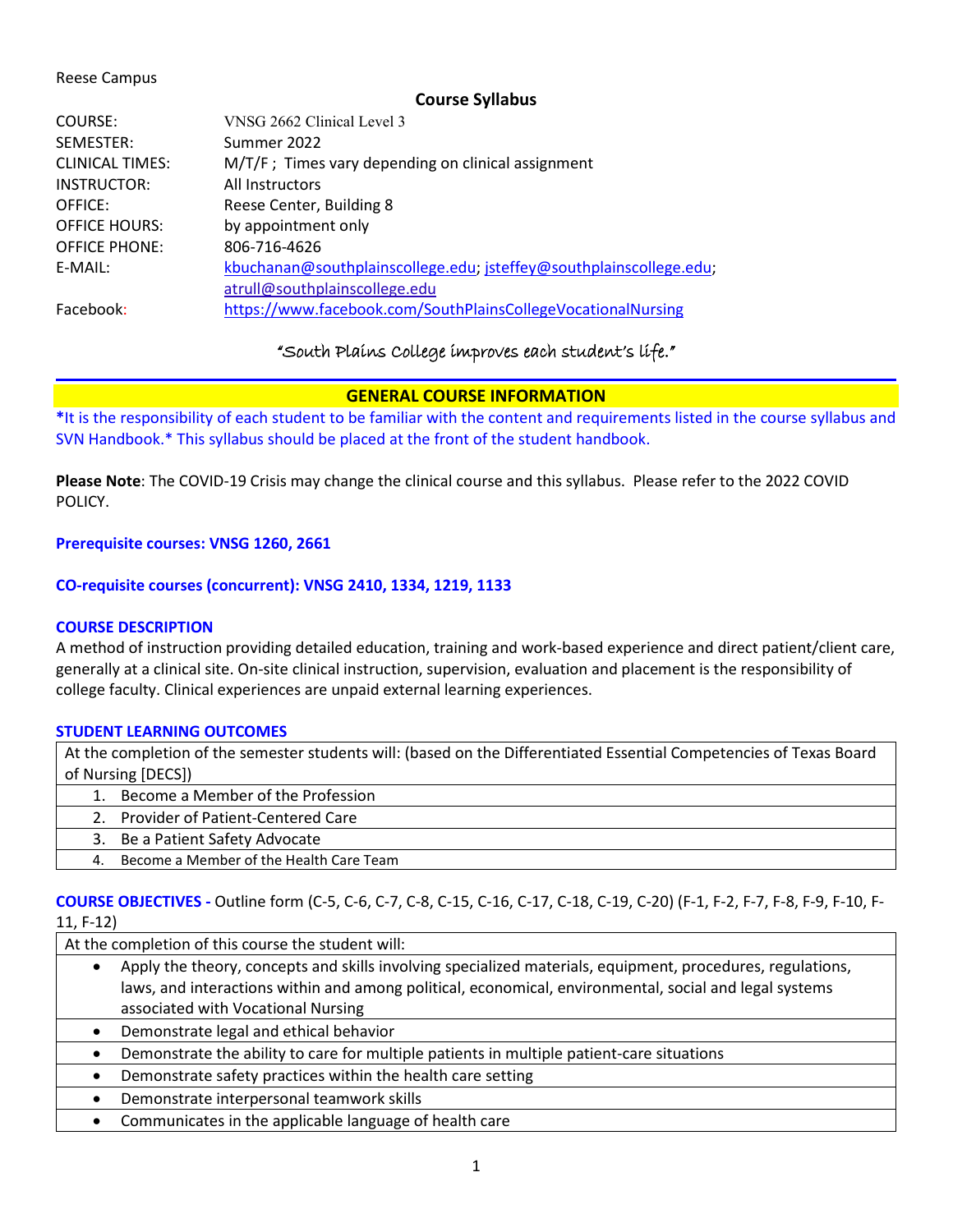Reese Campus

## Course Syllabus

| | |
|---|---|
| COURSE: | VNSG 2662 Clinical Level 3 |
| SEMESTER: | Summer 2022 |
| CLINICAL TIMES: | M/T/F ; Times vary depending on clinical assignment |
| INSTRUCTOR: | All Instructors |
| OFFICE: | Reese Center, Building 8 |
| OFFICE HOURS: | by appointment only |
| OFFICE PHONE: | 806-716-4626 |
| E-MAIL: | kbuchanan@southplainscollege.edu; jsteffey@southplainscollege.edu; atrull@southplainscollege.edu |
| Facebook: | https://www.facebook.com/SouthPlainsCollegeVocationalNursing |

*"South Plains College improves each student's life."*

## GENERAL COURSE INFORMATION

**\***It is the responsibility of each student to be familiar with the content and requirements listed in the course syllabus and SVN Handbook.* This syllabus should be placed at the front of the student handbook.

**Please Note**: The COVID-19 Crisis may change the clinical course and this syllabus. Please refer to the 2022 COVID POLICY.

**Prerequisite courses: VNSG 1260, 2661**

**CO-requisite courses (concurrent): VNSG 2410, 1334, 1219, 1133**

### COURSE DESCRIPTION

A method of instruction providing detailed education, training and work-based experience and direct patient/client care, generally at a clinical site. On-site clinical instruction, supervision, evaluation and placement is the responsibility of college faculty. Clinical experiences are unpaid external learning experiences.

### STUDENT LEARNING OUTCOMES

| At the completion of the semester students will: (based on the Differentiated Essential Competencies of Texas Board of Nursing [DECS]) |
|---|
| 1. Become a Member of the Profession |
| 2. Provider of Patient-Centered Care |
| 3. Be a Patient Safety Advocate |
| 4. Become a Member of the Health Care Team |

**COURSE OBJECTIVES -** Outline form (C-5, C-6, C-7, C-8, C-15, C-16, C-17, C-18, C-19, C-20) (F-1, F-2, F-7, F-8, F-9, F-10, F-11, F-12)

| At the completion of this course the student will: |
|---|
| • Apply the theory, concepts and skills involving specialized materials, equipment, procedures, regulations, laws, and interactions within and among political, economical, environmental, social and legal systems associated with Vocational Nursing |
| • Demonstrate legal and ethical behavior |
| • Demonstrate the ability to care for multiple patients in multiple patient-care situations |
| • Demonstrate safety practices within the health care setting |
| • Demonstrate interpersonal teamwork skills |
| • Communicates in the applicable language of health care |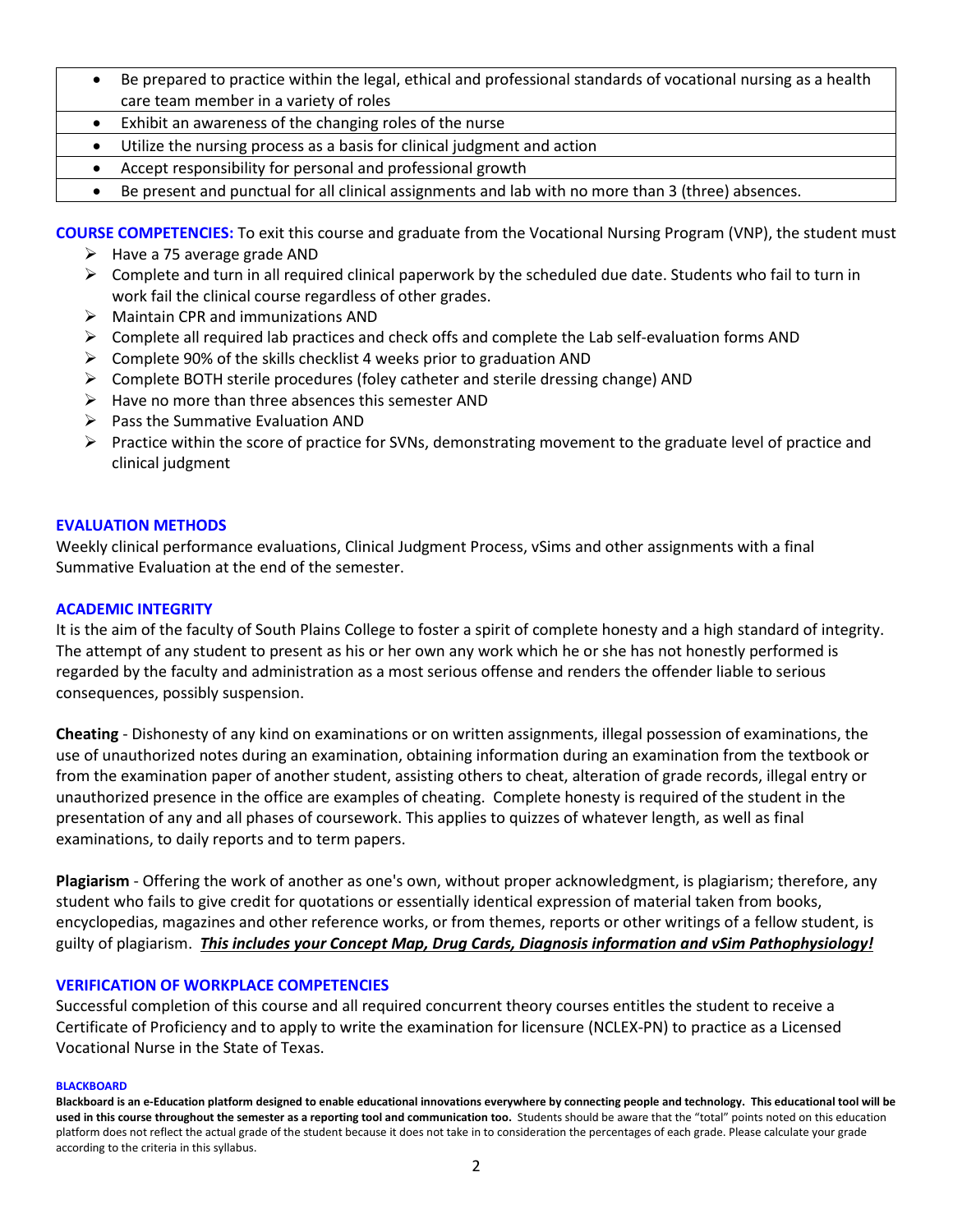| |
|---|
| • Be prepared to practice within the legal, ethical and professional standards of vocational nursing as a health care team member in a variety of roles |
| • Exhibit an awareness of the changing roles of the nurse |
| • Utilize the nursing process as a basis for clinical judgment and action |
| • Accept responsibility for personal and professional growth |
| • Be present and punctual for all clinical assignments and lab with no more than 3 (three) absences. |

**COURSE COMPETENCIES:** To exit this course and graduate from the Vocational Nursing Program (VNP), the student must

- Have a 75 average grade AND
- Complete and turn in all required clinical paperwork by the scheduled due date. Students who fail to turn in work fail the clinical course regardless of other grades.
- Maintain CPR and immunizations AND
- Complete all required lab practices and check offs and complete the Lab self-evaluation forms AND
- Complete 90% of the skills checklist 4 weeks prior to graduation AND
- Complete BOTH sterile procedures (foley catheter and sterile dressing change) AND
- Have no more than three absences this semester AND
- Pass the Summative Evaluation AND
- Practice within the score of practice for SVNs, demonstrating movement to the graduate level of practice and clinical judgment

## EVALUATION METHODS

Weekly clinical performance evaluations, Clinical Judgment Process, vSims and other assignments with a final Summative Evaluation at the end of the semester.

## ACADEMIC INTEGRITY

It is the aim of the faculty of South Plains College to foster a spirit of complete honesty and a high standard of integrity. The attempt of any student to present as his or her own any work which he or she has not honestly performed is regarded by the faculty and administration as a most serious offense and renders the offender liable to serious consequences, possibly suspension.

**Cheating** - Dishonesty of any kind on examinations or on written assignments, illegal possession of examinations, the use of unauthorized notes during an examination, obtaining information during an examination from the textbook or from the examination paper of another student, assisting others to cheat, alteration of grade records, illegal entry or unauthorized presence in the office are examples of cheating. Complete honesty is required of the student in the presentation of any and all phases of coursework. This applies to quizzes of whatever length, as well as final examinations, to daily reports and to term papers.

**Plagiarism** - Offering the work of another as one's own, without proper acknowledgment, is plagiarism; therefore, any student who fails to give credit for quotations or essentially identical expression of material taken from books, encyclopedias, magazines and other reference works, or from themes, reports or other writings of a fellow student, is guilty of plagiarism. ***This includes your Concept Map, Drug Cards, Diagnosis information and vSim Pathophysiology!***

## VERIFICATION OF WORKPLACE COMPETENCIES

Successful completion of this course and all required concurrent theory courses entitles the student to receive a Certificate of Proficiency and to apply to write the examination for licensure (NCLEX-PN) to practice as a Licensed Vocational Nurse in the State of Texas.

#### BLACKBOARD

**Blackboard is an e-Education platform designed to enable educational innovations everywhere by connecting people and technology. This educational tool will be used in this course throughout the semester as a reporting tool and communication too.** Students should be aware that the "total" points noted on this education platform does not reflect the actual grade of the student because it does not take in to consideration the percentages of each grade. Please calculate your grade according to the criteria in this syllabus.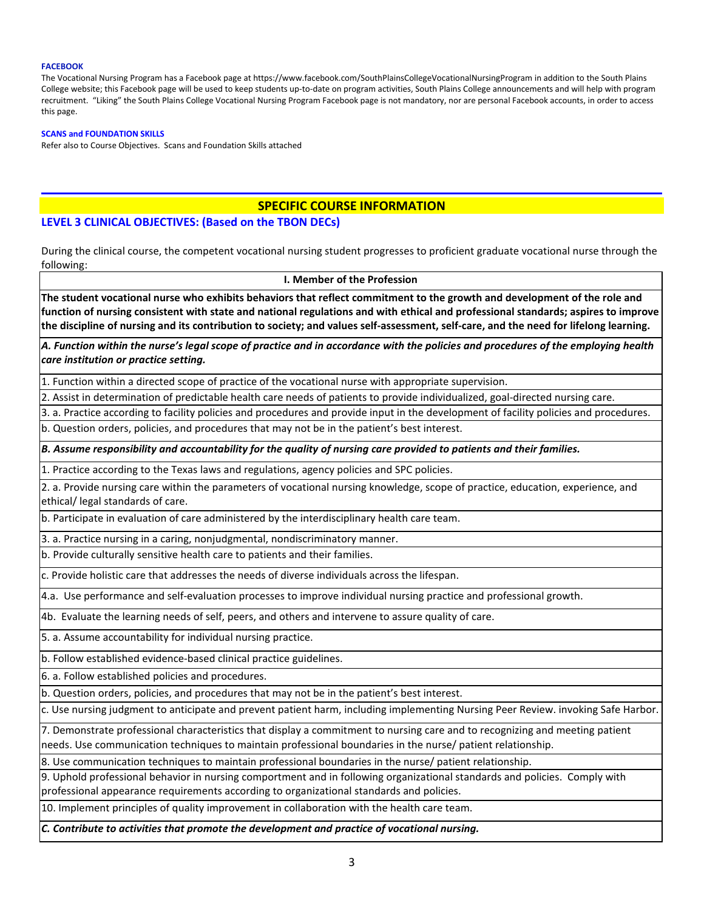#### FACEBOOK

The Vocational Nursing Program has a Facebook page at https://www.facebook.com/SouthPlainsCollegeVocationalNursingProgram in addition to the South Plains College website; this Facebook page will be used to keep students up-to-date on program activities, South Plains College announcements and will help with program recruitment. "Liking" the South Plains College Vocational Nursing Program Facebook page is not mandatory, nor are personal Facebook accounts, in order to access this page.

#### SCANS and FOUNDATION SKILLS

Refer also to Course Objectives. Scans and Foundation Skills attached

## SPECIFIC COURSE INFORMATION

### LEVEL 3 CLINICAL OBJECTIVES: (Based on the TBON DECs)

During the clinical course, the competent vocational nursing student progresses to proficient graduate vocational nurse through the following:

| I. Member of the Profession |
|---|
| **The student vocational nurse who exhibits behaviors that reflect commitment to the growth and development of the role and function of nursing consistent with state and national regulations and with ethical and professional standards; aspires to improve the discipline of nursing and its contribution to society; and values self-assessment, self-care, and the need for lifelong learning.** |
| ***A. Function within the nurse's legal scope of practice and in accordance with the policies and procedures of the employing health care institution or practice setting.*** |
| 1. Function within a directed scope of practice of the vocational nurse with appropriate supervision. |
| 2. Assist in determination of predictable health care needs of patients to provide individualized, goal-directed nursing care. |
| 3. a. Practice according to facility policies and procedures and provide input in the development of facility policies and procedures. |
| b. Question orders, policies, and procedures that may not be in the patient's best interest. |
| ***B. Assume responsibility and accountability for the quality of nursing care provided to patients and their families.*** |
| 1. Practice according to the Texas laws and regulations, agency policies and SPC policies. |
| 2. a. Provide nursing care within the parameters of vocational nursing knowledge, scope of practice, education, experience, and ethical/ legal standards of care. |
| b. Participate in evaluation of care administered by the interdisciplinary health care team. |
| 3. a. Practice nursing in a caring, nonjudgmental, nondiscriminatory manner. |
| b. Provide culturally sensitive health care to patients and their families. |
| c. Provide holistic care that addresses the needs of diverse individuals across the lifespan. |
| 4.a. Use performance and self-evaluation processes to improve individual nursing practice and professional growth. |
| 4b. Evaluate the learning needs of self, peers, and others and intervene to assure quality of care. |
| 5. a. Assume accountability for individual nursing practice. |
| b. Follow established evidence-based clinical practice guidelines. |
| 6. a. Follow established policies and procedures. |
| b. Question orders, policies, and procedures that may not be in the patient's best interest. |
| c. Use nursing judgment to anticipate and prevent patient harm, including implementing Nursing Peer Review. invoking Safe Harbor. |
| 7. Demonstrate professional characteristics that display a commitment to nursing care and to recognizing and meeting patient needs. Use communication techniques to maintain professional boundaries in the nurse/ patient relationship. |
| 8. Use communication techniques to maintain professional boundaries in the nurse/ patient relationship. |
| 9. Uphold professional behavior in nursing comportment and in following organizational standards and policies. Comply with professional appearance requirements according to organizational standards and policies. |
| 10. Implement principles of quality improvement in collaboration with the health care team. |
| ***C. Contribute to activities that promote the development and practice of vocational nursing.*** |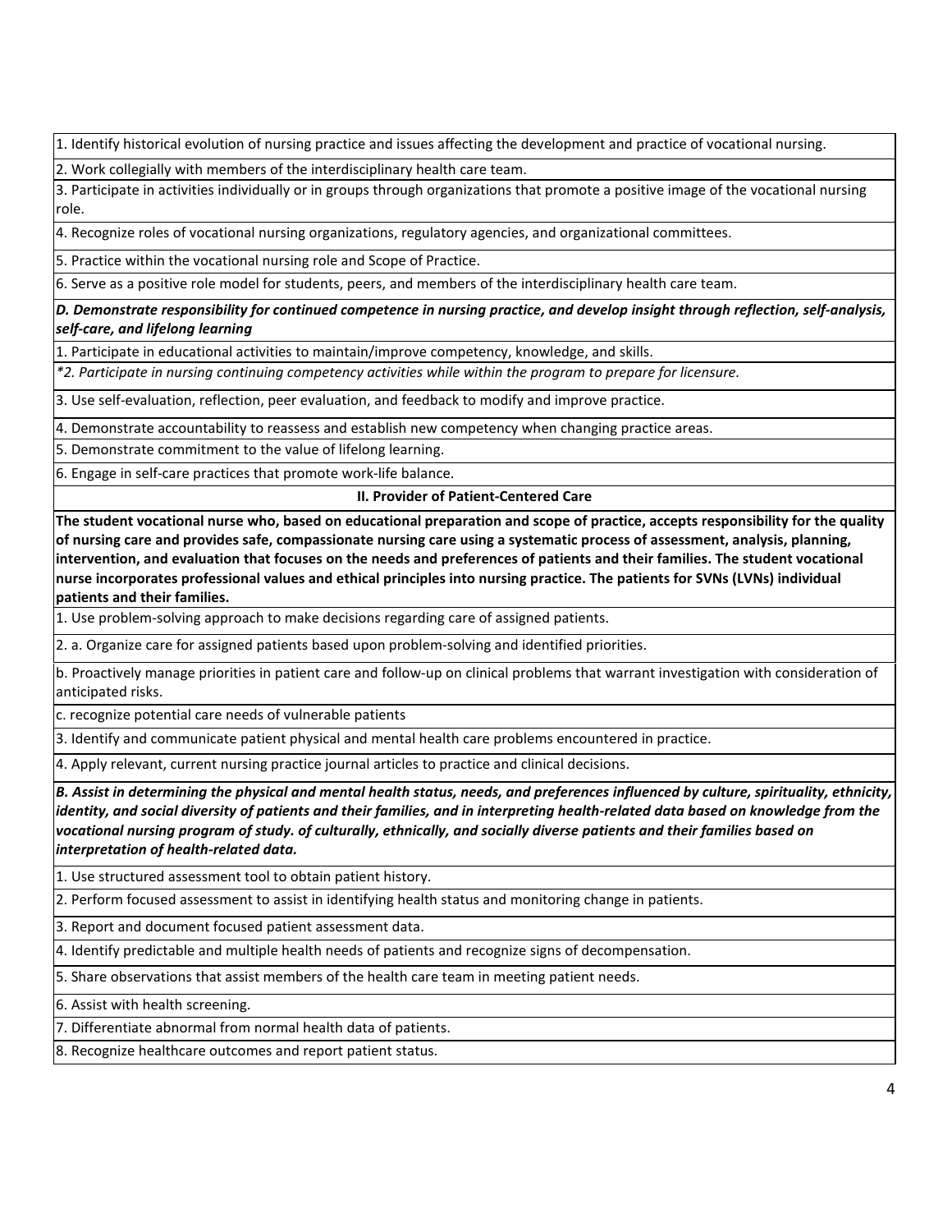1. Identify historical evolution of nursing practice and issues affecting the development and practice of vocational nursing.

2. Work collegially with members of the interdisciplinary health care team.

3. Participate in activities individually or in groups through organizations that promote a positive image of the vocational nursing role.

4. Recognize roles of vocational nursing organizations, regulatory agencies, and organizational committees.

5. Practice within the vocational nursing role and Scope of Practice.

6. Serve as a positive role model for students, peers, and members of the interdisciplinary health care team.

***D. Demonstrate responsibility for continued competence in nursing practice, and develop insight through reflection, self-analysis, self-care, and lifelong learning***

1. Participate in educational activities to maintain/improve competency, knowledge, and skills.

**2. Participate in nursing continuing competency activities while within the program to prepare for licensure.*

3. Use self-evaluation, reflection, peer evaluation, and feedback to modify and improve practice.

4. Demonstrate accountability to reassess and establish new competency when changing practice areas.

5. Demonstrate commitment to the value of lifelong learning.

6. Engage in self-care practices that promote work-life balance.

## II. Provider of Patient-Centered Care

**The student vocational nurse who, based on educational preparation and scope of practice, accepts responsibility for the quality of nursing care and provides safe, compassionate nursing care using a systematic process of assessment, analysis, planning, intervention, and evaluation that focuses on the needs and preferences of patients and their families. The student vocational nurse incorporates professional values and ethical principles into nursing practice. The patients for SVNs (LVNs) individual patients and their families.**

1. Use problem-solving approach to make decisions regarding care of assigned patients.

2. a. Organize care for assigned patients based upon problem-solving and identified priorities.

b. Proactively manage priorities in patient care and follow-up on clinical problems that warrant investigation with consideration of anticipated risks.

c. recognize potential care needs of vulnerable patients

3. Identify and communicate patient physical and mental health care problems encountered in practice.

4. Apply relevant, current nursing practice journal articles to practice and clinical decisions.

***B. Assist in determining the physical and mental health status, needs, and preferences influenced by culture, spirituality, ethnicity, identity, and social diversity of patients and their families, and in interpreting health-related data based on knowledge from the vocational nursing program of study. of culturally, ethnically, and socially diverse patients and their families based on interpretation of health-related data.***

1. Use structured assessment tool to obtain patient history.

2. Perform focused assessment to assist in identifying health status and monitoring change in patients.

3. Report and document focused patient assessment data.

4. Identify predictable and multiple health needs of patients and recognize signs of decompensation.

5. Share observations that assist members of the health care team in meeting patient needs.

6. Assist with health screening.

7. Differentiate abnormal from normal health data of patients.

8. Recognize healthcare outcomes and report patient status.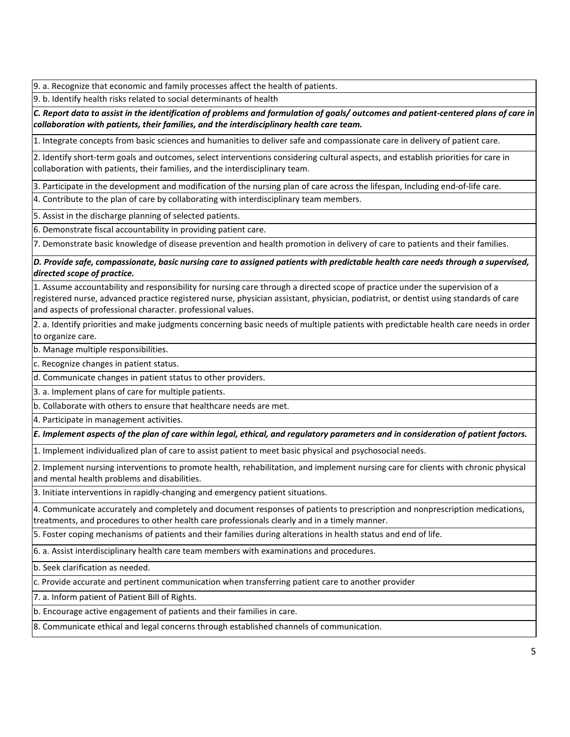9. a. Recognize that economic and family processes affect the health of patients.

9. b. Identify health risks related to social determinants of health

***C. Report data to assist in the identification of problems and formulation of goals/ outcomes and patient-centered plans of care in collaboration with patients, their families, and the interdisciplinary health care team.***

1. Integrate concepts from basic sciences and humanities to deliver safe and compassionate care in delivery of patient care.

2. Identify short-term goals and outcomes, select interventions considering cultural aspects, and establish priorities for care in collaboration with patients, their families, and the interdisciplinary team.

3. Participate in the development and modification of the nursing plan of care across the lifespan, Including end-of-life care.

4. Contribute to the plan of care by collaborating with interdisciplinary team members.

5. Assist in the discharge planning of selected patients.

6. Demonstrate fiscal accountability in providing patient care.

7. Demonstrate basic knowledge of disease prevention and health promotion in delivery of care to patients and their families.

***D. Provide safe, compassionate, basic nursing care to assigned patients with predictable health care needs through a supervised, directed scope of practice.***

1. Assume accountability and responsibility for nursing care through a directed scope of practice under the supervision of a registered nurse, advanced practice registered nurse, physician assistant, physician, podiatrist, or dentist using standards of care and aspects of professional character. professional values.

2. a. Identify priorities and make judgments concerning basic needs of multiple patients with predictable health care needs in order to organize care.

b. Manage multiple responsibilities.

c. Recognize changes in patient status.

d. Communicate changes in patient status to other providers.

3. a. Implement plans of care for multiple patients.

b. Collaborate with others to ensure that healthcare needs are met.

4. Participate in management activities.

***E. Implement aspects of the plan of care within legal, ethical, and regulatory parameters and in consideration of patient factors.***

1. Implement individualized plan of care to assist patient to meet basic physical and psychosocial needs.

2. Implement nursing interventions to promote health, rehabilitation, and implement nursing care for clients with chronic physical and mental health problems and disabilities.

3. Initiate interventions in rapidly-changing and emergency patient situations.

4. Communicate accurately and completely and document responses of patients to prescription and nonprescription medications, treatments, and procedures to other health care professionals clearly and in a timely manner.

5. Foster coping mechanisms of patients and their families during alterations in health status and end of life.

6. a. Assist interdisciplinary health care team members with examinations and procedures.

b. Seek clarification as needed.

c. Provide accurate and pertinent communication when transferring patient care to another provider

7. a. Inform patient of Patient Bill of Rights.

b. Encourage active engagement of patients and their families in care.

8. Communicate ethical and legal concerns through established channels of communication.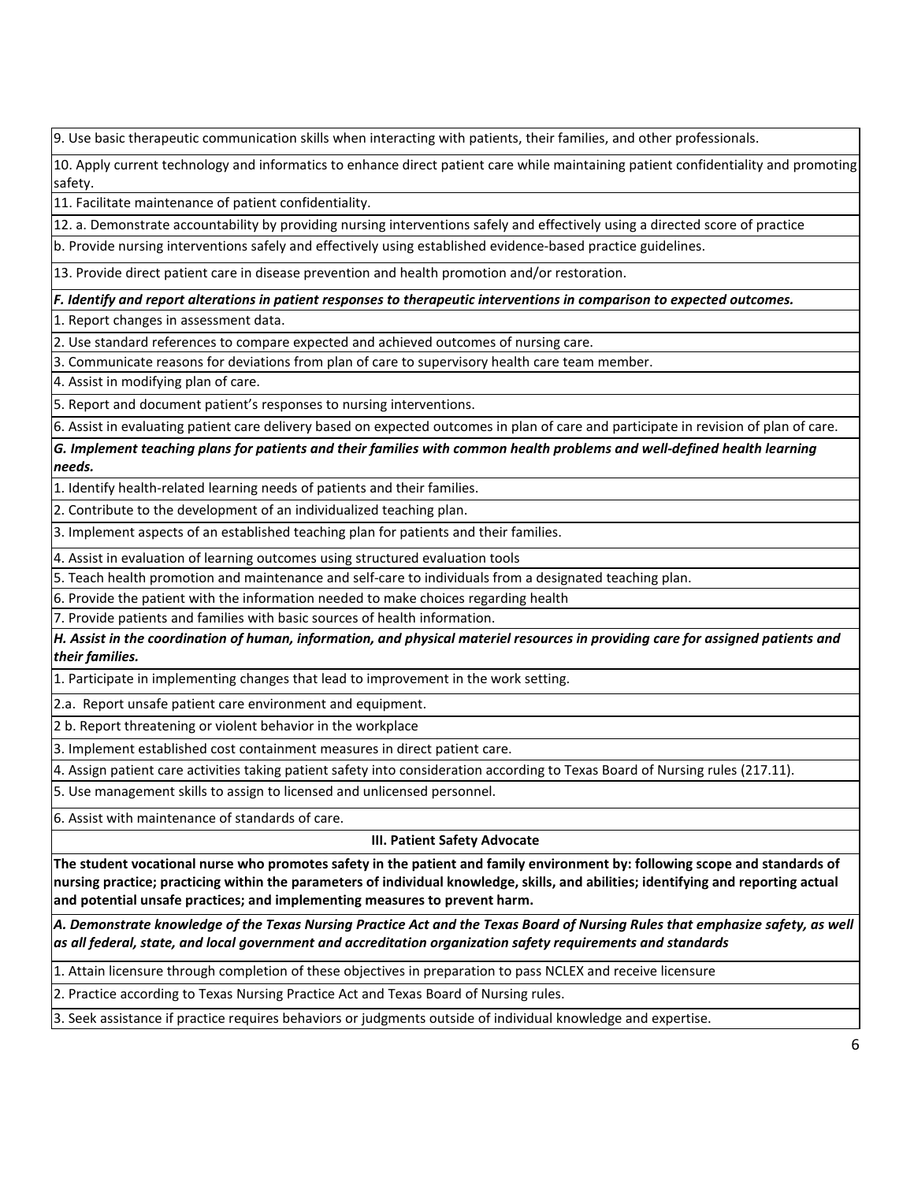9. Use basic therapeutic communication skills when interacting with patients, their families, and other professionals.

10. Apply current technology and informatics to enhance direct patient care while maintaining patient confidentiality and promoting safety.

11. Facilitate maintenance of patient confidentiality.

12. a. Demonstrate accountability by providing nursing interventions safely and effectively using a directed score of practice

b. Provide nursing interventions safely and effectively using established evidence-based practice guidelines.

13. Provide direct patient care in disease prevention and health promotion and/or restoration.

***F. Identify and report alterations in patient responses to therapeutic interventions in comparison to expected outcomes.***

1. Report changes in assessment data.
2. Use standard references to compare expected and achieved outcomes of nursing care.
3. Communicate reasons for deviations from plan of care to supervisory health care team member.
4. Assist in modifying plan of care.
5. Report and document patient's responses to nursing interventions.
6. Assist in evaluating patient care delivery based on expected outcomes in plan of care and participate in revision of plan of care.

***G. Implement teaching plans for patients and their families with common health problems and well-defined health learning needs.***

1. Identify health-related learning needs of patients and their families.
2. Contribute to the development of an individualized teaching plan.
3. Implement aspects of an established teaching plan for patients and their families.
4. Assist in evaluation of learning outcomes using structured evaluation tools
5. Teach health promotion and maintenance and self-care to individuals from a designated teaching plan.
6. Provide the patient with the information needed to make choices regarding health
7. Provide patients and families with basic sources of health information.

***H. Assist in the coordination of human, information, and physical materiel resources in providing care for assigned patients and their families.***

1. Participate in implementing changes that lead to improvement in the work setting.

2.a. Report unsafe patient care environment and equipment.

2 b. Report threatening or violent behavior in the workplace

3. Implement established cost containment measures in direct patient care.
4. Assign patient care activities taking patient safety into consideration according to Texas Board of Nursing rules (217.11).
5. Use management skills to assign to licensed and unlicensed personnel.
6. Assist with maintenance of standards of care.

## III. Patient Safety Advocate

**The student vocational nurse who promotes safety in the patient and family environment by: following scope and standards of nursing practice; practicing within the parameters of individual knowledge, skills, and abilities; identifying and reporting actual and potential unsafe practices; and implementing measures to prevent harm.**

***A. Demonstrate knowledge of the Texas Nursing Practice Act and the Texas Board of Nursing Rules that emphasize safety, as well as all federal, state, and local government and accreditation organization safety requirements and standards***

1. Attain licensure through completion of these objectives in preparation to pass NCLEX and receive licensure
2. Practice according to Texas Nursing Practice Act and Texas Board of Nursing rules.
3. Seek assistance if practice requires behaviors or judgments outside of individual knowledge and expertise.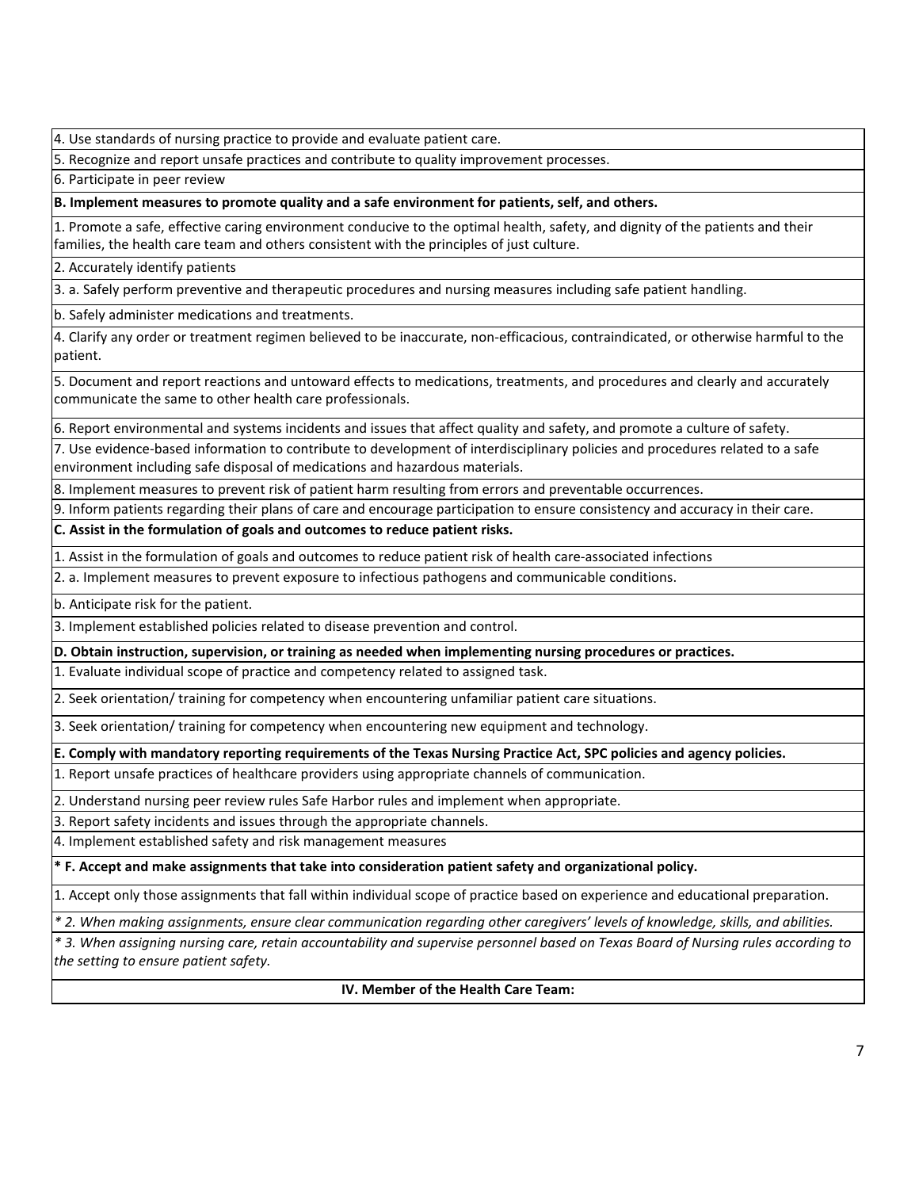4. Use standards of nursing practice to provide and evaluate patient care.

5. Recognize and report unsafe practices and contribute to quality improvement processes.

6. Participate in peer review

**B. Implement measures to promote quality and a safe environment for patients, self, and others.**

1. Promote a safe, effective caring environment conducive to the optimal health, safety, and dignity of the patients and their families, the health care team and others consistent with the principles of just culture.

2. Accurately identify patients

3. a. Safely perform preventive and therapeutic procedures and nursing measures including safe patient handling.

b. Safely administer medications and treatments.

4. Clarify any order or treatment regimen believed to be inaccurate, non-efficacious, contraindicated, or otherwise harmful to the patient.

5. Document and report reactions and untoward effects to medications, treatments, and procedures and clearly and accurately communicate the same to other health care professionals.

6. Report environmental and systems incidents and issues that affect quality and safety, and promote a culture of safety.

7. Use evidence-based information to contribute to development of interdisciplinary policies and procedures related to a safe environment including safe disposal of medications and hazardous materials.

8. Implement measures to prevent risk of patient harm resulting from errors and preventable occurrences.

9. Inform patients regarding their plans of care and encourage participation to ensure consistency and accuracy in their care.

**C. Assist in the formulation of goals and outcomes to reduce patient risks.**

1. Assist in the formulation of goals and outcomes to reduce patient risk of health care-associated infections

2. a. Implement measures to prevent exposure to infectious pathogens and communicable conditions.

b. Anticipate risk for the patient.

3. Implement established policies related to disease prevention and control.

**D. Obtain instruction, supervision, or training as needed when implementing nursing procedures or practices.**

1. Evaluate individual scope of practice and competency related to assigned task.

2. Seek orientation/ training for competency when encountering unfamiliar patient care situations.

3. Seek orientation/ training for competency when encountering new equipment and technology.

**E. Comply with mandatory reporting requirements of the Texas Nursing Practice Act, SPC policies and agency policies.**

1. Report unsafe practices of healthcare providers using appropriate channels of communication.

2. Understand nursing peer review rules Safe Harbor rules and implement when appropriate.

3. Report safety incidents and issues through the appropriate channels.

4. Implement established safety and risk management measures

**\* F. Accept and make assignments that take into consideration patient safety and organizational policy.**

1. Accept only those assignments that fall within individual scope of practice based on experience and educational preparation.

*\* 2. When making assignments, ensure clear communication regarding other caregivers' levels of knowledge, skills, and abilities.*

*\* 3. When assigning nursing care, retain accountability and supervise personnel based on Texas Board of Nursing rules according to the setting to ensure patient safety.*

**IV. Member of the Health Care Team:**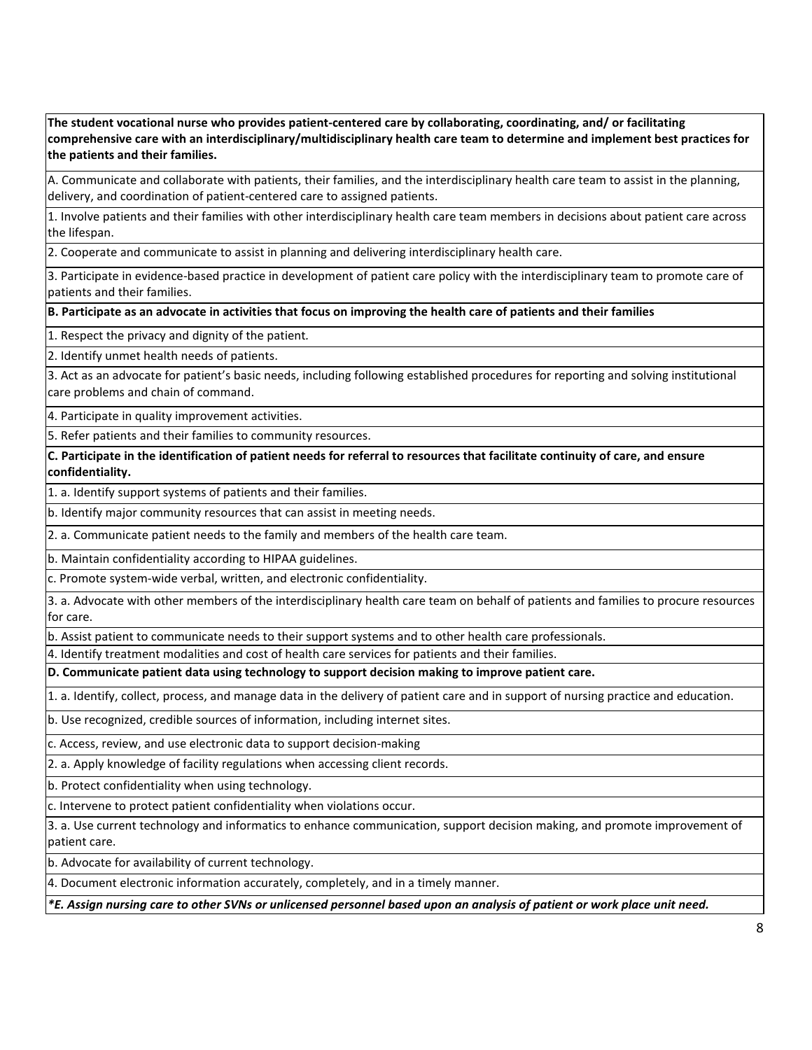| **The student vocational nurse who provides patient-centered care by collaborating, coordinating, and/ or facilitating comprehensive care with an interdisciplinary/multidisciplinary health care team to determine and implement best practices for the patients and their families.** |
|---|
| A. Communicate and collaborate with patients, their families, and the interdisciplinary health care team to assist in the planning, delivery, and coordination of patient-centered care to assigned patients. |
| 1. Involve patients and their families with other interdisciplinary health care team members in decisions about patient care across the lifespan. |
| 2. Cooperate and communicate to assist in planning and delivering interdisciplinary health care. |
| 3. Participate in evidence-based practice in development of patient care policy with the interdisciplinary team to promote care of patients and their families. |
| **B. Participate as an advocate in activities that focus on improving the health care of patients and their families** |
| 1. Respect the privacy and dignity of the patient. |
| 2. Identify unmet health needs of patients. |
| 3. Act as an advocate for patient's basic needs, including following established procedures for reporting and solving institutional care problems and chain of command. |
| 4. Participate in quality improvement activities. |
| 5. Refer patients and their families to community resources. |
| **C. Participate in the identification of patient needs for referral to resources that facilitate continuity of care, and ensure confidentiality.** |
| 1. a. Identify support systems of patients and their families. |
| b. Identify major community resources that can assist in meeting needs. |
| 2. a. Communicate patient needs to the family and members of the health care team. |
| b. Maintain confidentiality according to HIPAA guidelines. |
| c. Promote system-wide verbal, written, and electronic confidentiality. |
| 3. a. Advocate with other members of the interdisciplinary health care team on behalf of patients and families to procure resources for care. |
| b. Assist patient to communicate needs to their support systems and to other health care professionals. |
| 4. Identify treatment modalities and cost of health care services for patients and their families. |
| **D. Communicate patient data using technology to support decision making to improve patient care.** |
| 1. a. Identify, collect, process, and manage data in the delivery of patient care and in support of nursing practice and education. |
| b. Use recognized, credible sources of information, including internet sites. |
| c. Access, review, and use electronic data to support decision-making |
| 2. a. Apply knowledge of facility regulations when accessing client records. |
| b. Protect confidentiality when using technology. |
| c. Intervene to protect patient confidentiality when violations occur. |
| 3. a. Use current technology and informatics to enhance communication, support decision making, and promote improvement of patient care. |
| b. Advocate for availability of current technology. |
| 4. Document electronic information accurately, completely, and in a timely manner. |
| ***E. Assign nursing care to other SVNs or unlicensed personnel based upon an analysis of patient or work place unit need.*** |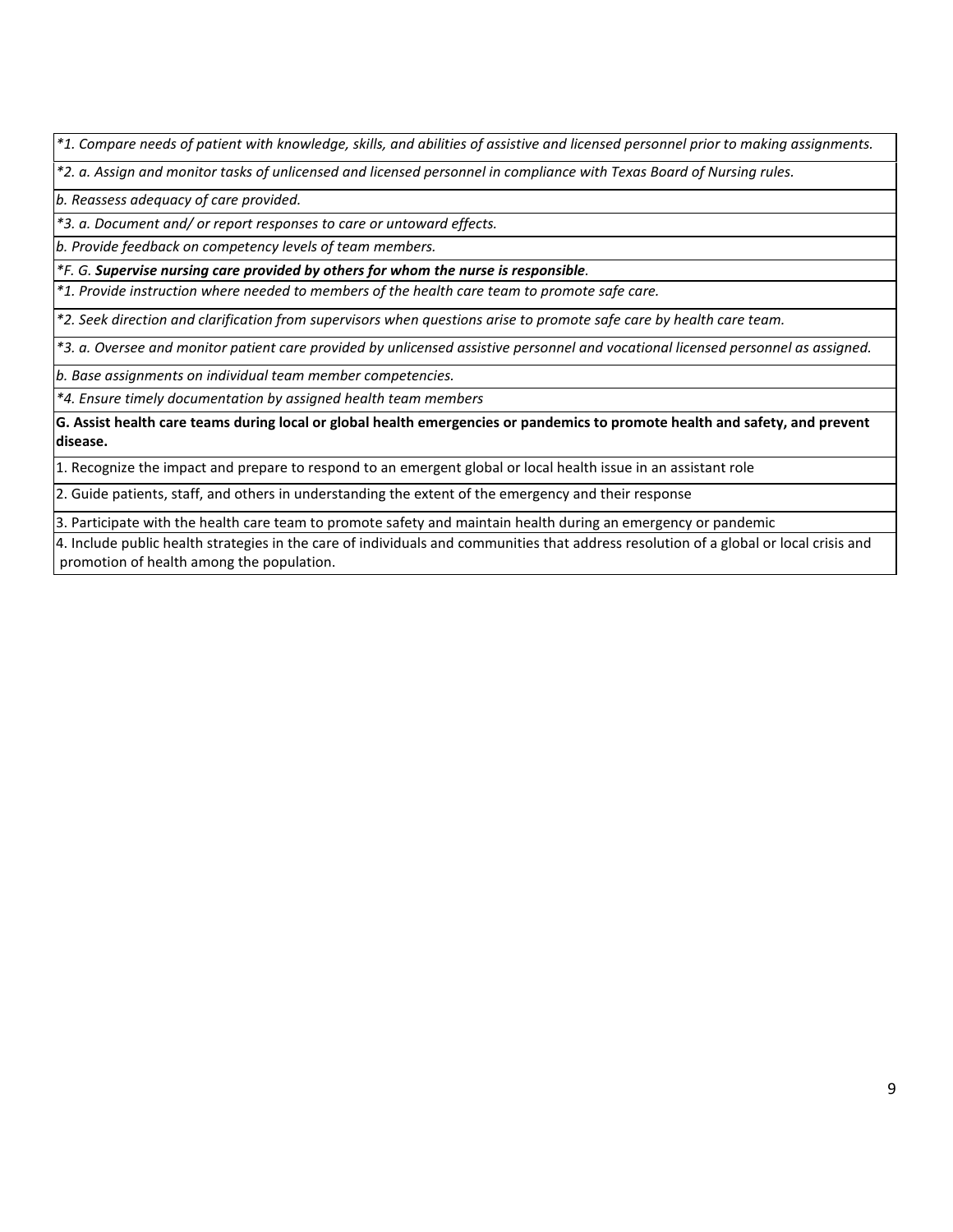| |
|---|
| *\*1. Compare needs of patient with knowledge, skills, and abilities of assistive and licensed personnel prior to making assignments.* |
| *\*2. a. Assign and monitor tasks of unlicensed and licensed personnel in compliance with Texas Board of Nursing rules.* |
| *b. Reassess adequacy of care provided.* |
| *\*3. a. Document and/ or report responses to care or untoward effects.* |
| *b. Provide feedback on competency levels of team members.* |
| *\*F. G. **Supervise nursing care provided by others for whom the nurse is responsible**.* |
| *\*1. Provide instruction where needed to members of the health care team to promote safe care.* |
| *\*2. Seek direction and clarification from supervisors when questions arise to promote safe care by health care team.* |
| *\*3. a. Oversee and monitor patient care provided by unlicensed assistive personnel and vocational licensed personnel as assigned.* |
| *b. Base assignments on individual team member competencies.* |
| *\*4. Ensure timely documentation by assigned health team members* |
| **G. Assist health care teams during local or global health emergencies or pandemics to promote health and safety, and prevent disease.** |
| 1. Recognize the impact and prepare to respond to an emergent global or local health issue in an assistant role |
| 2. Guide patients, staff, and others in understanding the extent of the emergency and their response |
| 3. Participate with the health care team to promote safety and maintain health during an emergency or pandemic |
| 4. Include public health strategies in the care of individuals and communities that address resolution of a global or local crisis and promotion of health among the population. |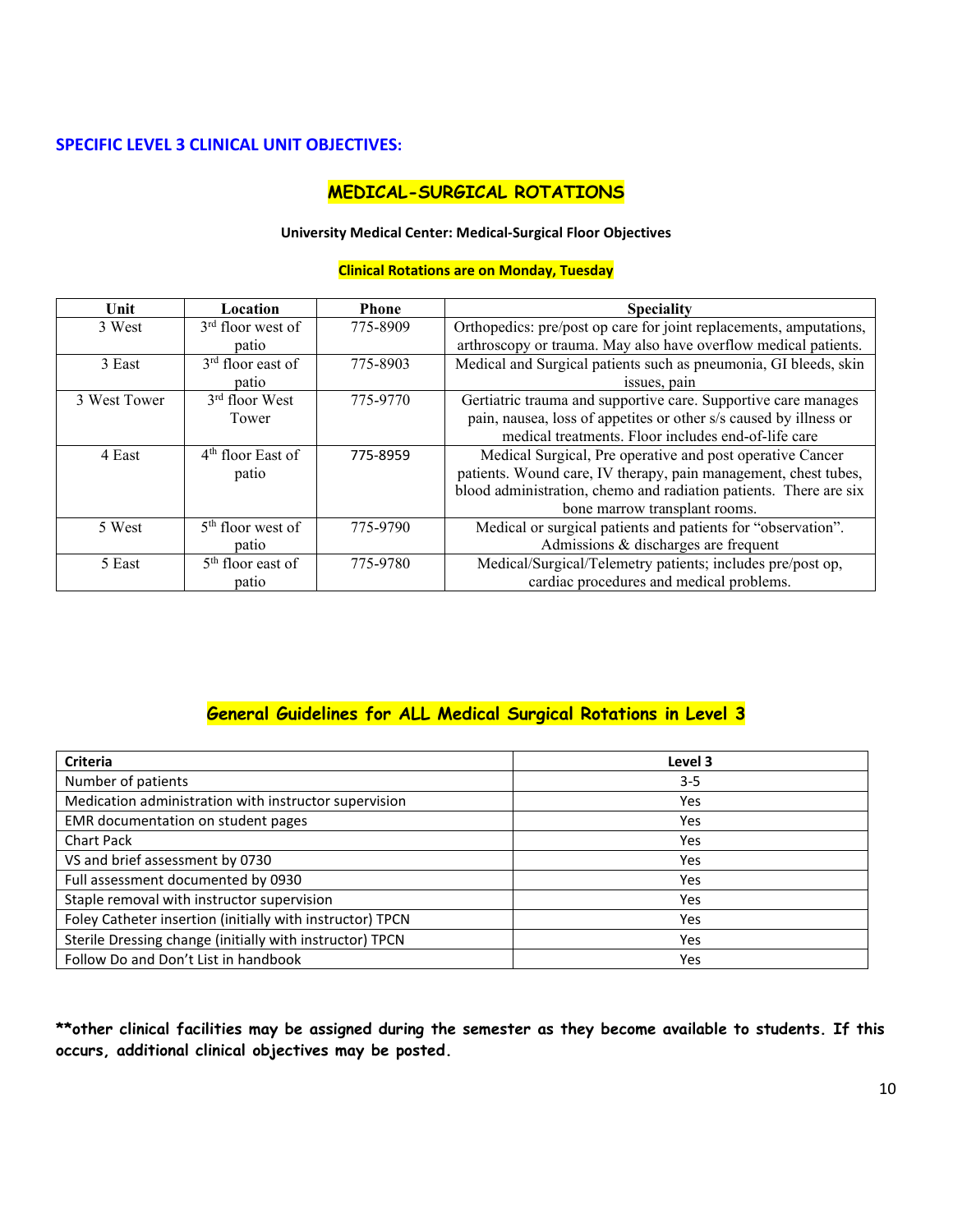## SPECIFIC LEVEL 3 CLINICAL UNIT OBJECTIVES:

## MEDICAL-SURGICAL ROTATIONS

**University Medical Center: Medical-Surgical Floor Objectives**

**Clinical Rotations are on Monday, Tuesday**

| Unit | Location | Phone | Speciality |
|---|---|---|---|
| 3 West | 3rd floor west of patio | 775-8909 | Orthopedics: pre/post op care for joint replacements, amputations, arthroscopy or trauma. May also have overflow medical patients. |
| 3 East | 3rd floor east of patio | 775-8903 | Medical and Surgical patients such as pneumonia, GI bleeds, skin issues, pain |
| 3 West Tower | 3rd floor West Tower | 775-9770 | Gertiatric trauma and supportive care. Supportive care manages pain, nausea, loss of appetites or other s/s caused by illness or medical treatments. Floor includes end-of-life care |
| 4 East | 4th floor East of patio | 775-8959 | Medical Surgical, Pre operative and post operative Cancer patients. Wound care, IV therapy, pain management, chest tubes, blood administration, chemo and radiation patients. There are six bone marrow transplant rooms. |
| 5 West | 5th floor west of patio | 775-9790 | Medical or surgical patients and patients for "observation". Admissions & discharges are frequent |
| 5 East | 5th floor east of patio | 775-9780 | Medical/Surgical/Telemetry patients; includes pre/post op, cardiac procedures and medical problems. |

## General Guidelines for ALL Medical Surgical Rotations in Level 3

| Criteria | Level 3 |
|---|---|
| Number of patients | 3-5 |
| Medication administration with instructor supervision | Yes |
| EMR documentation on student pages | Yes |
| Chart Pack | Yes |
| VS and brief assessment by 0730 | Yes |
| Full assessment documented by 0930 | Yes |
| Staple removal with instructor supervision | Yes |
| Foley Catheter insertion (initially with instructor) TPCN | Yes |
| Sterile Dressing change (initially with instructor) TPCN | Yes |
| Follow Do and Don't List in handbook | Yes |

****other clinical facilities may be assigned during the semester as they become available to students. If this occurs, additional clinical objectives may be posted.**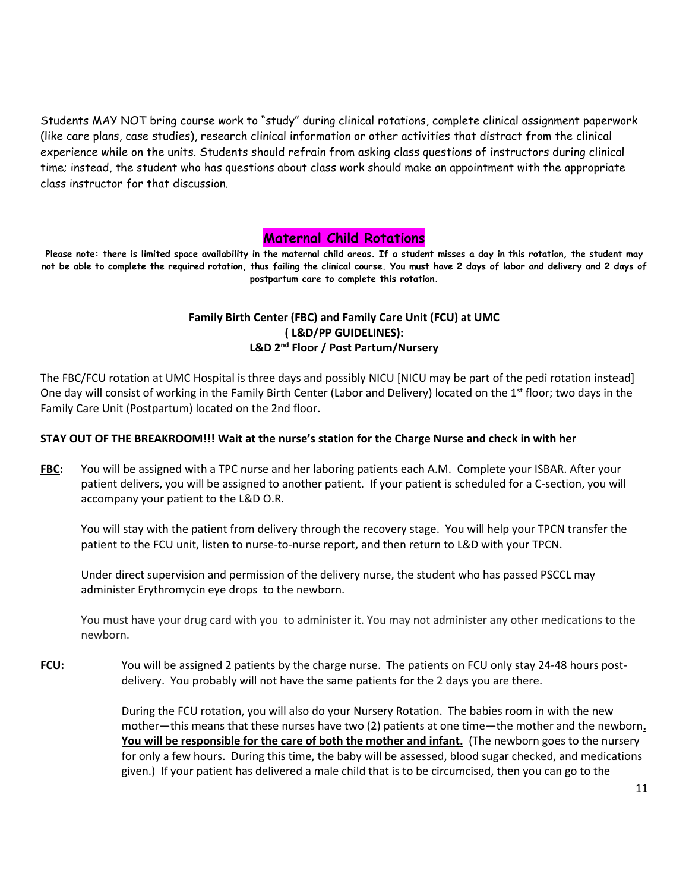Students MAY NOT bring course work to "study" during clinical rotations, complete clinical assignment paperwork (like care plans, case studies), research clinical information or other activities that distract from the clinical experience while on the units. Students should refrain from asking class questions of instructors during clinical time; instead, the student who has questions about class work should make an appointment with the appropriate class instructor for that discussion.

## Maternal Child Rotations

**Please note: there is limited space availability in the maternal child areas. If a student misses a day in this rotation, the student may not be able to complete the required rotation, thus failing the clinical course. You must have 2 days of labor and delivery and 2 days of postpartum care to complete this rotation.**

### Family Birth Center (FBC) and Family Care Unit (FCU) at UMC
### ( L&D/PP GUIDELINES):
### L&D 2nd Floor / Post Partum/Nursery

The FBC/FCU rotation at UMC Hospital is three days and possibly NICU [NICU may be part of the pedi rotation instead] One day will consist of working in the Family Birth Center (Labor and Delivery) located on the 1st floor; two days in the Family Care Unit (Postpartum) located on the 2nd floor.

**STAY OUT OF THE BREAKROOM!!! Wait at the nurse's station for the Charge Nurse and check in with her**

**FBC:** You will be assigned with a TPC nurse and her laboring patients each A.M. Complete your ISBAR. After your patient delivers, you will be assigned to another patient. If your patient is scheduled for a C-section, you will accompany your patient to the L&D O.R.

You will stay with the patient from delivery through the recovery stage. You will help your TPCN transfer the patient to the FCU unit, listen to nurse-to-nurse report, and then return to L&D with your TPCN.

Under direct supervision and permission of the delivery nurse, the student who has passed PSCCL may administer Erythromycin eye drops to the newborn.

You must have your drug card with you to administer it. You may not administer any other medications to the newborn.

**FCU:** You will be assigned 2 patients by the charge nurse. The patients on FCU only stay 24-48 hours post-delivery. You probably will not have the same patients for the 2 days you are there.

During the FCU rotation, you will also do your Nursery Rotation. The babies room in with the new mother—this means that these nurses have two (2) patients at one time—the mother and the newborn**.** **You will be responsible for the care of both the mother and infant.** (The newborn goes to the nursery for only a few hours. During this time, the baby will be assessed, blood sugar checked, and medications given.) If your patient has delivered a male child that is to be circumcised, then you can go to the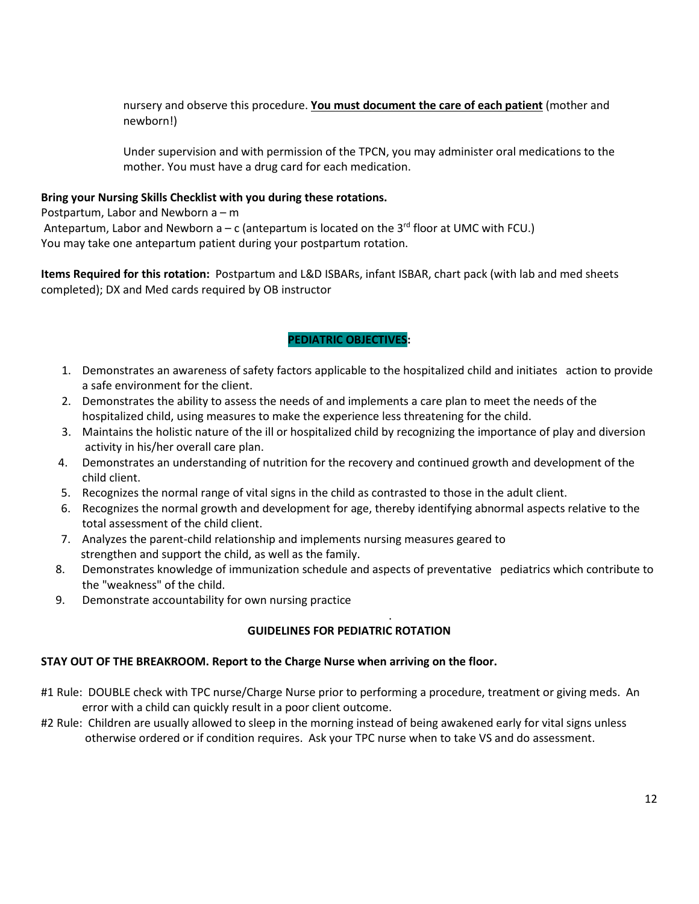nursery and observe this procedure. **You must document the care of each patient** (mother and newborn!)

Under supervision and with permission of the TPCN, you may administer oral medications to the mother. You must have a drug card for each medication.

**Bring your Nursing Skills Checklist with you during these rotations.**
Postpartum, Labor and Newborn a – m
Antepartum, Labor and Newborn a – c (antepartum is located on the 3rd floor at UMC with FCU.)
You may take one antepartum patient during your postpartum rotation.

**Items Required for this rotation:** Postpartum and L&D ISBARs, infant ISBAR, chart pack (with lab and med sheets completed); DX and Med cards required by OB instructor

## PEDIATRIC OBJECTIVES:

1. Demonstrates an awareness of safety factors applicable to the hospitalized child and initiates action to provide a safe environment for the client.
2. Demonstrates the ability to assess the needs of and implements a care plan to meet the needs of the hospitalized child, using measures to make the experience less threatening for the child.
3. Maintains the holistic nature of the ill or hospitalized child by recognizing the importance of play and diversion activity in his/her overall care plan.
4. Demonstrates an understanding of nutrition for the recovery and continued growth and development of the child client.
5. Recognizes the normal range of vital signs in the child as contrasted to those in the adult client.
6. Recognizes the normal growth and development for age, thereby identifying abnormal aspects relative to the total assessment of the child client.
7. Analyzes the parent-child relationship and implements nursing measures geared to strengthen and support the child, as well as the family.
8. Demonstrates knowledge of immunization schedule and aspects of preventative pediatrics which contribute to the "weakness" of the child.
9. Demonstrate accountability for own nursing practice

## GUIDELINES FOR PEDIATRIC ROTATION

**STAY OUT OF THE BREAKROOM. Report to the Charge Nurse when arriving on the floor.**

#1 Rule: DOUBLE check with TPC nurse/Charge Nurse prior to performing a procedure, treatment or giving meds. An error with a child can quickly result in a poor client outcome.

#2 Rule: Children are usually allowed to sleep in the morning instead of being awakened early for vital signs unless otherwise ordered or if condition requires. Ask your TPC nurse when to take VS and do assessment.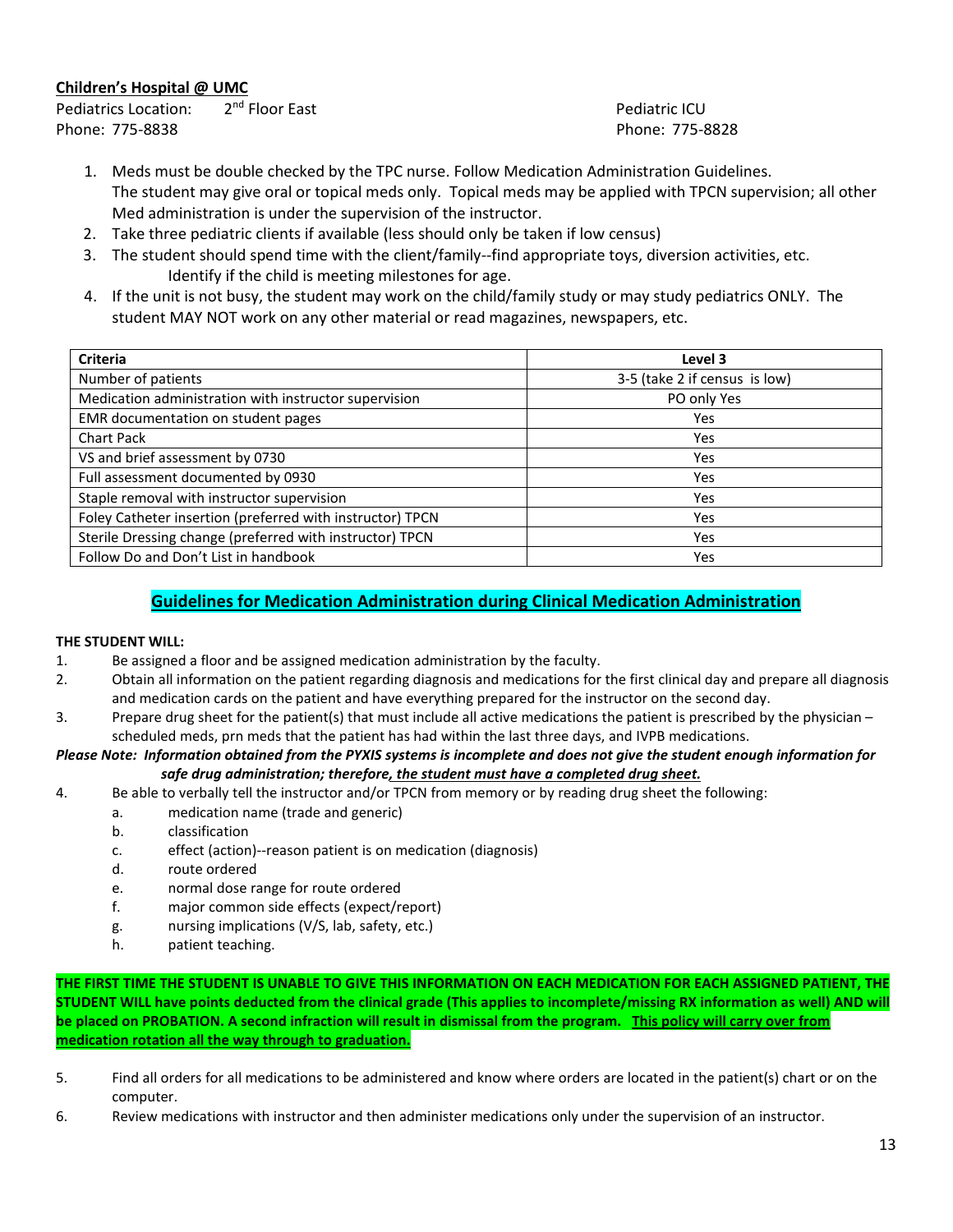**Children's Hospital @ UMC**

Pediatrics Location: 2nd Floor East
Phone: 775-8838

Pediatric ICU
Phone: 775-8828

1. Meds must be double checked by the TPC nurse. Follow Medication Administration Guidelines. The student may give oral or topical meds only. Topical meds may be applied with TPCN supervision; all other Med administration is under the supervision of the instructor.
2. Take three pediatric clients if available (less should only be taken if low census)
3. The student should spend time with the client/family--find appropriate toys, diversion activities, etc. Identify if the child is meeting milestones for age.
4. If the unit is not busy, the student may work on the child/family study or may study pediatrics ONLY. The student MAY NOT work on any other material or read magazines, newspapers, etc.

| Criteria | Level 3 |
|---|---|
| Number of patients | 3-5 (take 2 if census is low) |
| Medication administration with instructor supervision | PO only Yes |
| EMR documentation on student pages | Yes |
| Chart Pack | Yes |
| VS and brief assessment by 0730 | Yes |
| Full assessment documented by 0930 | Yes |
| Staple removal with instructor supervision | Yes |
| Foley Catheter insertion (preferred with instructor) TPCN | Yes |
| Sterile Dressing change (preferred with instructor) TPCN | Yes |
| Follow Do and Don't List in handbook | Yes |

## Guidelines for Medication Administration during Clinical Medication Administration

**THE STUDENT WILL:**

1. Be assigned a floor and be assigned medication administration by the faculty.
2. Obtain all information on the patient regarding diagnosis and medications for the first clinical day and prepare all diagnosis and medication cards on the patient and have everything prepared for the instructor on the second day.
3. Prepare drug sheet for the patient(s) that must include all active medications the patient is prescribed by the physician – scheduled meds, prn meds that the patient has had within the last three days, and IVPB medications.

***Please Note: Information obtained from the PYXIS systems is incomplete and does not give the student enough information for safe drug administration; therefore, the student must have a completed drug sheet.***

4. Be able to verbally tell the instructor and/or TPCN from memory or by reading drug sheet the following:
   a. medication name (trade and generic)
   b. classification
   c. effect (action)--reason patient is on medication (diagnosis)
   d. route ordered
   e. normal dose range for route ordered
   f. major common side effects (expect/report)
   g. nursing implications (V/S, lab, safety, etc.)
   h. patient teaching.

**THE FIRST TIME THE STUDENT IS UNABLE TO GIVE THIS INFORMATION ON EACH MEDICATION FOR EACH ASSIGNED PATIENT, THE STUDENT WILL have points deducted from the clinical grade (This applies to incomplete/missing RX information as well) AND will be placed on PROBATION. A second infraction will result in dismissal from the program. This policy will carry over from medication rotation all the way through to graduation.**

5. Find all orders for all medications to be administered and know where orders are located in the patient(s) chart or on the computer.
6. Review medications with instructor and then administer medications only under the supervision of an instructor.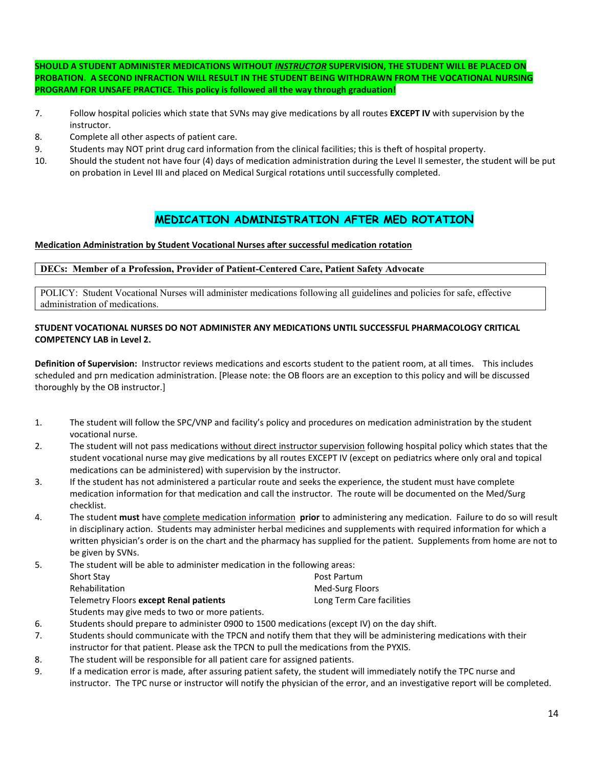**SHOULD A STUDENT ADMINISTER MEDICATIONS WITHOUT *INSTRUCTOR* SUPERVISION, THE STUDENT WILL BE PLACED ON PROBATION. A SECOND INFRACTION WILL RESULT IN THE STUDENT BEING WITHDRAWN FROM THE VOCATIONAL NURSING PROGRAM FOR UNSAFE PRACTICE. This policy is followed all the way through graduation!**

7. Follow hospital policies which state that SVNs may give medications by all routes **EXCEPT IV** with supervision by the instructor.
8. Complete all other aspects of patient care.
9. Students may NOT print drug card information from the clinical facilities; this is theft of hospital property.
10. Should the student not have four (4) days of medication administration during the Level II semester, the student will be put on probation in Level III and placed on Medical Surgical rotations until successfully completed.

## MEDICATION ADMINISTRATION AFTER MED ROTATION

**Medication Administration by Student Vocational Nurses after successful medication rotation**

**DECs: Member of a Profession, Provider of Patient-Centered Care, Patient Safety Advocate**

POLICY: Student Vocational Nurses will administer medications following all guidelines and policies for safe, effective administration of medications.

**STUDENT VOCATIONAL NURSES DO NOT ADMINISTER ANY MEDICATIONS UNTIL SUCCESSFUL PHARMACOLOGY CRITICAL COMPETENCY LAB in Level 2.**

**Definition of Supervision:** Instructor reviews medications and escorts student to the patient room, at all times. This includes scheduled and prn medication administration. [Please note: the OB floors are an exception to this policy and will be discussed thoroughly by the OB instructor.]

1. The student will follow the SPC/VNP and facility's policy and procedures on medication administration by the student vocational nurse.
2. The student will not pass medications without direct instructor supervision following hospital policy which states that the student vocational nurse may give medications by all routes EXCEPT IV (except on pediatrics where only oral and topical medications can be administered) with supervision by the instructor.
3. If the student has not administered a particular route and seeks the experience, the student must have complete medication information for that medication and call the instructor. The route will be documented on the Med/Surg checklist.
4. The student **must** have complete medication information **prior** to administering any medication. Failure to do so will result in disciplinary action. Students may administer herbal medicines and supplements with required information for which a written physician's order is on the chart and the pharmacy has supplied for the patient. Supplements from home are not to be given by SVNs.
5. The student will be able to administer medication in the following areas:
   - Short Stay
   - Rehabilitation
   - Telemetry Floors **except Renal patients**
   - Post Partum
   - Med-Surg Floors
   - Long Term Care facilities

   Students may give meds to two or more patients.
6. Students should prepare to administer 0900 to 1500 medications (except IV) on the day shift.
7. Students should communicate with the TPCN and notify them that they will be administering medications with their instructor for that patient. Please ask the TPCN to pull the medications from the PYXIS.
8. The student will be responsible for all patient care for assigned patients.
9. If a medication error is made, after assuring patient safety, the student will immediately notify the TPC nurse and instructor. The TPC nurse or instructor will notify the physician of the error, and an investigative report will be completed.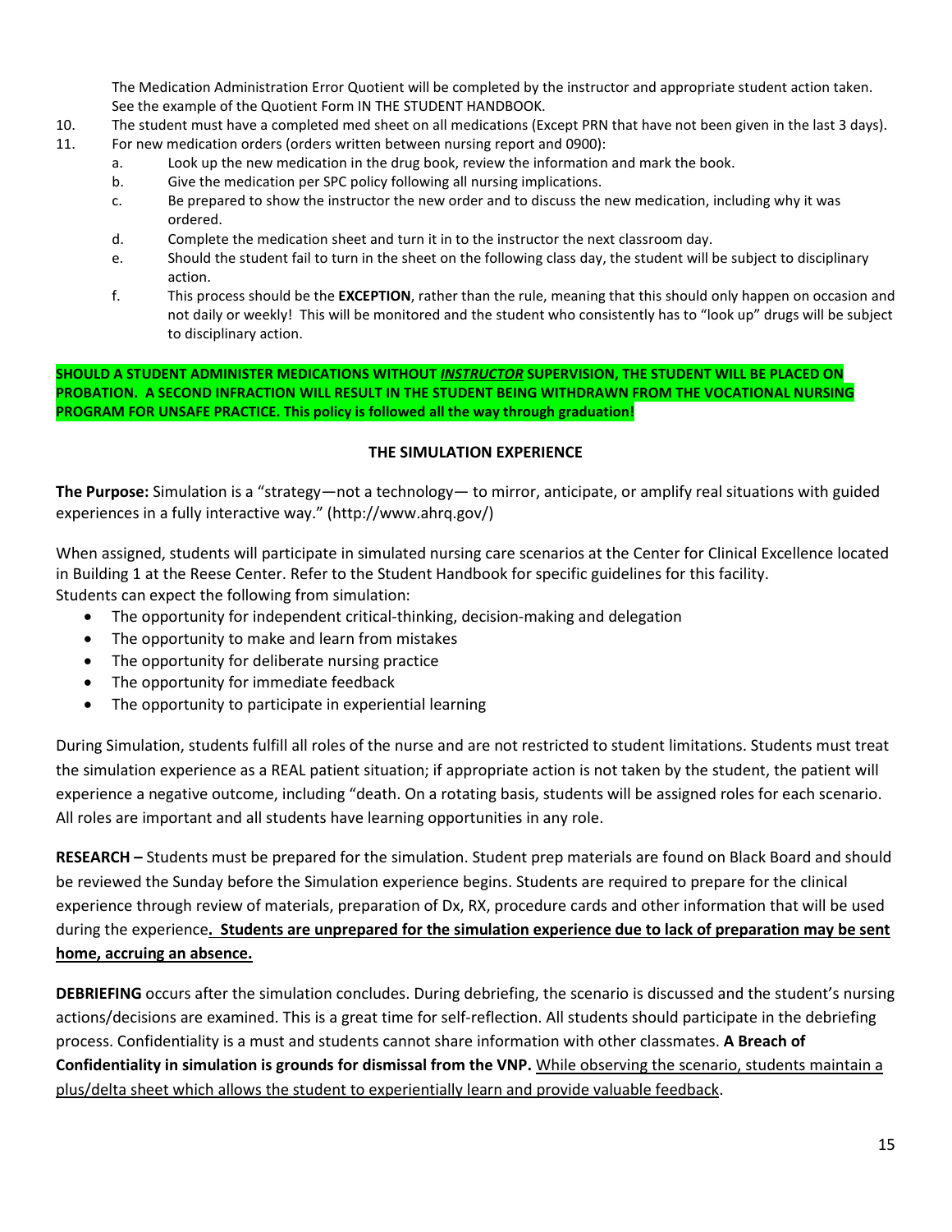The Medication Administration Error Quotient will be completed by the instructor and appropriate student action taken. See the example of the Quotient Form IN THE STUDENT HANDBOOK.

10. The student must have a completed med sheet on all medications (Except PRN that have not been given in the last 3 days).
11. For new medication orders (orders written between nursing report and 0900):
    a. Look up the new medication in the drug book, review the information and mark the book.
    b. Give the medication per SPC policy following all nursing implications.
    c. Be prepared to show the instructor the new order and to discuss the new medication, including why it was ordered.
    d. Complete the medication sheet and turn it in to the instructor the next classroom day.
    e. Should the student fail to turn in the sheet on the following class day, the student will be subject to disciplinary action.
    f. This process should be the **EXCEPTION**, rather than the rule, meaning that this should only happen on occasion and not daily or weekly! This will be monitored and the student who consistently has to "look up" drugs will be subject to disciplinary action.

**SHOULD A STUDENT ADMINISTER MEDICATIONS WITHOUT _INSTRUCTOR_ SUPERVISION, THE STUDENT WILL BE PLACED ON PROBATION. A SECOND INFRACTION WILL RESULT IN THE STUDENT BEING WITHDRAWN FROM THE VOCATIONAL NURSING PROGRAM FOR UNSAFE PRACTICE. This policy is followed all the way through graduation!**

## THE SIMULATION EXPERIENCE

**The Purpose:** Simulation is a "strategy—not a technology— to mirror, anticipate, or amplify real situations with guided experiences in a fully interactive way." (http://www.ahrq.gov/)

When assigned, students will participate in simulated nursing care scenarios at the Center for Clinical Excellence located in Building 1 at the Reese Center. Refer to the Student Handbook for specific guidelines for this facility.
Students can expect the following from simulation:

- The opportunity for independent critical-thinking, decision-making and delegation
- The opportunity to make and learn from mistakes
- The opportunity for deliberate nursing practice
- The opportunity for immediate feedback
- The opportunity to participate in experiential learning

During Simulation, students fulfill all roles of the nurse and are not restricted to student limitations. Students must treat the simulation experience as a REAL patient situation; if appropriate action is not taken by the student, the patient will experience a negative outcome, including "death. On a rotating basis, students will be assigned roles for each scenario. All roles are important and all students have learning opportunities in any role.

**RESEARCH –** Students must be prepared for the simulation. Student prep materials are found on Black Board and should be reviewed the Sunday before the Simulation experience begins. Students are required to prepare for the clinical experience through review of materials, preparation of Dx, RX, procedure cards and other information that will be used during the experience**. Students are unprepared for the simulation experience due to lack of preparation may be sent home, accruing an absence.**

**DEBRIEFING** occurs after the simulation concludes. During debriefing, the scenario is discussed and the student's nursing actions/decisions are examined. This is a great time for self-reflection. All students should participate in the debriefing process. Confidentiality is a must and students cannot share information with other classmates. **A Breach of Confidentiality in simulation is grounds for dismissal from the VNP.** While observing the scenario, students maintain a plus/delta sheet which allows the student to experientially learn and provide valuable feedback.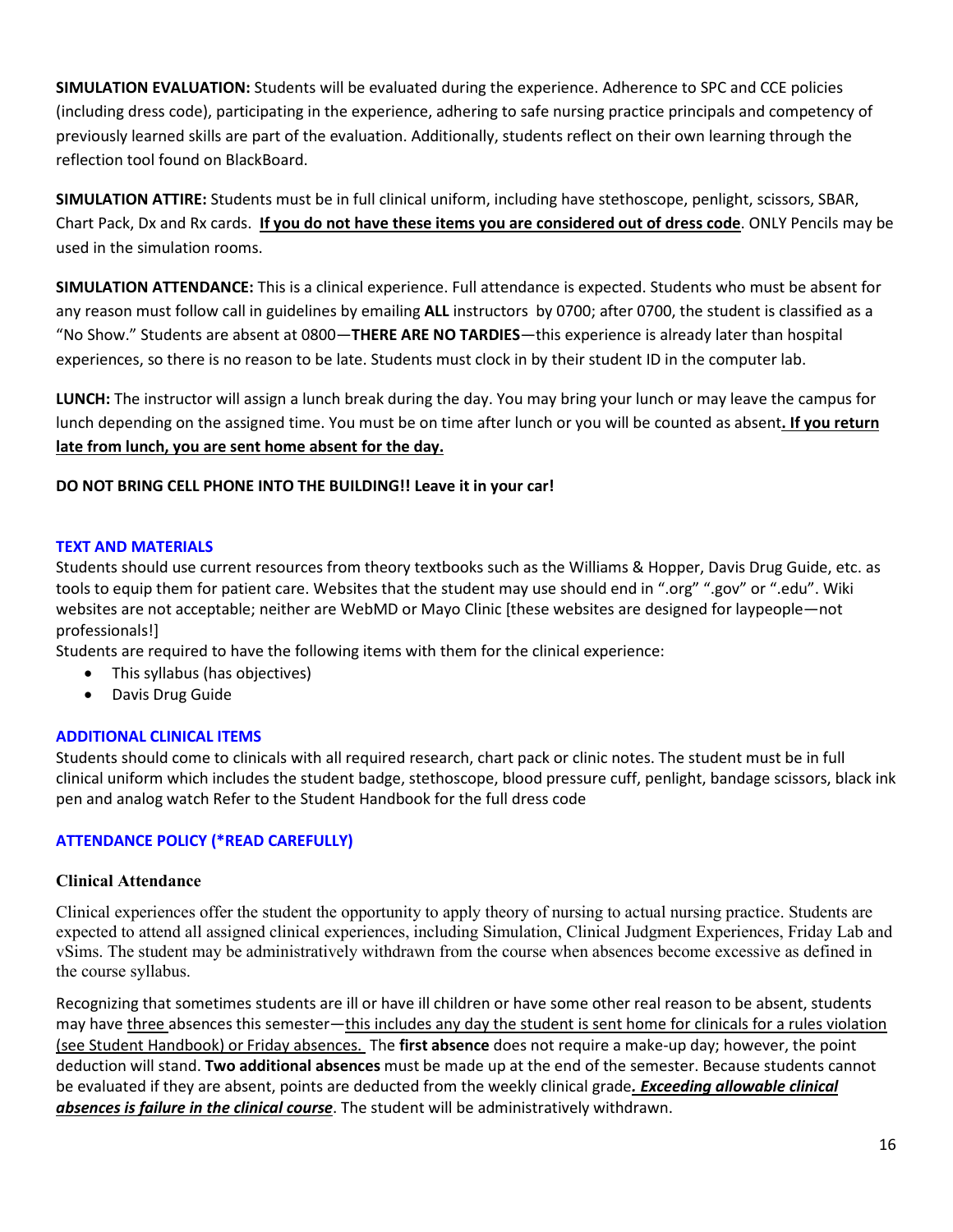**SIMULATION EVALUATION:** Students will be evaluated during the experience. Adherence to SPC and CCE policies (including dress code), participating in the experience, adhering to safe nursing practice principals and competency of previously learned skills are part of the evaluation. Additionally, students reflect on their own learning through the reflection tool found on BlackBoard.

**SIMULATION ATTIRE:** Students must be in full clinical uniform, including have stethoscope, penlight, scissors, SBAR, Chart Pack, Dx and Rx cards. **<u>If you do not have these items you are considered out of dress code</u>**. ONLY Pencils may be used in the simulation rooms.

**SIMULATION ATTENDANCE:** This is a clinical experience. Full attendance is expected. Students who must be absent for any reason must follow call in guidelines by emailing **ALL** instructors by 0700; after 0700, the student is classified as a "No Show." Students are absent at 0800—**THERE ARE NO TARDIES**—this experience is already later than hospital experiences, so there is no reason to be late. Students must clock in by their student ID in the computer lab.

**LUNCH:** The instructor will assign a lunch break during the day. You may bring your lunch or may leave the campus for lunch depending on the assigned time. You must be on time after lunch or you will be counted as absent**<u>. If you return late from lunch, you are sent home absent for the day.</u>**

**DO NOT BRING CELL PHONE INTO THE BUILDING!! Leave it in your car!**

## TEXT AND MATERIALS

Students should use current resources from theory textbooks such as the Williams & Hopper, Davis Drug Guide, etc. as tools to equip them for patient care. Websites that the student may use should end in ".org" ".gov" or ".edu". Wiki websites are not acceptable; neither are WebMD or Mayo Clinic [these websites are designed for laypeople—not professionals!]

Students are required to have the following items with them for the clinical experience:

- This syllabus (has objectives)
- Davis Drug Guide

## ADDITIONAL CLINICAL ITEMS

Students should come to clinicals with all required research, chart pack or clinic notes. The student must be in full clinical uniform which includes the student badge, stethoscope, blood pressure cuff, penlight, bandage scissors, black ink pen and analog watch Refer to the Student Handbook for the full dress code

## ATTENDANCE POLICY (*READ CAREFULLY)

### Clinical Attendance

Clinical experiences offer the student the opportunity to apply theory of nursing to actual nursing practice. Students are expected to attend all assigned clinical experiences, including Simulation, Clinical Judgment Experiences, Friday Lab and vSims. The student may be administratively withdrawn from the course when absences become excessive as defined in the course syllabus.

Recognizing that sometimes students are ill or have ill children or have some other real reason to be absent, students may have <u>three</u> absences this semester—<u>this includes any day the student is sent home for clinicals for a rules violation (see Student Handbook) or Friday absences.</u> The **first absence** does not require a make-up day; however, the point deduction will stand. **Two additional absences** must be made up at the end of the semester. Because students cannot be evaluated if they are absent, points are deducted from the weekly clinical grade***<u>. Exceeding allowable clinical absences is failure in the clinical course</u>***. The student will be administratively withdrawn.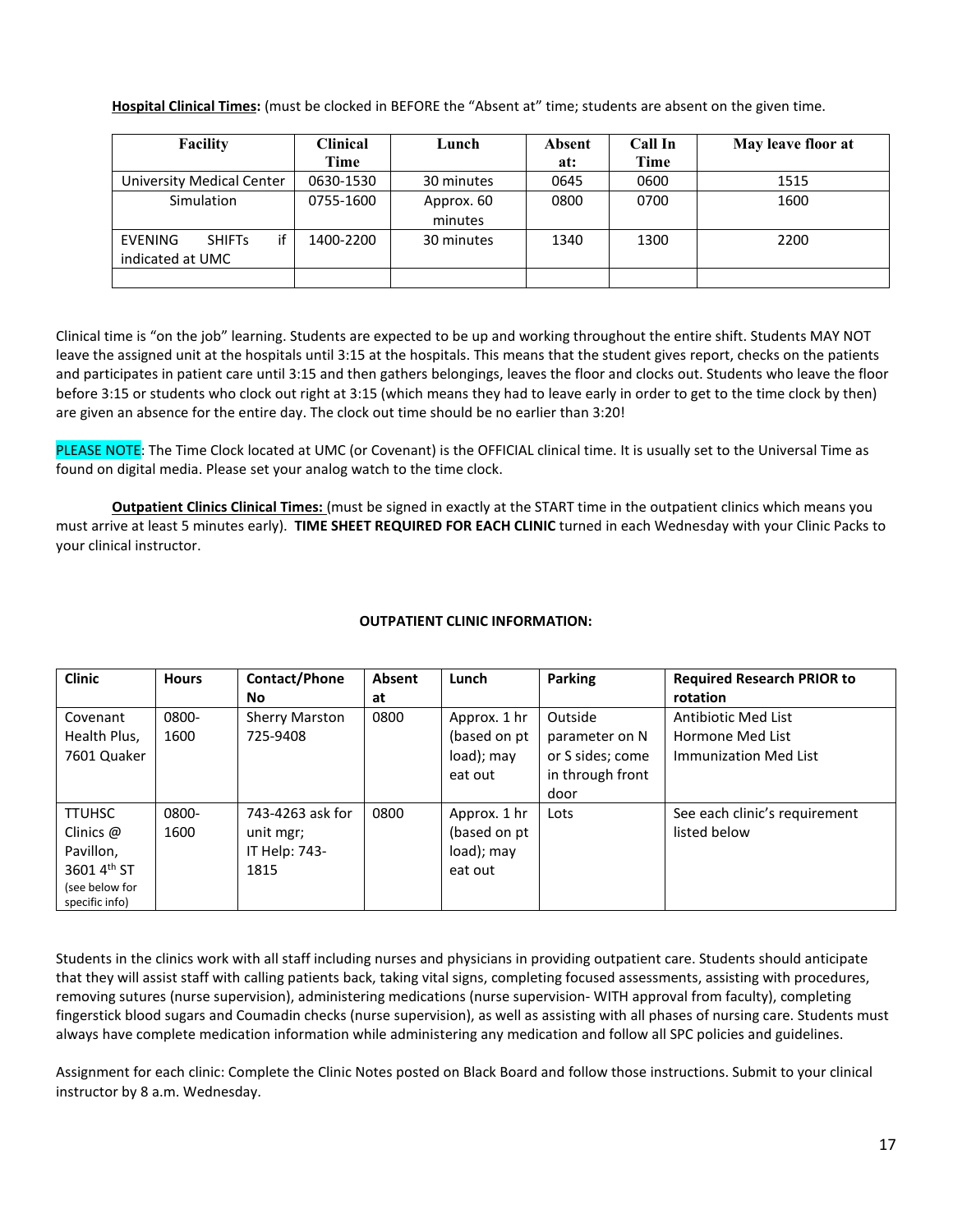**Hospital Clinical Times:** (must be clocked in BEFORE the "Absent at" time; students are absent on the given time.

| Facility | Clinical Time | Lunch | Absent at: | Call In Time | May leave floor at |
|---|---|---|---|---|---|
| University Medical Center | 0630-1530 | 30 minutes | 0645 | 0600 | 1515 |
| Simulation | 0755-1600 | Approx. 60 minutes | 0800 | 0700 | 1600 |
| EVENING SHIFTs if indicated at UMC | 1400-2200 | 30 minutes | 1340 | 1300 | 2200 |
| | | | | | |

Clinical time is "on the job" learning. Students are expected to be up and working throughout the entire shift. Students MAY NOT leave the assigned unit at the hospitals until 3:15 at the hospitals. This means that the student gives report, checks on the patients and participates in patient care until 3:15 and then gathers belongings, leaves the floor and clocks out. Students who leave the floor before 3:15 or students who clock out right at 3:15 (which means they had to leave early in order to get to the time clock by then) are given an absence for the entire day. The clock out time should be no earlier than 3:20!

PLEASE NOTE: The Time Clock located at UMC (or Covenant) is the OFFICIAL clinical time. It is usually set to the Universal Time as found on digital media. Please set your analog watch to the time clock.

**Outpatient Clinics Clinical Times:** (must be signed in exactly at the START time in the outpatient clinics which means you must arrive at least 5 minutes early). **TIME SHEET REQUIRED FOR EACH CLINIC** turned in each Wednesday with your Clinic Packs to your clinical instructor.

**OUTPATIENT CLINIC INFORMATION:**

| Clinic | Hours | Contact/Phone No | Absent at | Lunch | Parking | Required Research PRIOR to rotation |
|---|---|---|---|---|---|---|
| Covenant Health Plus, 7601 Quaker | 0800-1600 | Sherry Marston 725-9408 | 0800 | Approx. 1 hr (based on pt load); may eat out | Outside parameter on N or S sides; come in through front door | Antibiotic Med List<br>Hormone Med List<br>Immunization Med List |
| TTUHSC Clinics @ Pavillon, 3601 4th ST (see below for specific info) | 0800-1600 | 743-4263 ask for unit mgr; IT Help: 743-1815 | 0800 | Approx. 1 hr (based on pt load); may eat out | Lots | See each clinic's requirement listed below |

Students in the clinics work with all staff including nurses and physicians in providing outpatient care. Students should anticipate that they will assist staff with calling patients back, taking vital signs, completing focused assessments, assisting with procedures, removing sutures (nurse supervision), administering medications (nurse supervision- WITH approval from faculty), completing fingerstick blood sugars and Coumadin checks (nurse supervision), as well as assisting with all phases of nursing care. Students must always have complete medication information while administering any medication and follow all SPC policies and guidelines.

Assignment for each clinic: Complete the Clinic Notes posted on Black Board and follow those instructions. Submit to your clinical instructor by 8 a.m. Wednesday.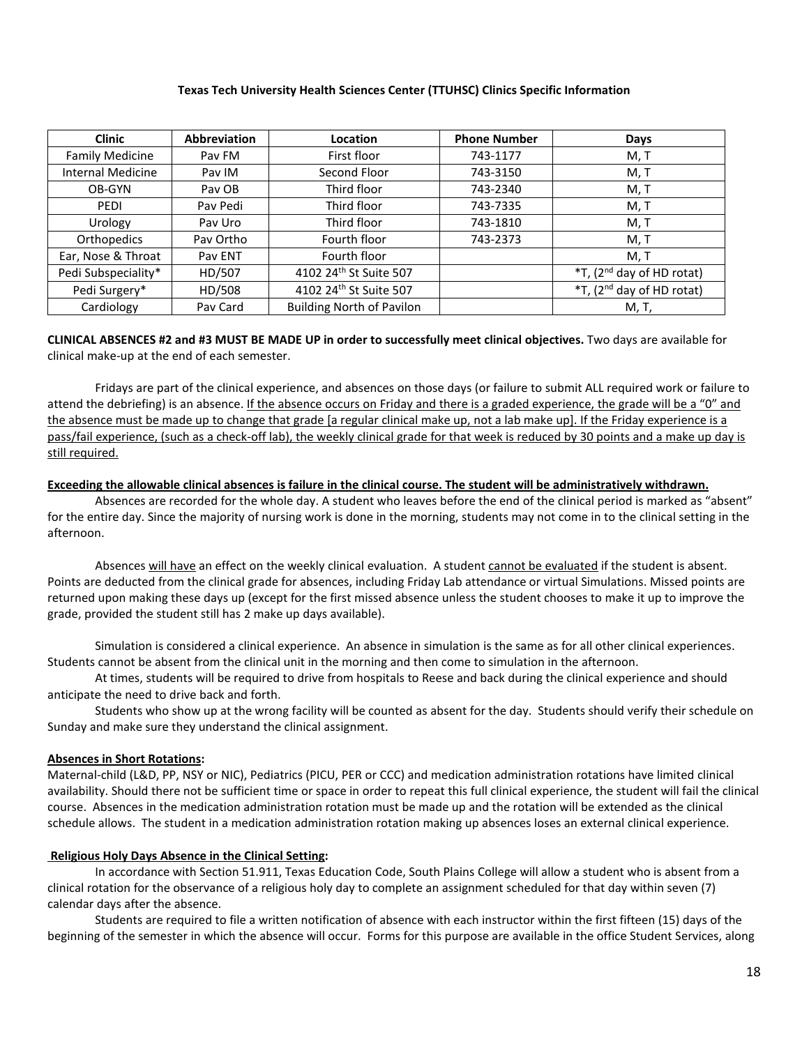**Texas Tech University Health Sciences Center (TTUHSC) Clinics Specific Information**

| Clinic | Abbreviation | Location | Phone Number | Days |
|---|---|---|---|---|
| Family Medicine | Pav FM | First floor | 743-1177 | M, T |
| Internal Medicine | Pav IM | Second Floor | 743-3150 | M, T |
| OB-GYN | Pav OB | Third floor | 743-2340 | M, T |
| PEDI | Pav Pedi | Third floor | 743-7335 | M, T |
| Urology | Pav Uro | Third floor | 743-1810 | M, T |
| Orthopedics | Pav Ortho | Fourth floor | 743-2373 | M, T |
| Ear, Nose & Throat | Pav ENT | Fourth floor | | M, T |
| Pedi Subspeciality* | HD/507 | 4102 24th St Suite 507 | | *T, (2nd day of HD rotat) |
| Pedi Surgery* | HD/508 | 4102 24th St Suite 507 | | *T, (2nd day of HD rotat) |
| Cardiology | Pav Card | Building North of Pavilon | | M, T, |

**CLINICAL ABSENCES #2 and #3 MUST BE MADE UP in order to successfully meet clinical objectives.** Two days are available for clinical make-up at the end of each semester.

Fridays are part of the clinical experience, and absences on those days (or failure to submit ALL required work or failure to attend the debriefing) is an absence. <u>If the absence occurs on Friday and there is a graded experience, the grade will be a "0" and the absence must be made up to change that grade [a regular clinical make up, not a lab make up]. If the Friday experience is a pass/fail experience, (such as a check-off lab), the weekly clinical grade for that week is reduced by 30 points and a make up day is still required.</u>

**<u>Exceeding the allowable clinical absences is failure in the clinical course. The student will be administratively withdrawn.</u>**

Absences are recorded for the whole day. A student who leaves before the end of the clinical period is marked as "absent" for the entire day. Since the majority of nursing work is done in the morning, students may not come in to the clinical setting in the afternoon.

Absences <u>will have</u> an effect on the weekly clinical evaluation. A student <u>cannot be evaluated</u> if the student is absent. Points are deducted from the clinical grade for absences, including Friday Lab attendance or virtual Simulations. Missed points are returned upon making these days up (except for the first missed absence unless the student chooses to make it up to improve the grade, provided the student still has 2 make up days available).

Simulation is considered a clinical experience. An absence in simulation is the same as for all other clinical experiences. Students cannot be absent from the clinical unit in the morning and then come to simulation in the afternoon.

At times, students will be required to drive from hospitals to Reese and back during the clinical experience and should anticipate the need to drive back and forth.

Students who show up at the wrong facility will be counted as absent for the day. Students should verify their schedule on Sunday and make sure they understand the clinical assignment.

**<u>Absences in Short Rotations</u>:**

Maternal-child (L&D, PP, NSY or NIC), Pediatrics (PICU, PER or CCC) and medication administration rotations have limited clinical availability. Should there not be sufficient time or space in order to repeat this full clinical experience, the student will fail the clinical course. Absences in the medication administration rotation must be made up and the rotation will be extended as the clinical schedule allows. The student in a medication administration rotation making up absences loses an external clinical experience.

**<u>Religious Holy Days Absence in the Clinical Setting</u>:**

In accordance with Section 51.911, Texas Education Code, South Plains College will allow a student who is absent from a clinical rotation for the observance of a religious holy day to complete an assignment scheduled for that day within seven (7) calendar days after the absence.

Students are required to file a written notification of absence with each instructor within the first fifteen (15) days of the beginning of the semester in which the absence will occur. Forms for this purpose are available in the office Student Services, along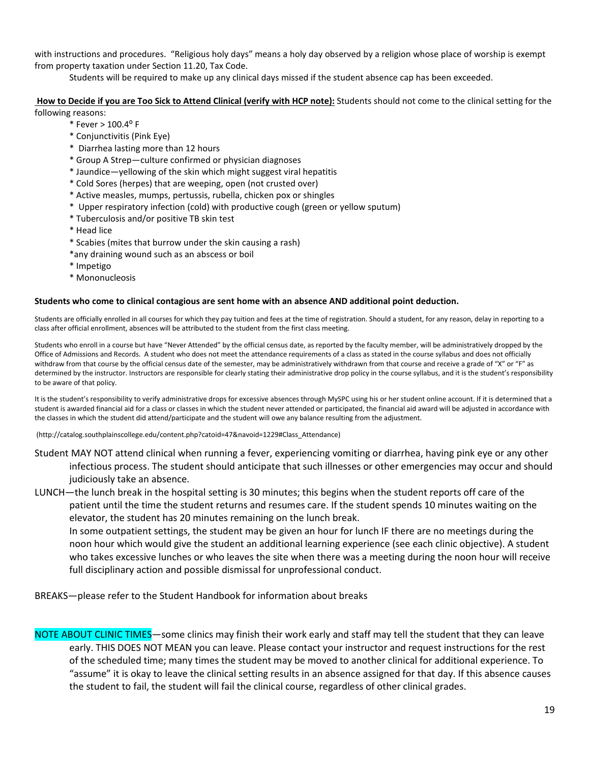with instructions and procedures. "Religious holy days" means a holy day observed by a religion whose place of worship is exempt from property taxation under Section 11.20, Tax Code.

Students will be required to make up any clinical days missed if the student absence cap has been exceeded.

**How to Decide if you are Too Sick to Attend Clinical (verify with HCP note):** Students should not come to the clinical setting for the following reasons:

- * Fever > 100.4$^{o}$ F
- * Conjunctivitis (Pink Eye)
- * Diarrhea lasting more than 12 hours
- * Group A Strep—culture confirmed or physician diagnoses
- * Jaundice—yellowing of the skin which might suggest viral hepatitis
- * Cold Sores (herpes) that are weeping, open (not crusted over)
- * Active measles, mumps, pertussis, rubella, chicken pox or shingles
- * Upper respiratory infection (cold) with productive cough (green or yellow sputum)
- * Tuberculosis and/or positive TB skin test
- * Head lice
- * Scabies (mites that burrow under the skin causing a rash)
- *any draining wound such as an abscess or boil
- * Impetigo
- * Mononucleosis

**Students who come to clinical contagious are sent home with an absence AND additional point deduction.**

Students are officially enrolled in all courses for which they pay tuition and fees at the time of registration. Should a student, for any reason, delay in reporting to a class after official enrollment, absences will be attributed to the student from the first class meeting.

Students who enroll in a course but have "Never Attended" by the official census date, as reported by the faculty member, will be administratively dropped by the Office of Admissions and Records. A student who does not meet the attendance requirements of a class as stated in the course syllabus and does not officially withdraw from that course by the official census date of the semester, may be administratively withdrawn from that course and receive a grade of "X" or "F" as determined by the instructor. Instructors are responsible for clearly stating their administrative drop policy in the course syllabus, and it is the student's responsibility to be aware of that policy.

It is the student's responsibility to verify administrative drops for excessive absences through MySPC using his or her student online account. If it is determined that a student is awarded financial aid for a class or classes in which the student never attended or participated, the financial aid award will be adjusted in accordance with the classes in which the student did attend/participate and the student will owe any balance resulting from the adjustment.

(http://catalog.southplainscollege.edu/content.php?catoid=47&navoid=1229#Class_Attendance)

Student MAY NOT attend clinical when running a fever, experiencing vomiting or diarrhea, having pink eye or any other infectious process. The student should anticipate that such illnesses or other emergencies may occur and should judiciously take an absence.

LUNCH—the lunch break in the hospital setting is 30 minutes; this begins when the student reports off care of the patient until the time the student returns and resumes care. If the student spends 10 minutes waiting on the elevator, the student has 20 minutes remaining on the lunch break.

In some outpatient settings, the student may be given an hour for lunch IF there are no meetings during the noon hour which would give the student an additional learning experience (see each clinic objective). A student who takes excessive lunches or who leaves the site when there was a meeting during the noon hour will receive full disciplinary action and possible dismissal for unprofessional conduct.

BREAKS—please refer to the Student Handbook for information about breaks

NOTE ABOUT CLINIC TIMES—some clinics may finish their work early and staff may tell the student that they can leave early. THIS DOES NOT MEAN you can leave. Please contact your instructor and request instructions for the rest of the scheduled time; many times the student may be moved to another clinical for additional experience. To "assume" it is okay to leave the clinical setting results in an absence assigned for that day. If this absence causes the student to fail, the student will fail the clinical course, regardless of other clinical grades.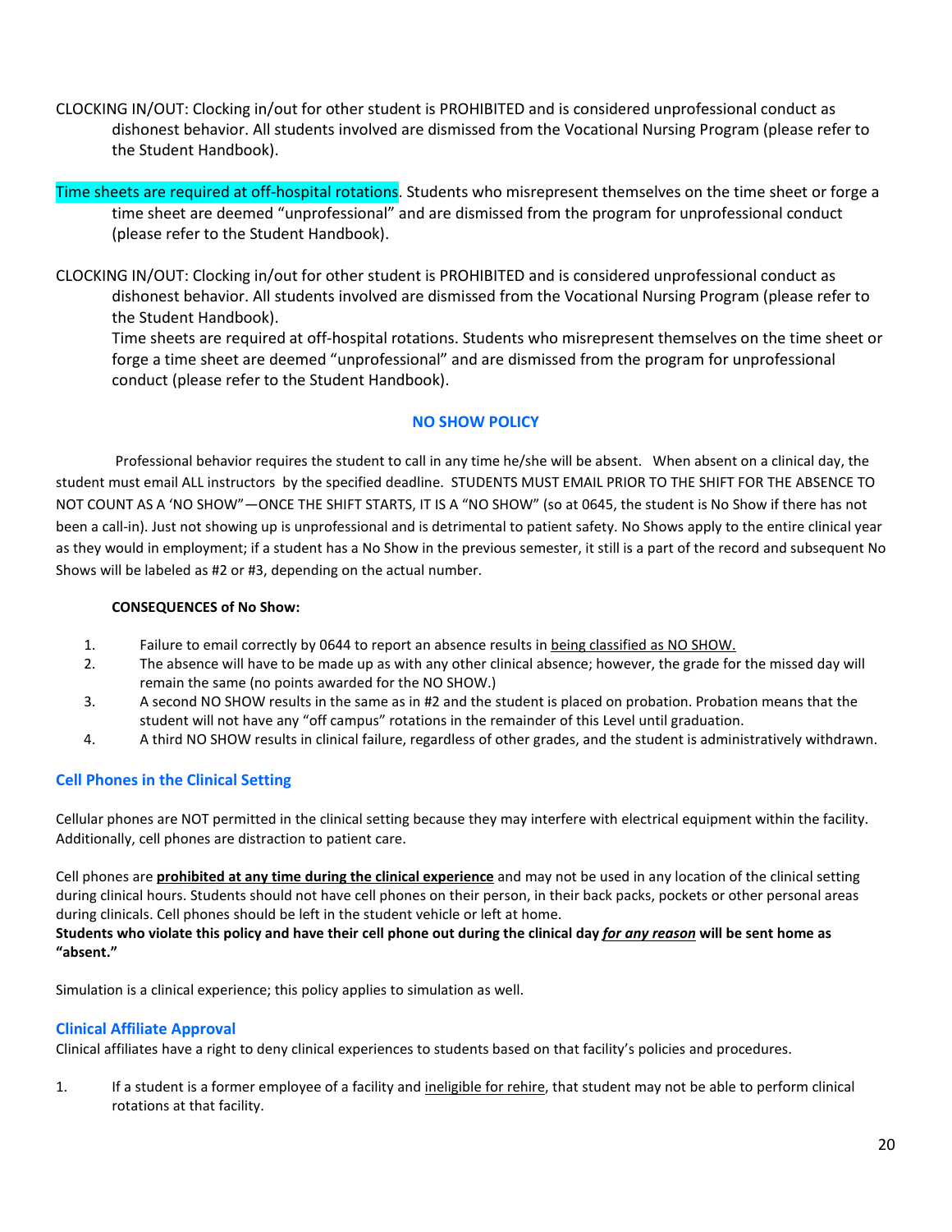CLOCKING IN/OUT: Clocking in/out for other student is PROHIBITED and is considered unprofessional conduct as dishonest behavior. All students involved are dismissed from the Vocational Nursing Program (please refer to the Student Handbook).

Time sheets are required at off-hospital rotations. Students who misrepresent themselves on the time sheet or forge a time sheet are deemed "unprofessional" and are dismissed from the program for unprofessional conduct (please refer to the Student Handbook).

CLOCKING IN/OUT: Clocking in/out for other student is PROHIBITED and is considered unprofessional conduct as dishonest behavior. All students involved are dismissed from the Vocational Nursing Program (please refer to the Student Handbook).

Time sheets are required at off-hospital rotations. Students who misrepresent themselves on the time sheet or forge a time sheet are deemed "unprofessional" and are dismissed from the program for unprofessional conduct (please refer to the Student Handbook).

## NO SHOW POLICY

Professional behavior requires the student to call in any time he/she will be absent. When absent on a clinical day, the student must email ALL instructors by the specified deadline. STUDENTS MUST EMAIL PRIOR TO THE SHIFT FOR THE ABSENCE TO NOT COUNT AS A 'NO SHOW"—ONCE THE SHIFT STARTS, IT IS A "NO SHOW" (so at 0645, the student is No Show if there has not been a call-in). Just not showing up is unprofessional and is detrimental to patient safety. No Shows apply to the entire clinical year as they would in employment; if a student has a No Show in the previous semester, it still is a part of the record and subsequent No Shows will be labeled as #2 or #3, depending on the actual number.

**CONSEQUENCES of No Show:**

1. Failure to email correctly by 0644 to report an absence results in being classified as NO SHOW.
2. The absence will have to be made up as with any other clinical absence; however, the grade for the missed day will remain the same (no points awarded for the NO SHOW.)
3. A second NO SHOW results in the same as in #2 and the student is placed on probation. Probation means that the student will not have any "off campus" rotations in the remainder of this Level until graduation.
4. A third NO SHOW results in clinical failure, regardless of other grades, and the student is administratively withdrawn.

### Cell Phones in the Clinical Setting

Cellular phones are NOT permitted in the clinical setting because they may interfere with electrical equipment within the facility. Additionally, cell phones are distraction to patient care.

Cell phones are **prohibited at any time during the clinical experience** and may not be used in any location of the clinical setting during clinical hours. Students should not have cell phones on their person, in their back packs, pockets or other personal areas during clinicals. Cell phones should be left in the student vehicle or left at home.
**Students who violate this policy and have their cell phone out during the clinical day *for any reason* will be sent home as "absent."**

Simulation is a clinical experience; this policy applies to simulation as well.

### Clinical Affiliate Approval

Clinical affiliates have a right to deny clinical experiences to students based on that facility's policies and procedures.

1. If a student is a former employee of a facility and ineligible for rehire, that student may not be able to perform clinical rotations at that facility.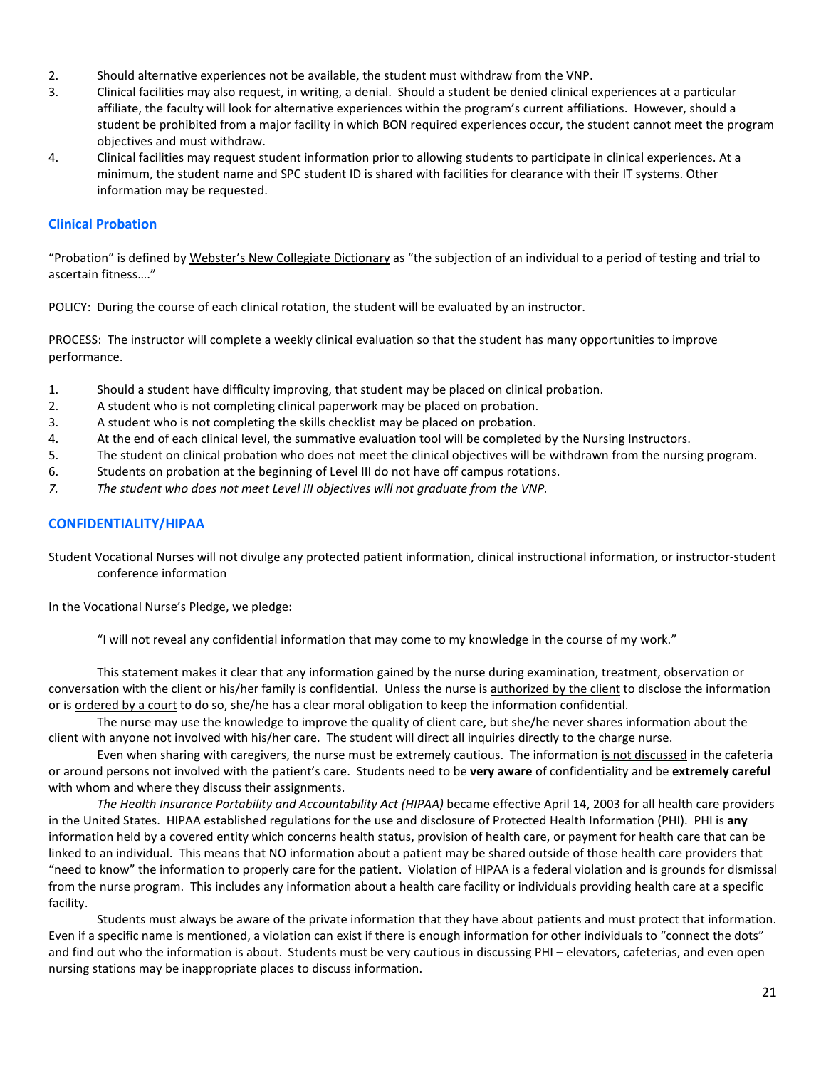2. Should alternative experiences not be available, the student must withdraw from the VNP.
3. Clinical facilities may also request, in writing, a denial. Should a student be denied clinical experiences at a particular affiliate, the faculty will look for alternative experiences within the program's current affiliations. However, should a student be prohibited from a major facility in which BON required experiences occur, the student cannot meet the program objectives and must withdraw.
4. Clinical facilities may request student information prior to allowing students to participate in clinical experiences. At a minimum, the student name and SPC student ID is shared with facilities for clearance with their IT systems. Other information may be requested.

### Clinical Probation

"Probation" is defined by Webster's New Collegiate Dictionary as "the subjection of an individual to a period of testing and trial to ascertain fitness…."

POLICY: During the course of each clinical rotation, the student will be evaluated by an instructor.

PROCESS: The instructor will complete a weekly clinical evaluation so that the student has many opportunities to improve performance.

1. Should a student have difficulty improving, that student may be placed on clinical probation.
2. A student who is not completing clinical paperwork may be placed on probation.
3. A student who is not completing the skills checklist may be placed on probation.
4. At the end of each clinical level, the summative evaluation tool will be completed by the Nursing Instructors.
5. The student on clinical probation who does not meet the clinical objectives will be withdrawn from the nursing program.
6. Students on probation at the beginning of Level III do not have off campus rotations.
7. *The student who does not meet Level III objectives will not graduate from the VNP.*

### CONFIDENTIALITY/HIPAA

Student Vocational Nurses will not divulge any protected patient information, clinical instructional information, or instructor-student conference information

In the Vocational Nurse's Pledge, we pledge:

"I will not reveal any confidential information that may come to my knowledge in the course of my work."

This statement makes it clear that any information gained by the nurse during examination, treatment, observation or conversation with the client or his/her family is confidential. Unless the nurse is authorized by the client to disclose the information or is ordered by a court to do so, she/he has a clear moral obligation to keep the information confidential.

The nurse may use the knowledge to improve the quality of client care, but she/he never shares information about the client with anyone not involved with his/her care. The student will direct all inquiries directly to the charge nurse.

Even when sharing with caregivers, the nurse must be extremely cautious. The information is not discussed in the cafeteria or around persons not involved with the patient's care. Students need to be **very aware** of confidentiality and be **extremely careful** with whom and where they discuss their assignments.

*The Health Insurance Portability and Accountability Act (HIPAA)* became effective April 14, 2003 for all health care providers in the United States. HIPAA established regulations for the use and disclosure of Protected Health Information (PHI). PHI is **any** information held by a covered entity which concerns health status, provision of health care, or payment for health care that can be linked to an individual. This means that NO information about a patient may be shared outside of those health care providers that "need to know" the information to properly care for the patient. Violation of HIPAA is a federal violation and is grounds for dismissal from the nurse program. This includes any information about a health care facility or individuals providing health care at a specific facility.

Students must always be aware of the private information that they have about patients and must protect that information. Even if a specific name is mentioned, a violation can exist if there is enough information for other individuals to "connect the dots" and find out who the information is about. Students must be very cautious in discussing PHI – elevators, cafeterias, and even open nursing stations may be inappropriate places to discuss information.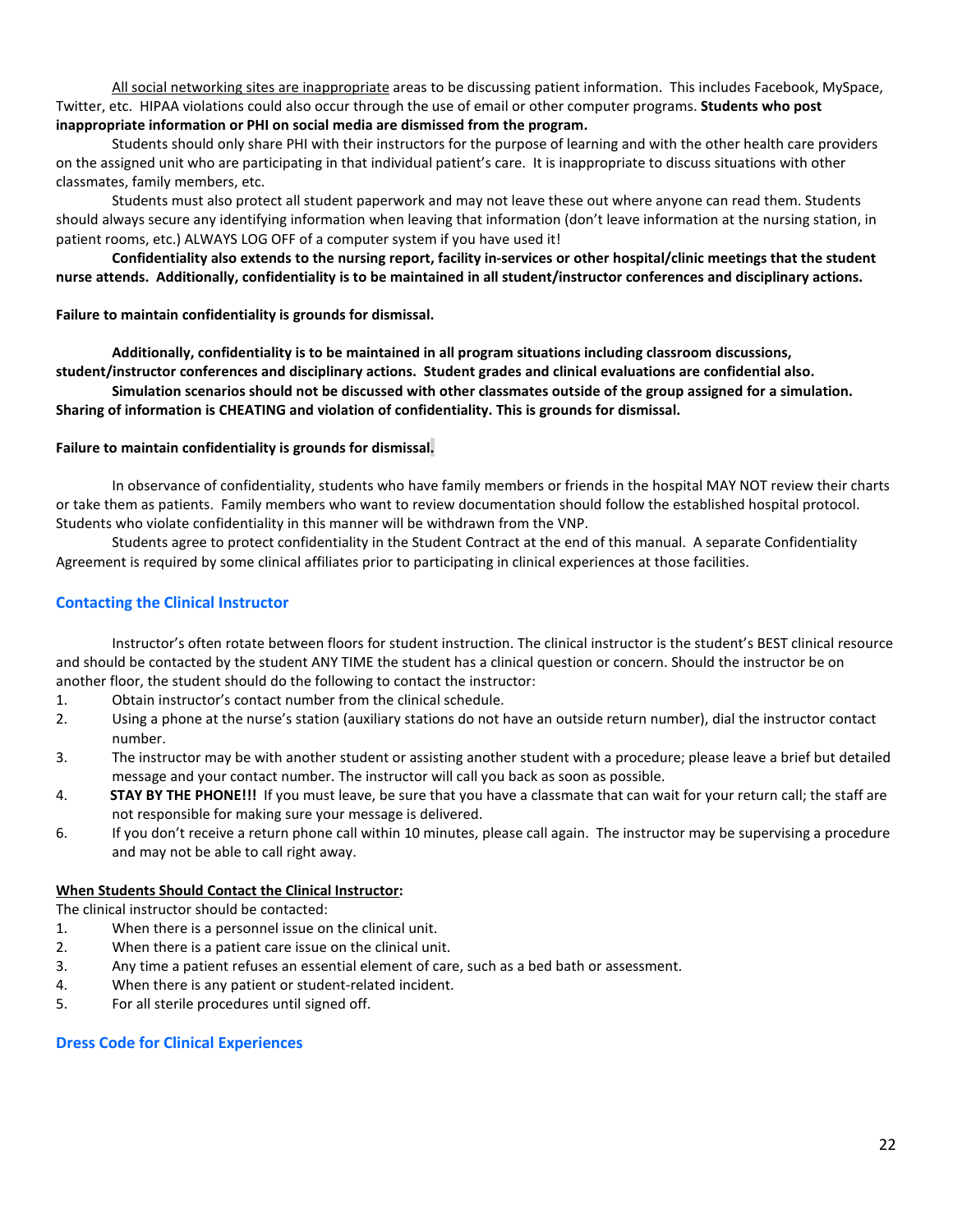All social networking sites are inappropriate areas to be discussing patient information. This includes Facebook, MySpace, Twitter, etc. HIPAA violations could also occur through the use of email or other computer programs. **Students who post inappropriate information or PHI on social media are dismissed from the program.**

Students should only share PHI with their instructors for the purpose of learning and with the other health care providers on the assigned unit who are participating in that individual patient's care. It is inappropriate to discuss situations with other classmates, family members, etc.

Students must also protect all student paperwork and may not leave these out where anyone can read them. Students should always secure any identifying information when leaving that information (don't leave information at the nursing station, in patient rooms, etc.) ALWAYS LOG OFF of a computer system if you have used it!

**Confidentiality also extends to the nursing report, facility in-services or other hospital/clinic meetings that the student nurse attends. Additionally, confidentiality is to be maintained in all student/instructor conferences and disciplinary actions.**

**Failure to maintain confidentiality is grounds for dismissal.**

**Additionally, confidentiality is to be maintained in all program situations including classroom discussions, student/instructor conferences and disciplinary actions. Student grades and clinical evaluations are confidential also.**

**Simulation scenarios should not be discussed with other classmates outside of the group assigned for a simulation. Sharing of information is CHEATING and violation of confidentiality. This is grounds for dismissal.**

**Failure to maintain confidentiality is grounds for dismissal.**

In observance of confidentiality, students who have family members or friends in the hospital MAY NOT review their charts or take them as patients. Family members who want to review documentation should follow the established hospital protocol. Students who violate confidentiality in this manner will be withdrawn from the VNP.

Students agree to protect confidentiality in the Student Contract at the end of this manual. A separate Confidentiality Agreement is required by some clinical affiliates prior to participating in clinical experiences at those facilities.

## Contacting the Clinical Instructor

Instructor's often rotate between floors for student instruction. The clinical instructor is the student's BEST clinical resource and should be contacted by the student ANY TIME the student has a clinical question or concern. Should the instructor be on another floor, the student should do the following to contact the instructor:

1. Obtain instructor's contact number from the clinical schedule.
2. Using a phone at the nurse's station (auxiliary stations do not have an outside return number), dial the instructor contact number.
3. The instructor may be with another student or assisting another student with a procedure; please leave a brief but detailed message and your contact number. The instructor will call you back as soon as possible.
4. **STAY BY THE PHONE!!!** If you must leave, be sure that you have a classmate that can wait for your return call; the staff are not responsible for making sure your message is delivered.
6. If you don't receive a return phone call within 10 minutes, please call again. The instructor may be supervising a procedure and may not be able to call right away.

**When Students Should Contact the Clinical Instructor:**

The clinical instructor should be contacted:

1. When there is a personnel issue on the clinical unit.
2. When there is a patient care issue on the clinical unit.
3. Any time a patient refuses an essential element of care, such as a bed bath or assessment.
4. When there is any patient or student-related incident.
5. For all sterile procedures until signed off.

## Dress Code for Clinical Experiences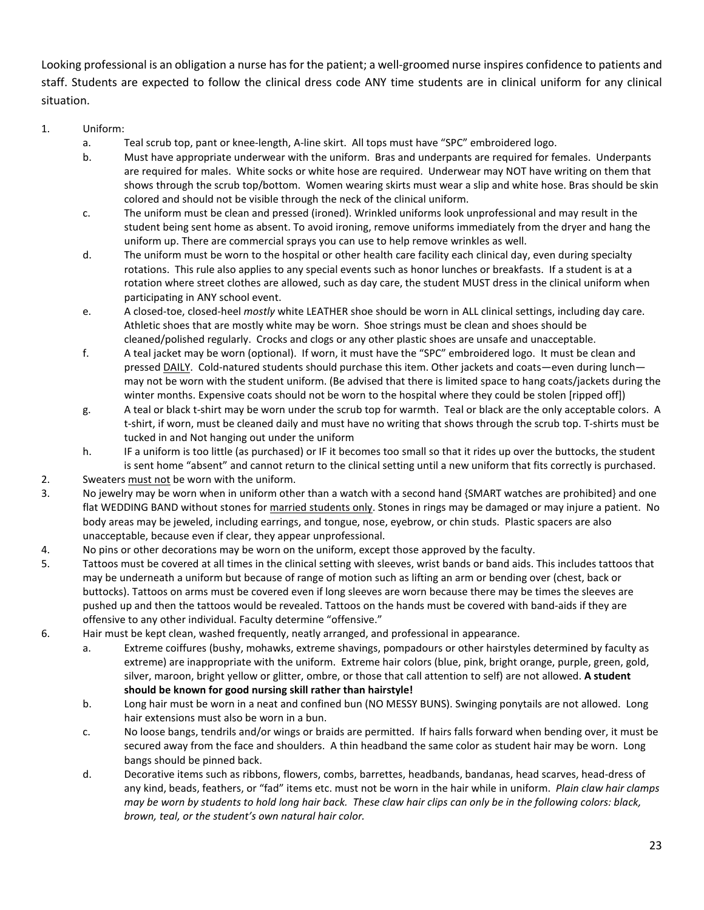Looking professional is an obligation a nurse has for the patient; a well-groomed nurse inspires confidence to patients and staff. Students are expected to follow the clinical dress code ANY time students are in clinical uniform for any clinical situation.

1. Uniform:
   a. Teal scrub top, pant or knee-length, A-line skirt. All tops must have "SPC" embroidered logo.
   b. Must have appropriate underwear with the uniform. Bras and underpants are required for females. Underpants are required for males. White socks or white hose are required. Underwear may NOT have writing on them that shows through the scrub top/bottom. Women wearing skirts must wear a slip and white hose. Bras should be skin colored and should not be visible through the neck of the clinical uniform.
   c. The uniform must be clean and pressed (ironed). Wrinkled uniforms look unprofessional and may result in the student being sent home as absent. To avoid ironing, remove uniforms immediately from the dryer and hang the uniform up. There are commercial sprays you can use to help remove wrinkles as well.
   d. The uniform must be worn to the hospital or other health care facility each clinical day, even during specialty rotations. This rule also applies to any special events such as honor lunches or breakfasts. If a student is at a rotation where street clothes are allowed, such as day care, the student MUST dress in the clinical uniform when participating in ANY school event.
   e. A closed-toe, closed-heel *mostly* white LEATHER shoe should be worn in ALL clinical settings, including day care. Athletic shoes that are mostly white may be worn. Shoe strings must be clean and shoes should be cleaned/polished regularly. Crocks and clogs or any other plastic shoes are unsafe and unacceptable.
   f. A teal jacket may be worn (optional). If worn, it must have the "SPC" embroidered logo. It must be clean and pressed <u>DAILY</u>. Cold-natured students should purchase this item. Other jackets and coats—even during lunch—may not be worn with the student uniform. (Be advised that there is limited space to hang coats/jackets during the winter months. Expensive coats should not be worn to the hospital where they could be stolen [ripped off])
   g. A teal or black t-shirt may be worn under the scrub top for warmth. Teal or black are the only acceptable colors. A t-shirt, if worn, must be cleaned daily and must have no writing that shows through the scrub top. T-shirts must be tucked in and Not hanging out under the uniform
   h. IF a uniform is too little (as purchased) or IF it becomes too small so that it rides up over the buttocks, the student is sent home "absent" and cannot return to the clinical setting until a new uniform that fits correctly is purchased.
2. Sweaters <u>must not</u> be worn with the uniform.
3. No jewelry may be worn when in uniform other than a watch with a second hand {SMART watches are prohibited} and one flat WEDDING BAND without stones for <u>married students only</u>. Stones in rings may be damaged or may injure a patient. No body areas may be jeweled, including earrings, and tongue, nose, eyebrow, or chin studs. Plastic spacers are also unacceptable, because even if clear, they appear unprofessional.
4. No pins or other decorations may be worn on the uniform, except those approved by the faculty.
5. Tattoos must be covered at all times in the clinical setting with sleeves, wrist bands or band aids. This includes tattoos that may be underneath a uniform but because of range of motion such as lifting an arm or bending over (chest, back or buttocks). Tattoos on arms must be covered even if long sleeves are worn because there may be times the sleeves are pushed up and then the tattoos would be revealed. Tattoos on the hands must be covered with band-aids if they are offensive to any other individual. Faculty determine "offensive."
6. Hair must be kept clean, washed frequently, neatly arranged, and professional in appearance.
   a. Extreme coiffures (bushy, mohawks, extreme shavings, pompadours or other hairstyles determined by faculty as extreme) are inappropriate with the uniform. Extreme hair colors (blue, pink, bright orange, purple, green, gold, silver, maroon, bright yellow or glitter, ombre, or those that call attention to self) are not allowed. **A student should be known for good nursing skill rather than hairstyle!**
   b. Long hair must be worn in a neat and confined bun (NO MESSY BUNS). Swinging ponytails are not allowed. Long hair extensions must also be worn in a bun.
   c. No loose bangs, tendrils and/or wings or braids are permitted. If hairs falls forward when bending over, it must be secured away from the face and shoulders. A thin headband the same color as student hair may be worn. Long bangs should be pinned back.
   d. Decorative items such as ribbons, flowers, combs, barrettes, headbands, bandanas, head scarves, head-dress of any kind, beads, feathers, or "fad" items etc. must not be worn in the hair while in uniform. *Plain claw hair clamps may be worn by students to hold long hair back. These claw hair clips can only be in the following colors: black, brown, teal, or the student's own natural hair color.*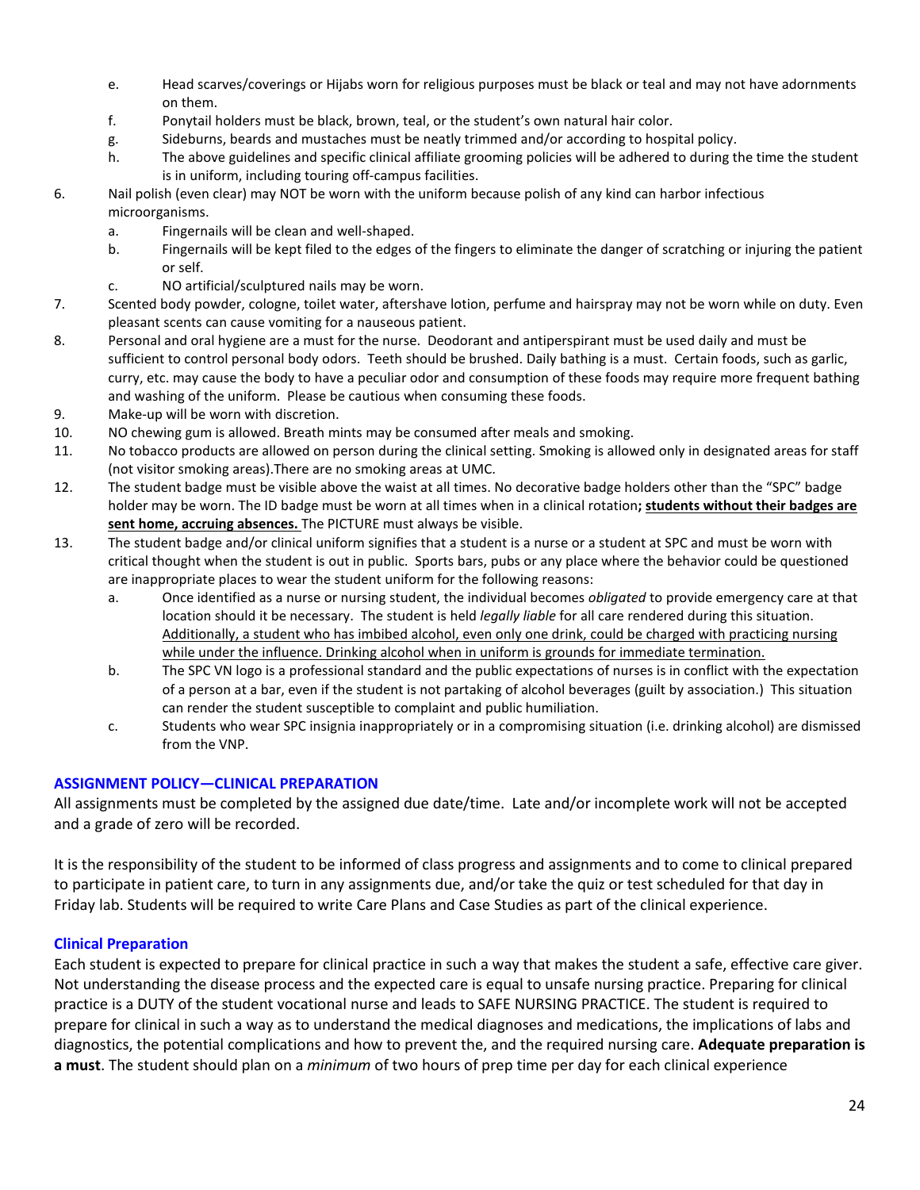e. Head scarves/coverings or Hijabs worn for religious purposes must be black or teal and may not have adornments on them.
   f. Ponytail holders must be black, brown, teal, or the student's own natural hair color.
   g. Sideburns, beards and mustaches must be neatly trimmed and/or according to hospital policy.
   h. The above guidelines and specific clinical affiliate grooming policies will be adhered to during the time the student is in uniform, including touring off-campus facilities.

6. Nail polish (even clear) may NOT be worn with the uniform because polish of any kind can harbor infectious microorganisms.
   a. Fingernails will be clean and well-shaped.
   b. Fingernails will be kept filed to the edges of the fingers to eliminate the danger of scratching or injuring the patient or self.
   c. NO artificial/sculptured nails may be worn.
7. Scented body powder, cologne, toilet water, aftershave lotion, perfume and hairspray may not be worn while on duty. Even pleasant scents can cause vomiting for a nauseous patient.
8. Personal and oral hygiene are a must for the nurse. Deodorant and antiperspirant must be used daily and must be sufficient to control personal body odors. Teeth should be brushed. Daily bathing is a must. Certain foods, such as garlic, curry, etc. may cause the body to have a peculiar odor and consumption of these foods may require more frequent bathing and washing of the uniform. Please be cautious when consuming these foods.
9. Make-up will be worn with discretion.
10. NO chewing gum is allowed. Breath mints may be consumed after meals and smoking.
11. No tobacco products are allowed on person during the clinical setting. Smoking is allowed only in designated areas for staff (not visitor smoking areas).There are no smoking areas at UMC.
12. The student badge must be visible above the waist at all times. No decorative badge holders other than the "SPC" badge holder may be worn. The ID badge must be worn at all times when in a clinical rotation**; students without their badges are sent home, accruing absences.** The PICTURE must always be visible.
13. The student badge and/or clinical uniform signifies that a student is a nurse or a student at SPC and must be worn with critical thought when the student is out in public. Sports bars, pubs or any place where the behavior could be questioned are inappropriate places to wear the student uniform for the following reasons:
   a. Once identified as a nurse or nursing student, the individual becomes *obligated* to provide emergency care at that location should it be necessary. The student is held *legally liable* for all care rendered during this situation. Additionally, a student who has imbibed alcohol, even only one drink, could be charged with practicing nursing while under the influence. Drinking alcohol when in uniform is grounds for immediate termination.
   b. The SPC VN logo is a professional standard and the public expectations of nurses is in conflict with the expectation of a person at a bar, even if the student is not partaking of alcohol beverages (guilt by association.) This situation can render the student susceptible to complaint and public humiliation.
   c. Students who wear SPC insignia inappropriately or in a compromising situation (i.e. drinking alcohol) are dismissed from the VNP.

## ASSIGNMENT POLICY—CLINICAL PREPARATION

All assignments must be completed by the assigned due date/time. Late and/or incomplete work will not be accepted and a grade of zero will be recorded.

It is the responsibility of the student to be informed of class progress and assignments and to come to clinical prepared to participate in patient care, to turn in any assignments due, and/or take the quiz or test scheduled for that day in Friday lab. Students will be required to write Care Plans and Case Studies as part of the clinical experience.

### Clinical Preparation

Each student is expected to prepare for clinical practice in such a way that makes the student a safe, effective care giver. Not understanding the disease process and the expected care is equal to unsafe nursing practice. Preparing for clinical practice is a DUTY of the student vocational nurse and leads to SAFE NURSING PRACTICE. The student is required to prepare for clinical in such a way as to understand the medical diagnoses and medications, the implications of labs and diagnostics, the potential complications and how to prevent the, and the required nursing care. **Adequate preparation is a must**. The student should plan on a *minimum* of two hours of prep time per day for each clinical experience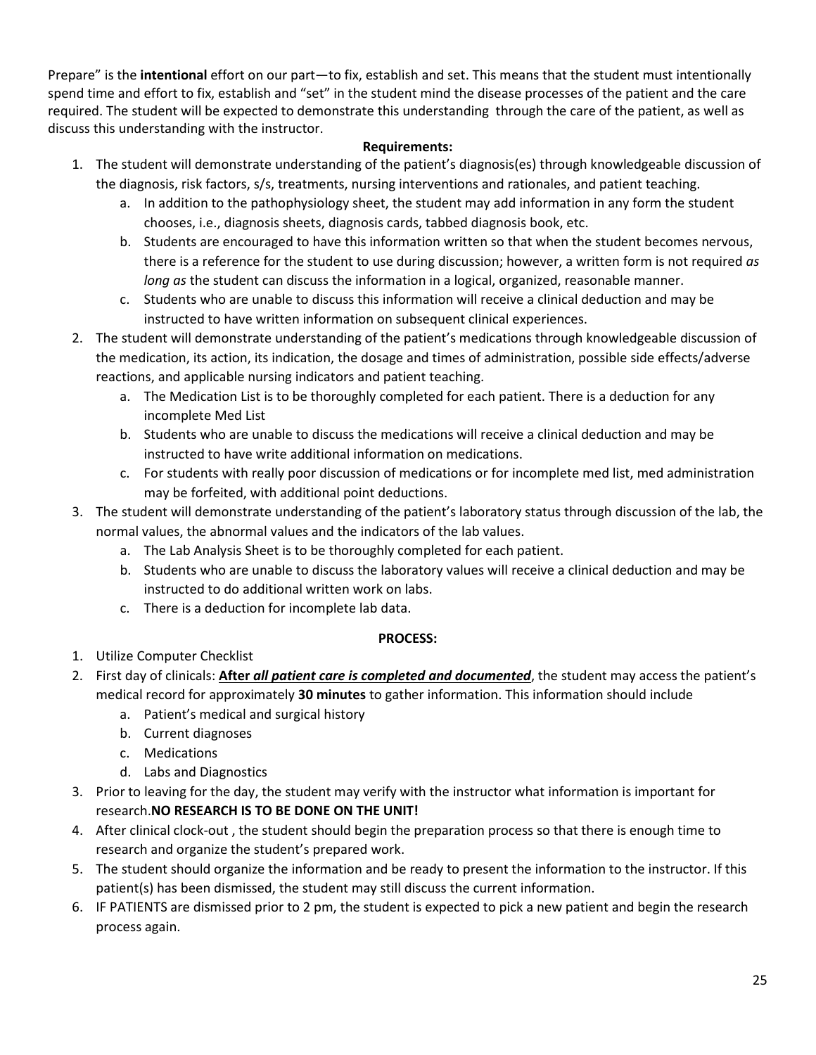Prepare" is the **intentional** effort on our part—to fix, establish and set. This means that the student must intentionally spend time and effort to fix, establish and "set" in the student mind the disease processes of the patient and the care required. The student will be expected to demonstrate this understanding through the care of the patient, as well as discuss this understanding with the instructor.

**Requirements:**

1. The student will demonstrate understanding of the patient's diagnosis(es) through knowledgeable discussion of the diagnosis, risk factors, s/s, treatments, nursing interventions and rationales, and patient teaching.
   a. In addition to the pathophysiology sheet, the student may add information in any form the student chooses, i.e., diagnosis sheets, diagnosis cards, tabbed diagnosis book, etc.
   b. Students are encouraged to have this information written so that when the student becomes nervous, there is a reference for the student to use during discussion; however, a written form is not required *as long as* the student can discuss the information in a logical, organized, reasonable manner.
   c. Students who are unable to discuss this information will receive a clinical deduction and may be instructed to have written information on subsequent clinical experiences.
2. The student will demonstrate understanding of the patient's medications through knowledgeable discussion of the medication, its action, its indication, the dosage and times of administration, possible side effects/adverse reactions, and applicable nursing indicators and patient teaching.
   a. The Medication List is to be thoroughly completed for each patient. There is a deduction for any incomplete Med List
   b. Students who are unable to discuss the medications will receive a clinical deduction and may be instructed to have write additional information on medications.
   c. For students with really poor discussion of medications or for incomplete med list, med administration may be forfeited, with additional point deductions.
3. The student will demonstrate understanding of the patient's laboratory status through discussion of the lab, the normal values, the abnormal values and the indicators of the lab values.
   a. The Lab Analysis Sheet is to be thoroughly completed for each patient.
   b. Students who are unable to discuss the laboratory values will receive a clinical deduction and may be instructed to do additional written work on labs.
   c. There is a deduction for incomplete lab data.

**PROCESS:**

1. Utilize Computer Checklist
2. First day of clinicals: **After *all patient care is completed and documented***, the student may access the patient's medical record for approximately **30 minutes** to gather information. This information should include
   a. Patient's medical and surgical history
   b. Current diagnoses
   c. Medications
   d. Labs and Diagnostics
3. Prior to leaving for the day, the student may verify with the instructor what information is important for research.**NO RESEARCH IS TO BE DONE ON THE UNIT!**
4. After clinical clock-out , the student should begin the preparation process so that there is enough time to research and organize the student's prepared work.
5. The student should organize the information and be ready to present the information to the instructor. If this patient(s) has been dismissed, the student may still discuss the current information.
6. IF PATIENTS are dismissed prior to 2 pm, the student is expected to pick a new patient and begin the research process again.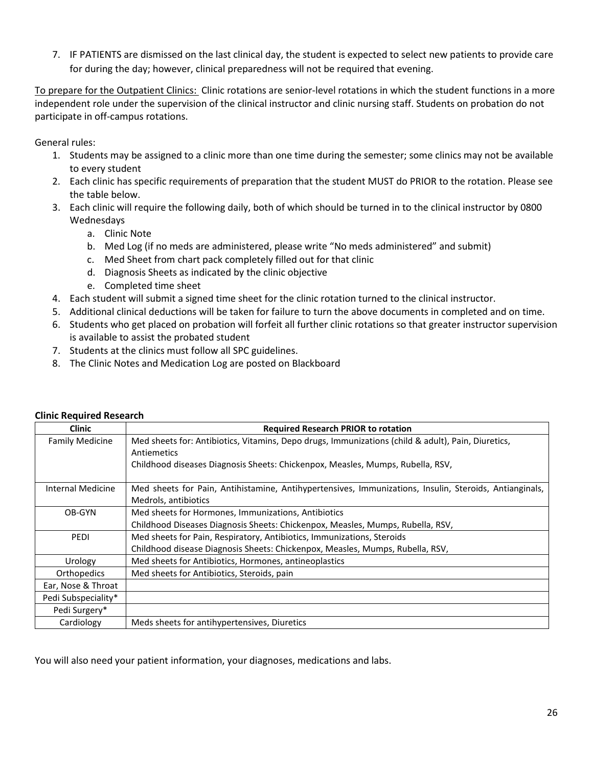7. IF PATIENTS are dismissed on the last clinical day, the student is expected to select new patients to provide care for during the day; however, clinical preparedness will not be required that evening.

<u>To prepare for the Outpatient Clinics:</u> Clinic rotations are senior-level rotations in which the student functions in a more independent role under the supervision of the clinical instructor and clinic nursing staff. Students on probation do not participate in off-campus rotations.

General rules:

1. Students may be assigned to a clinic more than one time during the semester; some clinics may not be available to every student
2. Each clinic has specific requirements of preparation that the student MUST do PRIOR to the rotation. Please see the table below.
3. Each clinic will require the following daily, both of which should be turned in to the clinical instructor by 0800 Wednesdays
   a. Clinic Note
   b. Med Log (if no meds are administered, please write "No meds administered" and submit)
   c. Med Sheet from chart pack completely filled out for that clinic
   d. Diagnosis Sheets as indicated by the clinic objective
   e. Completed time sheet
4. Each student will submit a signed time sheet for the clinic rotation turned to the clinical instructor.
5. Additional clinical deductions will be taken for failure to turn the above documents in completed and on time.
6. Students who get placed on probation will forfeit all further clinic rotations so that greater instructor supervision is available to assist the probated student
7. Students at the clinics must follow all SPC guidelines.
8. The Clinic Notes and Medication Log are posted on Blackboard

**Clinic Required Research**

| Clinic | Required Research PRIOR to rotation |
|---|---|
| Family Medicine | Med sheets for: Antibiotics, Vitamins, Depo drugs, Immunizations (child & adult), Pain, Diuretics, Antiemetics<br>Childhood diseases Diagnosis Sheets: Chickenpox, Measles, Mumps, Rubella, RSV, |
| Internal Medicine | Med sheets for Pain, Antihistamine, Antihypertensives, Immunizations, Insulin, Steroids, Antianginals, Medrols, antibiotics |
| OB-GYN | Med sheets for Hormones, Immunizations, Antibiotics<br>Childhood Diseases Diagnosis Sheets: Chickenpox, Measles, Mumps, Rubella, RSV, |
| PEDI | Med sheets for Pain, Respiratory, Antibiotics, Immunizations, Steroids<br>Childhood disease Diagnosis Sheets: Chickenpox, Measles, Mumps, Rubella, RSV, |
| Urology | Med sheets for Antibiotics, Hormones, antineoplastics |
| Orthopedics | Med sheets for Antibiotics, Steroids, pain |
| Ear, Nose & Throat | |
| Pedi Subspeciality* | |
| Pedi Surgery* | |
| Cardiology | Meds sheets for antihypertensives, Diuretics |

You will also need your patient information, your diagnoses, medications and labs.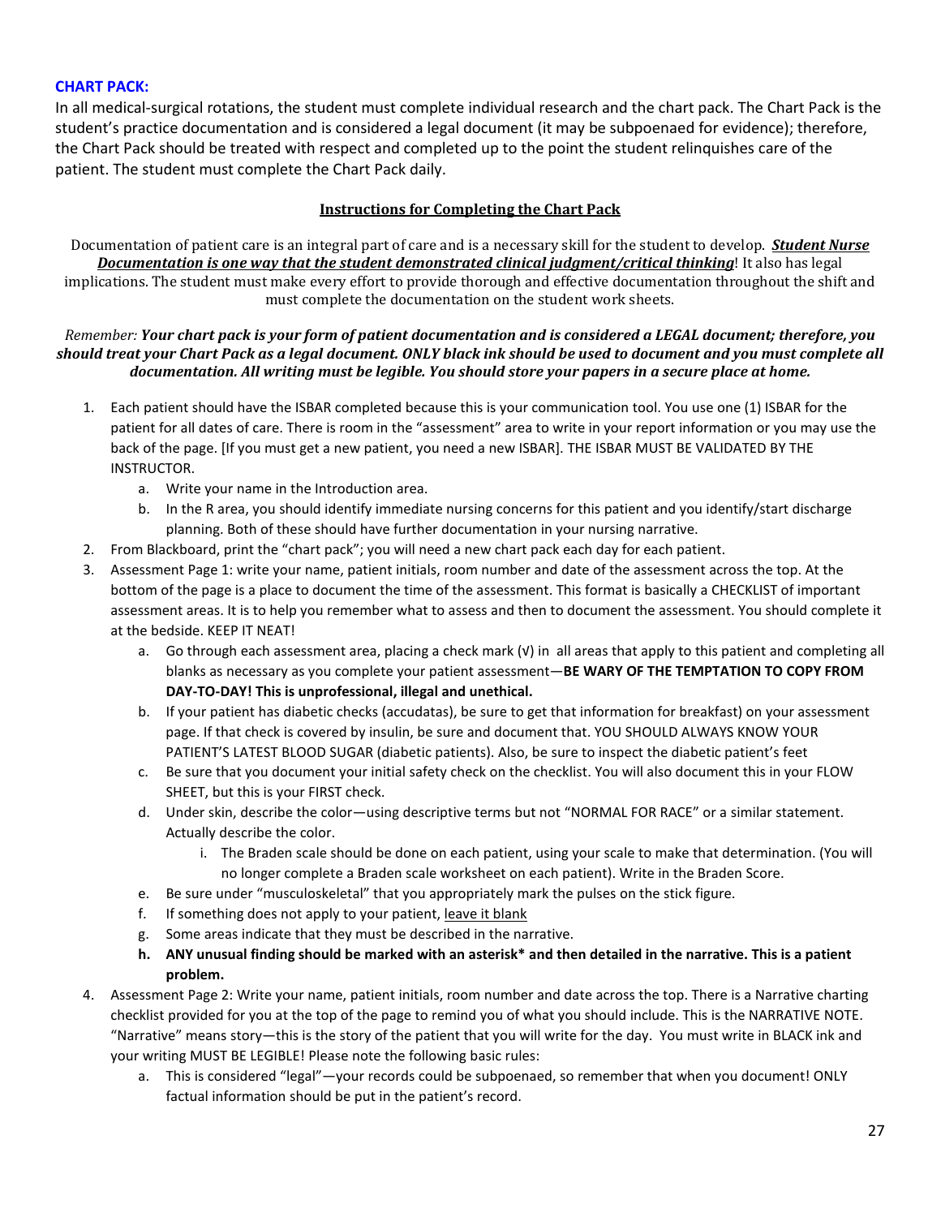**CHART PACK:**

In all medical-surgical rotations, the student must complete individual research and the chart pack. The Chart Pack is the student's practice documentation and is considered a legal document (it may be subpoenaed for evidence); therefore, the Chart Pack should be treated with respect and completed up to the point the student relinquishes care of the patient. The student must complete the Chart Pack daily.

## Instructions for Completing the Chart Pack

Documentation of patient care is an integral part of care and is a necessary skill for the student to develop. ***Student Nurse Documentation is one way that the student demonstrated clinical judgment/critical thinking***! It also has legal implications. The student must make every effort to provide thorough and effective documentation throughout the shift and must complete the documentation on the student work sheets.

*Remember:* ***Your chart pack is your form of patient documentation and is considered a LEGAL document; therefore, you should treat your Chart Pack as a legal document. ONLY black ink should be used to document and you must complete all documentation. All writing must be legible. You should store your papers in a secure place at home.***

1. Each patient should have the ISBAR completed because this is your communication tool. You use one (1) ISBAR for the patient for all dates of care. There is room in the "assessment" area to write in your report information or you may use the back of the page. [If you must get a new patient, you need a new ISBAR]. THE ISBAR MUST BE VALIDATED BY THE INSTRUCTOR.
    a. Write your name in the Introduction area.
    b. In the R area, you should identify immediate nursing concerns for this patient and you identify/start discharge planning. Both of these should have further documentation in your nursing narrative.
2. From Blackboard, print the "chart pack"; you will need a new chart pack each day for each patient.
3. Assessment Page 1: write your name, patient initials, room number and date of the assessment across the top. At the bottom of the page is a place to document the time of the assessment. This format is basically a CHECKLIST of important assessment areas. It is to help you remember what to assess and then to document the assessment. You should complete it at the bedside. KEEP IT NEAT!
    a. Go through each assessment area, placing a check mark (√) in all areas that apply to this patient and completing all blanks as necessary as you complete your patient assessment—**BE WARY OF THE TEMPTATION TO COPY FROM DAY-TO-DAY! This is unprofessional, illegal and unethical.**
    b. If your patient has diabetic checks (accudatas), be sure to get that information for breakfast) on your assessment page. If that check is covered by insulin, be sure and document that. YOU SHOULD ALWAYS KNOW YOUR PATIENT'S LATEST BLOOD SUGAR (diabetic patients). Also, be sure to inspect the diabetic patient's feet
    c. Be sure that you document your initial safety check on the checklist. You will also document this in your FLOW SHEET, but this is your FIRST check.
    d. Under skin, describe the color—using descriptive terms but not "NORMAL FOR RACE" or a similar statement. Actually describe the color.
        i. The Braden scale should be done on each patient, using your scale to make that determination. (You will no longer complete a Braden scale worksheet on each patient). Write in the Braden Score.
    e. Be sure under "musculoskeletal" that you appropriately mark the pulses on the stick figure.
    f. If something does not apply to your patient, <u>leave it blank</u>
    g. Some areas indicate that they must be described in the narrative.
    h. **ANY unusual finding should be marked with an asterisk* and then detailed in the narrative. This is a patient problem.**
4. Assessment Page 2: Write your name, patient initials, room number and date across the top. There is a Narrative charting checklist provided for you at the top of the page to remind you of what you should include. This is the NARRATIVE NOTE. "Narrative" means story—this is the story of the patient that you will write for the day. You must write in BLACK ink and your writing MUST BE LEGIBLE! Please note the following basic rules:
    a. This is considered "legal"—your records could be subpoenaed, so remember that when you document! ONLY factual information should be put in the patient's record.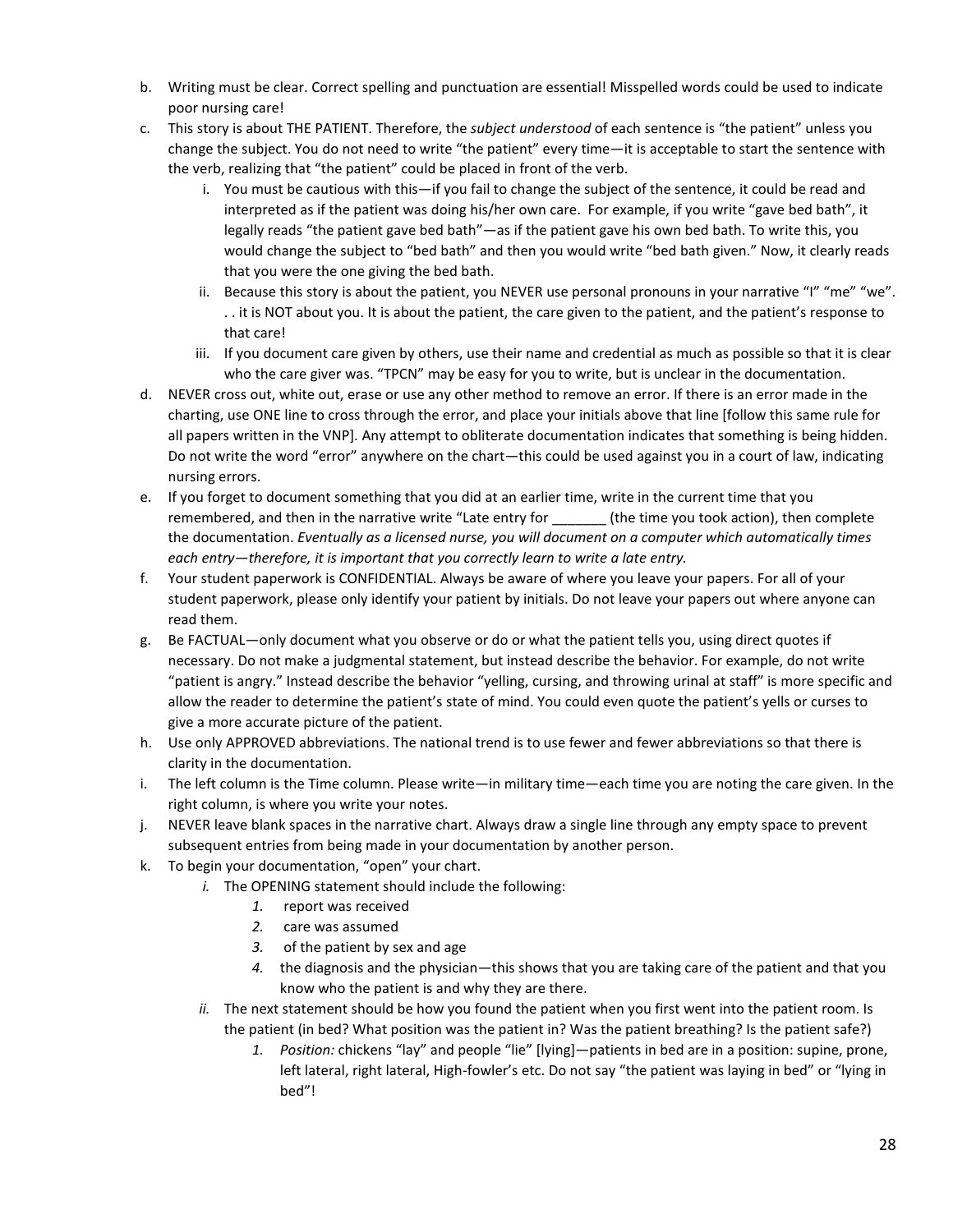b. Writing must be clear. Correct spelling and punctuation are essential! Misspelled words could be used to indicate poor nursing care!

c. This story is about THE PATIENT. Therefore, the *subject understood* of each sentence is "the patient" unless you change the subject. You do not need to write "the patient" every time—it is acceptable to start the sentence with the verb, realizing that "the patient" could be placed in front of the verb.

   i. You must be cautious with this—if you fail to change the subject of the sentence, it could be read and interpreted as if the patient was doing his/her own care. For example, if you write "gave bed bath", it legally reads "the patient gave bed bath"—as if the patient gave his own bed bath. To write this, you would change the subject to "bed bath" and then you would write "bed bath given." Now, it clearly reads that you were the one giving the bed bath.

   ii. Because this story is about the patient, you NEVER use personal pronouns in your narrative "I" "me" "we". . . it is NOT about you. It is about the patient, the care given to the patient, and the patient's response to that care!

   iii. If you document care given by others, use their name and credential as much as possible so that it is clear who the care giver was. "TPCN" may be easy for you to write, but is unclear in the documentation.

d. NEVER cross out, white out, erase or use any other method to remove an error. If there is an error made in the charting, use ONE line to cross through the error, and place your initials above that line [follow this same rule for all papers written in the VNP]. Any attempt to obliterate documentation indicates that something is being hidden. Do not write the word "error" anywhere on the chart—this could be used against you in a court of law, indicating nursing errors.

e. If you forget to document something that you did at an earlier time, write in the current time that you remembered, and then in the narrative write "Late entry for _______ (the time you took action), then complete the documentation. *Eventually as a licensed nurse, you will document on a computer which automatically times each entry—therefore, it is important that you correctly learn to write a late entry.*

f. Your student paperwork is CONFIDENTIAL. Always be aware of where you leave your papers. For all of your student paperwork, please only identify your patient by initials. Do not leave your papers out where anyone can read them.

g. Be FACTUAL—only document what you observe or do or what the patient tells you, using direct quotes if necessary. Do not make a judgmental statement, but instead describe the behavior. For example, do not write "patient is angry." Instead describe the behavior "yelling, cursing, and throwing urinal at staff" is more specific and allow the reader to determine the patient's state of mind. You could even quote the patient's yells or curses to give a more accurate picture of the patient.

h. Use only APPROVED abbreviations. The national trend is to use fewer and fewer abbreviations so that there is clarity in the documentation.

i. The left column is the Time column. Please write—in military time—each time you are noting the care given. In the right column, is where you write your notes.

j. NEVER leave blank spaces in the narrative chart. Always draw a single line through any empty space to prevent subsequent entries from being made in your documentation by another person.

k. To begin your documentation, "open" your chart.

   *i.* The OPENING statement should include the following:

      *1.* report was received

      *2.* care was assumed

      *3.* of the patient by sex and age

      *4.* the diagnosis and the physician—this shows that you are taking care of the patient and that you know who the patient is and why they are there.

   *ii.* The next statement should be how you found the patient when you first went into the patient room. Is the patient (in bed? What position was the patient in? Was the patient breathing? Is the patient safe?)

      *1.* *Position:* chickens "lay" and people "lie" [lying]—patients in bed are in a position: supine, prone, left lateral, right lateral, High-fowler's etc. Do not say "the patient was laying in bed" or "lying in bed"!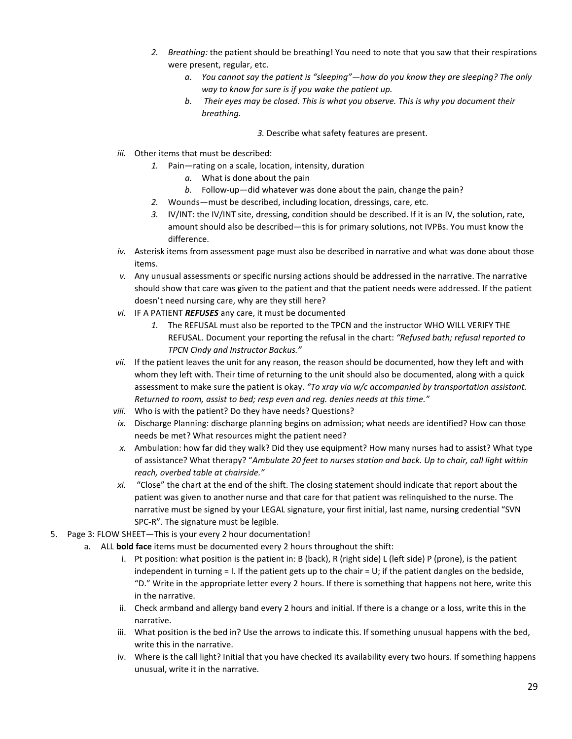2. *Breathing:* the patient should be breathing! You need to note that you saw that their respirations were present, regular, etc.
    a. *You cannot say the patient is "sleeping"—how do you know they are sleeping? The only way to know for sure is if you wake the patient up.*
    b. *Their eyes may be closed. This is what you observe. This is why you document their breathing.*

3. Describe what safety features are present.

iii. Other items that must be described:
1. Pain—rating on a scale, location, intensity, duration
    a. What is done about the pain
    b. Follow-up—did whatever was done about the pain, change the pain?
2. Wounds—must be described, including location, dressings, care, etc.
3. IV/INT: the IV/INT site, dressing, condition should be described. If it is an IV, the solution, rate, amount should also be described—this is for primary solutions, not IVPBs. You must know the difference.

iv. Asterisk items from assessment page must also be described in narrative and what was done about those items.

v. Any unusual assessments or specific nursing actions should be addressed in the narrative. The narrative should show that care was given to the patient and that the patient needs were addressed. If the patient doesn't need nursing care, why are they still here?

vi. IF A PATIENT ***REFUSES*** any care, it must be documented
1. The REFUSAL must also be reported to the TPCN and the instructor WHO WILL VERIFY THE REFUSAL. Document your reporting the refusal in the chart: *"Refused bath; refusal reported to TPCN Cindy and Instructor Backus."*

vii. If the patient leaves the unit for any reason, the reason should be documented, how they left and with whom they left with. Their time of returning to the unit should also be documented, along with a quick assessment to make sure the patient is okay. *"To xray via w/c accompanied by transportation assistant. Returned to room, assist to bed; resp even and reg. denies needs at this time."*

viii. Who is with the patient? Do they have needs? Questions?

ix. Discharge Planning: discharge planning begins on admission; what needs are identified? How can those needs be met? What resources might the patient need?

x. Ambulation: how far did they walk? Did they use equipment? How many nurses had to assist? What type of assistance? What therapy? "*Ambulate 20 feet to nurses station and back. Up to chair, call light within reach, overbed table at chairside."*

xi. "Close" the chart at the end of the shift. The closing statement should indicate that report about the patient was given to another nurse and that care for that patient was relinquished to the nurse. The narrative must be signed by your LEGAL signature, your first initial, last name, nursing credential "SVN SPC-R". The signature must be legible.

5. Page 3: FLOW SHEET—This is your every 2 hour documentation!
    a. ALL **bold face** items must be documented every 2 hours throughout the shift:
        i. Pt position: what position is the patient in: B (back), R (right side) L (left side) P (prone), is the patient independent in turning = I. If the patient gets up to the chair = U; if the patient dangles on the bedside, "D." Write in the appropriate letter every 2 hours. If there is something that happens not here, write this in the narrative.
        ii. Check armband and allergy band every 2 hours and initial. If there is a change or a loss, write this in the narrative.
        iii. What position is the bed in? Use the arrows to indicate this. If something unusual happens with the bed, write this in the narrative.
        iv. Where is the call light? Initial that you have checked its availability every two hours. If something happens unusual, write it in the narrative.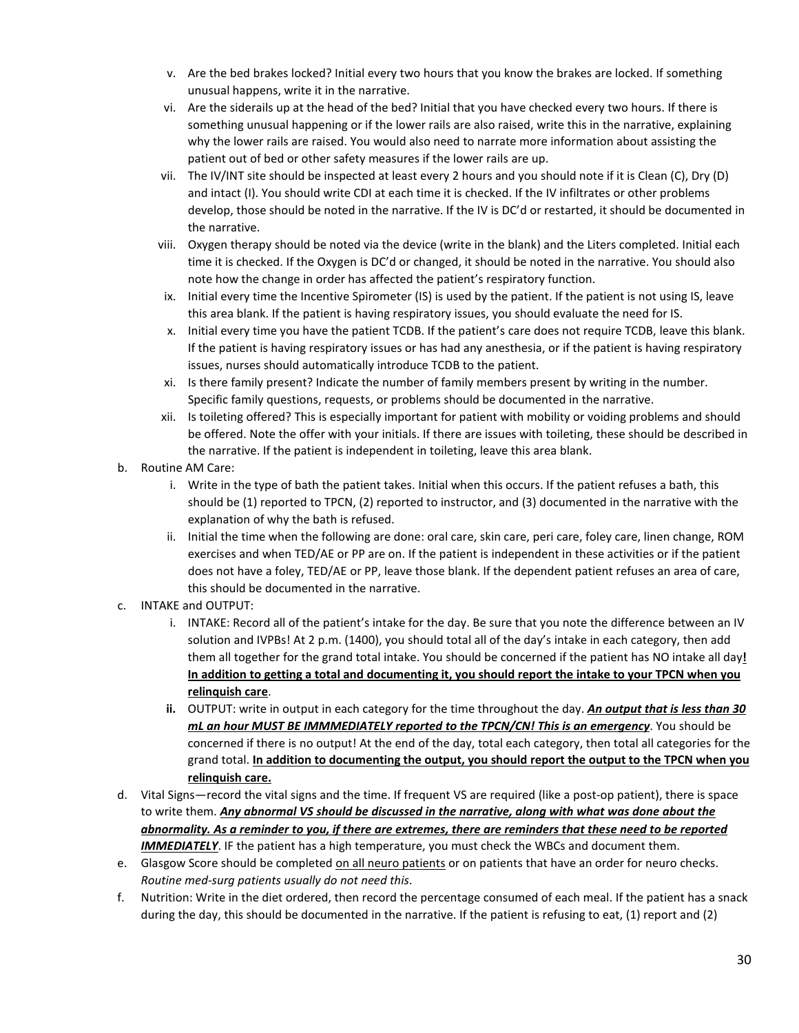v. Are the bed brakes locked? Initial every two hours that you know the brakes are locked. If something unusual happens, write it in the narrative.

vi. Are the siderails up at the head of the bed? Initial that you have checked every two hours. If there is something unusual happening or if the lower rails are also raised, write this in the narrative, explaining why the lower rails are raised. You would also need to narrate more information about assisting the patient out of bed or other safety measures if the lower rails are up.

vii. The IV/INT site should be inspected at least every 2 hours and you should note if it is Clean (C), Dry (D) and intact (I). You should write CDI at each time it is checked. If the IV infiltrates or other problems develop, those should be noted in the narrative. If the IV is DC'd or restarted, it should be documented in the narrative.

viii. Oxygen therapy should be noted via the device (write in the blank) and the Liters completed. Initial each time it is checked. If the Oxygen is DC'd or changed, it should be noted in the narrative. You should also note how the change in order has affected the patient's respiratory function.

ix. Initial every time the Incentive Spirometer (IS) is used by the patient. If the patient is not using IS, leave this area blank. If the patient is having respiratory issues, you should evaluate the need for IS.

x. Initial every time you have the patient TCDB. If the patient's care does not require TCDB, leave this blank. If the patient is having respiratory issues or has had any anesthesia, or if the patient is having respiratory issues, nurses should automatically introduce TCDB to the patient.

xi. Is there family present? Indicate the number of family members present by writing in the number. Specific family questions, requests, or problems should be documented in the narrative.

xii. Is toileting offered? This is especially important for patient with mobility or voiding problems and should be offered. Note the offer with your initials. If there are issues with toileting, these should be described in the narrative. If the patient is independent in toileting, leave this area blank.

b. Routine AM Care:

i. Write in the type of bath the patient takes. Initial when this occurs. If the patient refuses a bath, this should be (1) reported to TPCN, (2) reported to instructor, and (3) documented in the narrative with the explanation of why the bath is refused.

ii. Initial the time when the following are done: oral care, skin care, peri care, foley care, linen change, ROM exercises and when TED/AE or PP are on. If the patient is independent in these activities or if the patient does not have a foley, TED/AE or PP, leave those blank. If the dependent patient refuses an area of care, this should be documented in the narrative.

c. INTAKE and OUTPUT:

i. INTAKE: Record all of the patient's intake for the day. Be sure that you note the difference between an IV solution and IVPBs! At 2 p.m. (1400), you should total all of the day's intake in each category, then add them all together for the grand total intake. You should be concerned if the patient has NO intake all day**! <u>In addition to getting a total and documenting it, you should report the intake to your TPCN when you relinquish care</u>**.

**ii.** OUTPUT: write in output in each category for the time throughout the day. ***<u>An output that is less than 30 mL an hour MUST BE IMMMEDIATELY reported to the TPCN/CN! This is an emergency</u>***. You should be concerned if there is no output! At the end of the day, total each category, then total all categories for the grand total. **<u>In addition to documenting the output, you should report the output to the TPCN when you relinquish care.</u>**

d. Vital Signs—record the vital signs and the time. If frequent VS are required (like a post-op patient), there is space to write them. ***<u>Any abnormal VS should be discussed in the narrative, along with what was done about the abnormality. As a reminder to you, if there are extremes, there are reminders that these need to be reported IMMEDIATELY</u>***. IF the patient has a high temperature, you must check the WBCs and document them.

e. Glasgow Score should be completed <u>on all neuro patients</u> or on patients that have an order for neuro checks. *Routine med-surg patients usually do not need this*.

f. Nutrition: Write in the diet ordered, then record the percentage consumed of each meal. If the patient has a snack during the day, this should be documented in the narrative. If the patient is refusing to eat, (1) report and (2)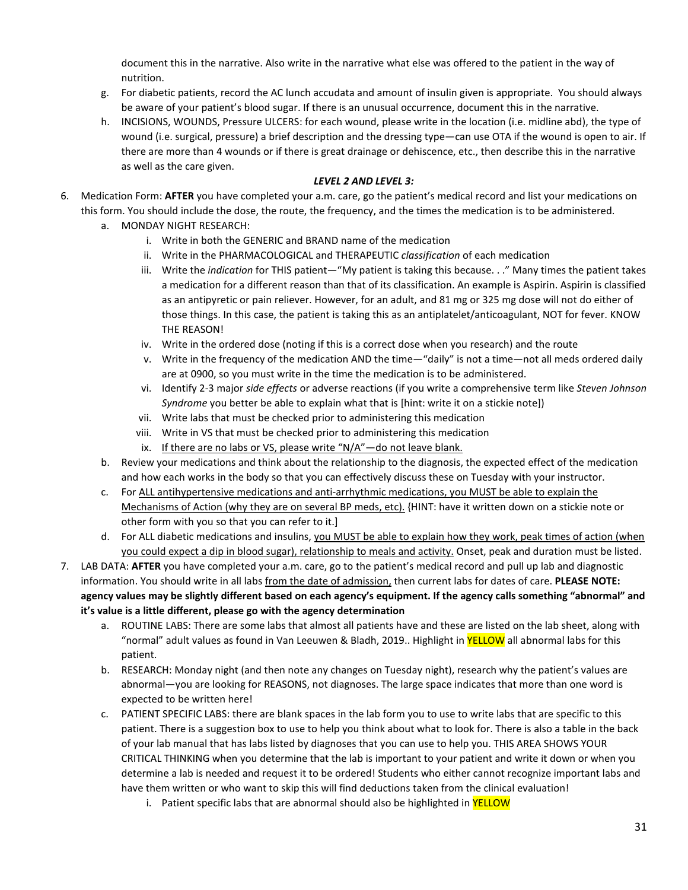document this in the narrative. Also write in the narrative what else was offered to the patient in the way of nutrition.

g. For diabetic patients, record the AC lunch accudata and amount of insulin given is appropriate. You should always be aware of your patient's blood sugar. If there is an unusual occurrence, document this in the narrative.
h. INCISIONS, WOUNDS, Pressure ULCERS: for each wound, please write in the location (i.e. midline abd), the type of wound (i.e. surgical, pressure) a brief description and the dressing type—can use OTA if the wound is open to air. If there are more than 4 wounds or if there is great drainage or dehiscence, etc., then describe this in the narrative as well as the care given.

***LEVEL 2 AND LEVEL 3:***

6. Medication Form: **AFTER** you have completed your a.m. care, go the patient's medical record and list your medications on this form. You should include the dose, the route, the frequency, and the times the medication is to be administered.
   a. MONDAY NIGHT RESEARCH:
      i. Write in both the GENERIC and BRAND name of the medication
      ii. Write in the PHARMACOLOGICAL and THERAPEUTIC *classification* of each medication
      iii. Write the *indication* for THIS patient—"My patient is taking this because. . ." Many times the patient takes a medication for a different reason than that of its classification. An example is Aspirin. Aspirin is classified as an antipyretic or pain reliever. However, for an adult, and 81 mg or 325 mg dose will not do either of those things. In this case, the patient is taking this as an antiplatelet/anticoagulant, NOT for fever. KNOW THE REASON!
      iv. Write in the ordered dose (noting if this is a correct dose when you research) and the route
      v. Write in the frequency of the medication AND the time—"daily" is not a time—not all meds ordered daily are at 0900, so you must write in the time the medication is to be administered.
      vi. Identify 2-3 major *side effects* or adverse reactions (if you write a comprehensive term like *Steven Johnson Syndrome* you better be able to explain what that is [hint: write it on a stickie note])
      vii. Write labs that must be checked prior to administering this medication
      viii. Write in VS that must be checked prior to administering this medication
      ix. <u>If there are no labs or VS, please write "N/A"—do not leave blank.</u>
   b. Review your medications and think about the relationship to the diagnosis, the expected effect of the medication and how each works in the body so that you can effectively discuss these on Tuesday with your instructor.
   c. For <u>ALL antihypertensive medications and anti-arrhythmic medications, you MUST be able to explain the Mechanisms of Action (why they are on several BP meds, etc).</u> {HINT: have it written down on a stickie note or other form with you so that you can refer to it.]
   d. For ALL diabetic medications and insulins, <u>you MUST be able to explain how they work, peak times of action (when you could expect a dip in blood sugar), relationship to meals and activity.</u> Onset, peak and duration must be listed.
7. LAB DATA: **AFTER** you have completed your a.m. care, go to the patient's medical record and pull up lab and diagnostic information. You should write in all labs <u>from the date of admission,</u> then current labs for dates of care. **PLEASE NOTE: agency values may be slightly different based on each agency's equipment. If the agency calls something "abnormal" and it's value is a little different, please go with the agency determination**
   a. ROUTINE LABS: There are some labs that almost all patients have and these are listed on the lab sheet, along with "normal" adult values as found in Van Leeuwen & Bladh, 2019.. Highlight in YELLOW all abnormal labs for this patient.
   b. RESEARCH: Monday night (and then note any changes on Tuesday night), research why the patient's values are abnormal—you are looking for REASONS, not diagnoses. The large space indicates that more than one word is expected to be written here!
   c. PATIENT SPECIFIC LABS: there are blank spaces in the lab form you to use to write labs that are specific to this patient. There is a suggestion box to use to help you think about what to look for. There is also a table in the back of your lab manual that has labs listed by diagnoses that you can use to help you. THIS AREA SHOWS YOUR CRITICAL THINKING when you determine that the lab is important to your patient and write it down or when you determine a lab is needed and request it to be ordered! Students who either cannot recognize important labs and have them written or who want to skip this will find deductions taken from the clinical evaluation!
      i. Patient specific labs that are abnormal should also be highlighted in YELLOW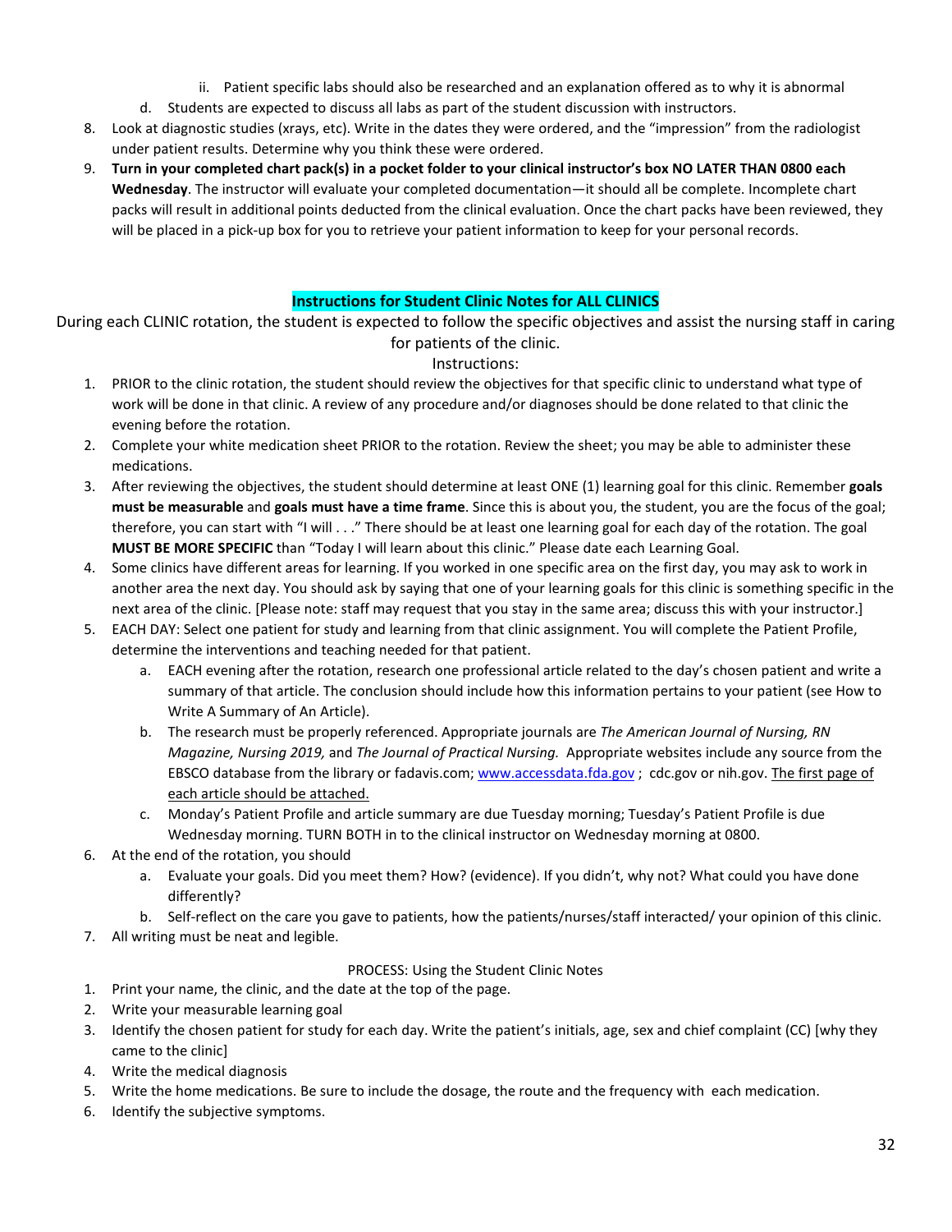ii. Patient specific labs should also be researched and an explanation offered as to why it is abnormal

d. Students are expected to discuss all labs as part of the student discussion with instructors.

8. Look at diagnostic studies (xrays, etc). Write in the dates they were ordered, and the "impression" from the radiologist under patient results. Determine why you think these were ordered.
9. **Turn in your completed chart pack(s) in a pocket folder to your clinical instructor's box NO LATER THAN 0800 each Wednesday**. The instructor will evaluate your completed documentation—it should all be complete. Incomplete chart packs will result in additional points deducted from the clinical evaluation. Once the chart packs have been reviewed, they will be placed in a pick-up box for you to retrieve your patient information to keep for your personal records.

## Instructions for Student Clinic Notes for ALL CLINICS

During each CLINIC rotation, the student is expected to follow the specific objectives and assist the nursing staff in caring for patients of the clinic.

Instructions:

1. PRIOR to the clinic rotation, the student should review the objectives for that specific clinic to understand what type of work will be done in that clinic. A review of any procedure and/or diagnoses should be done related to that clinic the evening before the rotation.
2. Complete your white medication sheet PRIOR to the rotation. Review the sheet; you may be able to administer these medications.
3. After reviewing the objectives, the student should determine at least ONE (1) learning goal for this clinic. Remember **goals must be measurable** and **goals must have a time frame**. Since this is about you, the student, you are the focus of the goal; therefore, you can start with "I will . . ." There should be at least one learning goal for each day of the rotation. The goal **MUST BE MORE SPECIFIC** than "Today I will learn about this clinic." Please date each Learning Goal.
4. Some clinics have different areas for learning. If you worked in one specific area on the first day, you may ask to work in another area the next day. You should ask by saying that one of your learning goals for this clinic is something specific in the next area of the clinic. [Please note: staff may request that you stay in the same area; discuss this with your instructor.]
5. EACH DAY: Select one patient for study and learning from that clinic assignment. You will complete the Patient Profile, determine the interventions and teaching needed for that patient.
   a. EACH evening after the rotation, research one professional article related to the day's chosen patient and write a summary of that article. The conclusion should include how this information pertains to your patient (see How to Write A Summary of An Article).
   b. The research must be properly referenced. Appropriate journals are *The American Journal of Nursing, RN Magazine, Nursing 2019,* and *The Journal of Practical Nursing.* Appropriate websites include any source from the EBSCO database from the library or fadavis.com; www.accessdata.fda.gov ; cdc.gov or nih.gov. The first page of each article should be attached.
   c. Monday's Patient Profile and article summary are due Tuesday morning; Tuesday's Patient Profile is due Wednesday morning. TURN BOTH in to the clinical instructor on Wednesday morning at 0800.
6. At the end of the rotation, you should
   a. Evaluate your goals. Did you meet them? How? (evidence). If you didn't, why not? What could you have done differently?
   b. Self-reflect on the care you gave to patients, how the patients/nurses/staff interacted/ your opinion of this clinic.
7. All writing must be neat and legible.

PROCESS: Using the Student Clinic Notes

1. Print your name, the clinic, and the date at the top of the page.
2. Write your measurable learning goal
3. Identify the chosen patient for study for each day. Write the patient's initials, age, sex and chief complaint (CC) [why they came to the clinic]
4. Write the medical diagnosis
5. Write the home medications. Be sure to include the dosage, the route and the frequency with each medication.
6. Identify the subjective symptoms.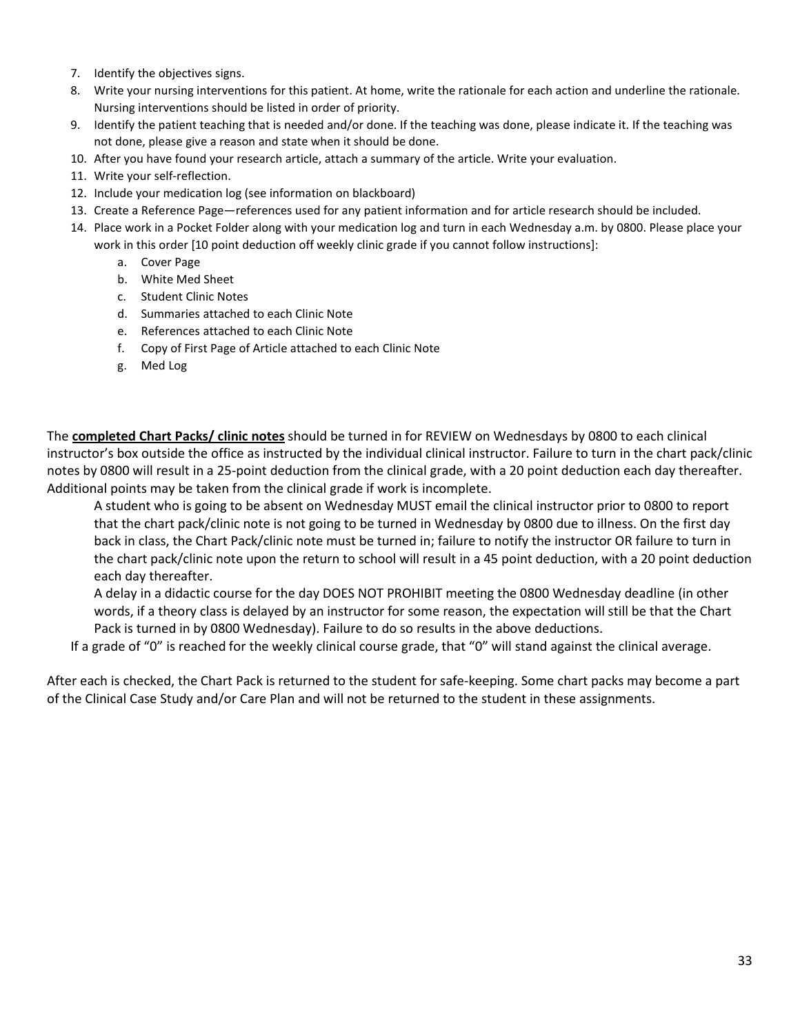7. Identify the objectives signs.
8. Write your nursing interventions for this patient. At home, write the rationale for each action and underline the rationale. Nursing interventions should be listed in order of priority.
9. Identify the patient teaching that is needed and/or done. If the teaching was done, please indicate it. If the teaching was not done, please give a reason and state when it should be done.
10. After you have found your research article, attach a summary of the article. Write your evaluation.
11. Write your self-reflection.
12. Include your medication log (see information on blackboard)
13. Create a Reference Page—references used for any patient information and for article research should be included.
14. Place work in a Pocket Folder along with your medication log and turn in each Wednesday a.m. by 0800. Please place your work in this order [10 point deduction off weekly clinic grade if you cannot follow instructions]:
    a. Cover Page
    b. White Med Sheet
    c. Student Clinic Notes
    d. Summaries attached to each Clinic Note
    e. References attached to each Clinic Note
    f. Copy of First Page of Article attached to each Clinic Note
    g. Med Log

The **completed Chart Packs/ clinic notes** should be turned in for REVIEW on Wednesdays by 0800 to each clinical instructor's box outside the office as instructed by the individual clinical instructor. Failure to turn in the chart pack/clinic notes by 0800 will result in a 25-point deduction from the clinical grade, with a 20 point deduction each day thereafter. Additional points may be taken from the clinical grade if work is incomplete.

A student who is going to be absent on Wednesday MUST email the clinical instructor prior to 0800 to report that the chart pack/clinic note is not going to be turned in Wednesday by 0800 due to illness. On the first day back in class, the Chart Pack/clinic note must be turned in; failure to notify the instructor OR failure to turn in the chart pack/clinic note upon the return to school will result in a 45 point deduction, with a 20 point deduction each day thereafter.

A delay in a didactic course for the day DOES NOT PROHIBIT meeting the 0800 Wednesday deadline (in other words, if a theory class is delayed by an instructor for some reason, the expectation will still be that the Chart Pack is turned in by 0800 Wednesday). Failure to do so results in the above deductions.

If a grade of "0" is reached for the weekly clinical course grade, that "0" will stand against the clinical average.

After each is checked, the Chart Pack is returned to the student for safe-keeping. Some chart packs may become a part of the Clinical Case Study and/or Care Plan and will not be returned to the student in these assignments.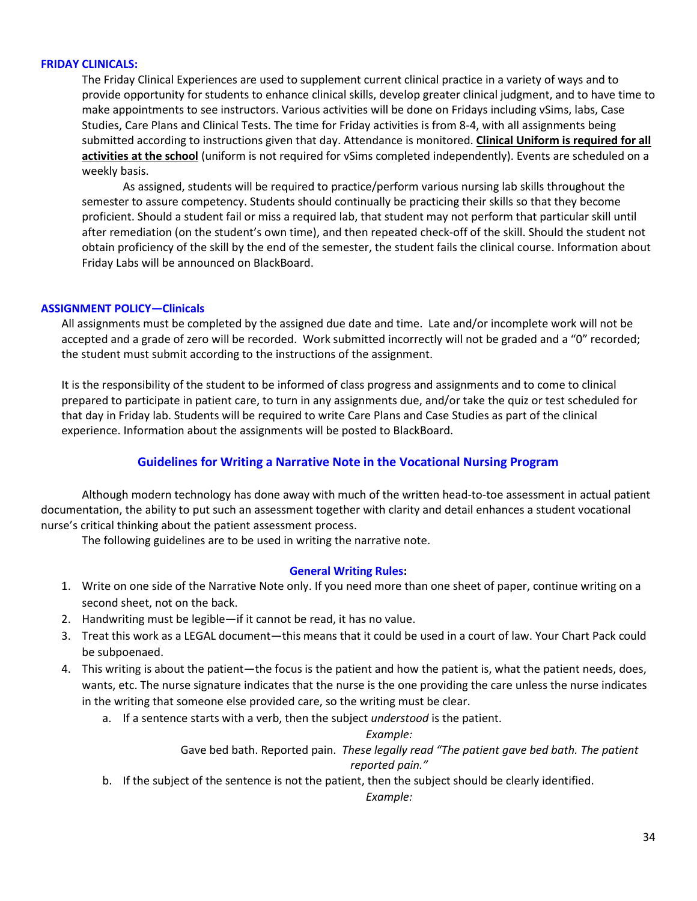**FRIDAY CLINICALS:**

The Friday Clinical Experiences are used to supplement current clinical practice in a variety of ways and to provide opportunity for students to enhance clinical skills, develop greater clinical judgment, and to have time to make appointments to see instructors. Various activities will be done on Fridays including vSims, labs, Case Studies, Care Plans and Clinical Tests. The time for Friday activities is from 8-4, with all assignments being submitted according to instructions given that day. Attendance is monitored. **Clinical Uniform is required for all activities at the school** (uniform is not required for vSims completed independently). Events are scheduled on a weekly basis.

As assigned, students will be required to practice/perform various nursing lab skills throughout the semester to assure competency. Students should continually be practicing their skills so that they become proficient. Should a student fail or miss a required lab, that student may not perform that particular skill until after remediation (on the student's own time), and then repeated check-off of the skill. Should the student not obtain proficiency of the skill by the end of the semester, the student fails the clinical course. Information about Friday Labs will be announced on BlackBoard.

**ASSIGNMENT POLICY—Clinicals**

All assignments must be completed by the assigned due date and time. Late and/or incomplete work will not be accepted and a grade of zero will be recorded. Work submitted incorrectly will not be graded and a "0" recorded; the student must submit according to the instructions of the assignment.

It is the responsibility of the student to be informed of class progress and assignments and to come to clinical prepared to participate in patient care, to turn in any assignments due, and/or take the quiz or test scheduled for that day in Friday lab. Students will be required to write Care Plans and Case Studies as part of the clinical experience. Information about the assignments will be posted to BlackBoard.

## Guidelines for Writing a Narrative Note in the Vocational Nursing Program

Although modern technology has done away with much of the written head-to-toe assessment in actual patient documentation, the ability to put such an assessment together with clarity and detail enhances a student vocational nurse's critical thinking about the patient assessment process.

The following guidelines are to be used in writing the narrative note.

### General Writing Rules:

1. Write on one side of the Narrative Note only. If you need more than one sheet of paper, continue writing on a second sheet, not on the back.
2. Handwriting must be legible—if it cannot be read, it has no value.
3. Treat this work as a LEGAL document—this means that it could be used in a court of law. Your Chart Pack could be subpoenaed.
4. This writing is about the patient—the focus is the patient and how the patient is, what the patient needs, does, wants, etc. The nurse signature indicates that the nurse is the one providing the care unless the nurse indicates in the writing that someone else provided care, so the writing must be clear.
   a. If a sentence starts with a verb, then the subject *understood* is the patient.

      *Example:*

      Gave bed bath. Reported pain. *These legally read "The patient gave bed bath. The patient reported pain."*

   b. If the subject of the sentence is not the patient, then the subject should be clearly identified.

      *Example:*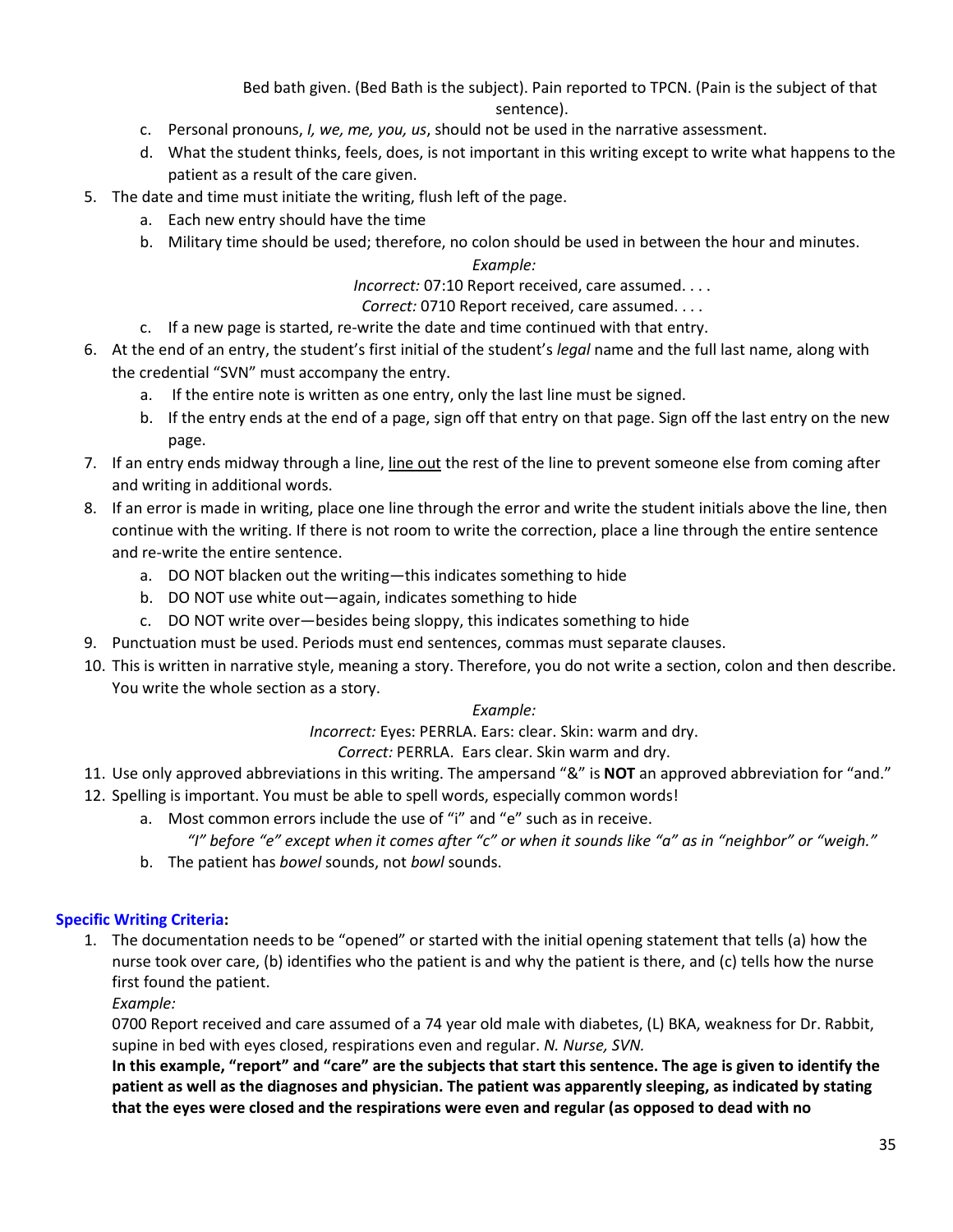Bed bath given. (Bed Bath is the subject). Pain reported to TPCN. (Pain is the subject of that sentence).

   c. Personal pronouns, *I, we, me, you, us*, should not be used in the narrative assessment.
   d. What the student thinks, feels, does, is not important in this writing except to write what happens to the patient as a result of the care given.

5. The date and time must initiate the writing, flush left of the page.
   a. Each new entry should have the time
   b. Military time should be used; therefore, no colon should be used in between the hour and minutes.

      *Example:*

      *Incorrect:* 07:10 Report received, care assumed. . . .

      *Correct:* 0710 Report received, care assumed. . . .

   c. If a new page is started, re-write the date and time continued with that entry.
6. At the end of an entry, the student's first initial of the student's *legal* name and the full last name, along with the credential "SVN" must accompany the entry.
   a. If the entire note is written as one entry, only the last line must be signed.
   b. If the entry ends at the end of a page, sign off that entry on that page. Sign off the last entry on the new page.
7. If an entry ends midway through a line, <u>line out</u> the rest of the line to prevent someone else from coming after and writing in additional words.
8. If an error is made in writing, place one line through the error and write the student initials above the line, then continue with the writing. If there is not room to write the correction, place a line through the entire sentence and re-write the entire sentence.
   a. DO NOT blacken out the writing—this indicates something to hide
   b. DO NOT use white out—again, indicates something to hide
   c. DO NOT write over—besides being sloppy, this indicates something to hide
9. Punctuation must be used. Periods must end sentences, commas must separate clauses.
10. This is written in narrative style, meaning a story. Therefore, you do not write a section, colon and then describe. You write the whole section as a story.

    *Example:*

    *Incorrect:* Eyes: PERRLA. Ears: clear. Skin: warm and dry.

    *Correct:* PERRLA. Ears clear. Skin warm and dry.

11. Use only approved abbreviations in this writing. The ampersand "&" is **NOT** an approved abbreviation for "and."
12. Spelling is important. You must be able to spell words, especially common words!
    a. Most common errors include the use of "i" and "e" such as in receive.

       *"I" before "e" except when it comes after "c" or when it sounds like "a" as in "neighbor" or "weigh."*

    b. The patient has *bowel* sounds, not *bowl* sounds.

**Specific Writing Criteria:**

1. The documentation needs to be "opened" or started with the initial opening statement that tells (a) how the nurse took over care, (b) identifies who the patient is and why the patient is there, and (c) tells how the nurse first found the patient.

   *Example:*

   0700 Report received and care assumed of a 74 year old male with diabetes, (L) BKA, weakness for Dr. Rabbit, supine in bed with eyes closed, respirations even and regular. *N. Nurse, SVN.*

   **In this example, "report" and "care" are the subjects that start this sentence. The age is given to identify the patient as well as the diagnoses and physician. The patient was apparently sleeping, as indicated by stating that the eyes were closed and the respirations were even and regular (as opposed to dead with no**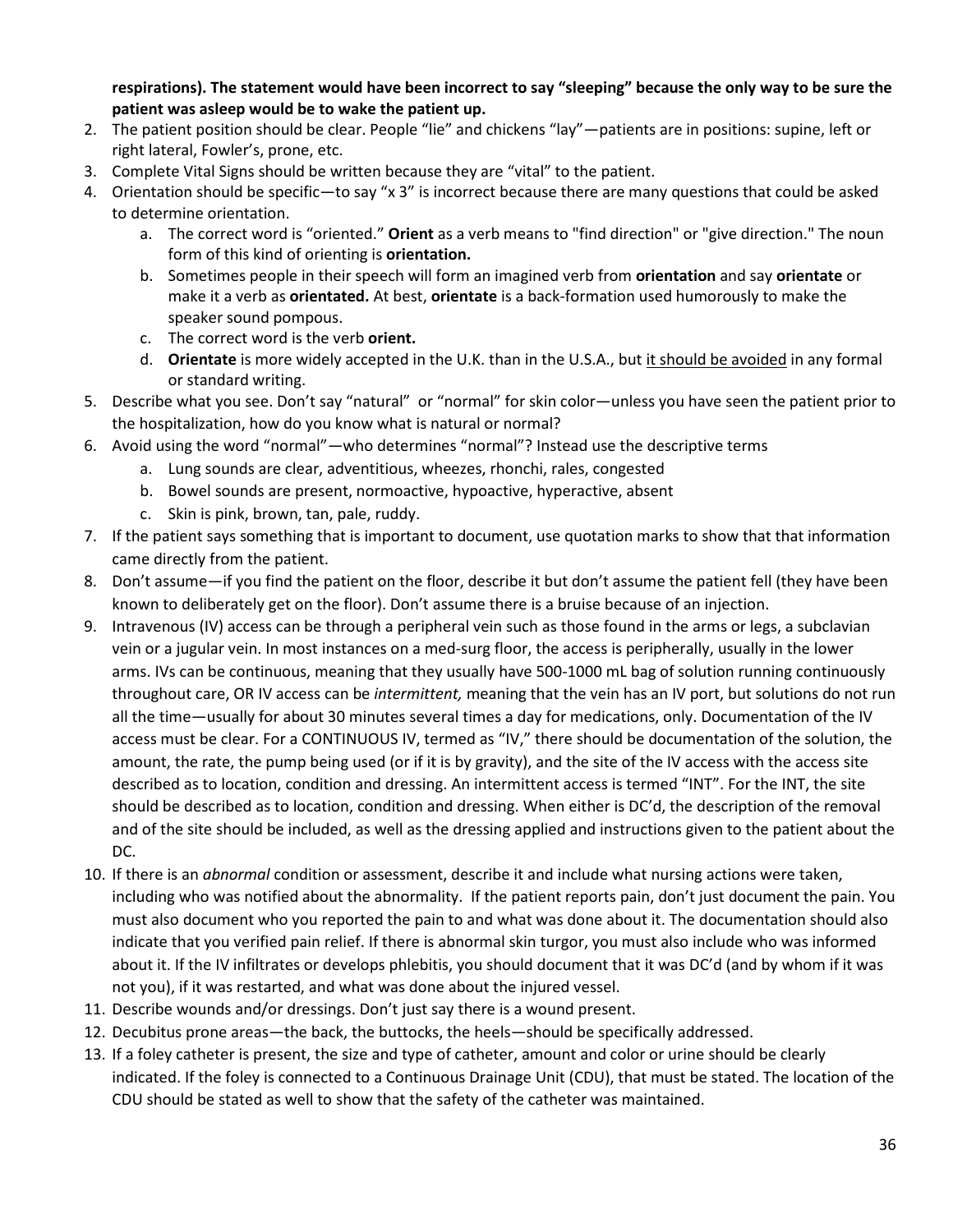**respirations). The statement would have been incorrect to say "sleeping" because the only way to be sure the patient was asleep would be to wake the patient up.**

2. The patient position should be clear. People "lie" and chickens "lay"—patients are in positions: supine, left or right lateral, Fowler's, prone, etc.
3. Complete Vital Signs should be written because they are "vital" to the patient.
4. Orientation should be specific—to say "x 3" is incorrect because there are many questions that could be asked to determine orientation.
   a. The correct word is "oriented." **Orient** as a verb means to "find direction" or "give direction." The noun form of this kind of orienting is **orientation.**
   b. Sometimes people in their speech will form an imagined verb from **orientation** and say **orientate** or make it a verb as **orientated.** At best, **orientate** is a back-formation used humorously to make the speaker sound pompous.
   c. The correct word is the verb **orient.**
   d. **Orientate** is more widely accepted in the U.K. than in the U.S.A., but <u>it should be avoided</u> in any formal or standard writing.
5. Describe what you see. Don't say "natural" or "normal" for skin color—unless you have seen the patient prior to the hospitalization, how do you know what is natural or normal?
6. Avoid using the word "normal"—who determines "normal"? Instead use the descriptive terms
   a. Lung sounds are clear, adventitious, wheezes, rhonchi, rales, congested
   b. Bowel sounds are present, normoactive, hypoactive, hyperactive, absent
   c. Skin is pink, brown, tan, pale, ruddy.
7. If the patient says something that is important to document, use quotation marks to show that that information came directly from the patient.
8. Don't assume—if you find the patient on the floor, describe it but don't assume the patient fell (they have been known to deliberately get on the floor). Don't assume there is a bruise because of an injection.
9. Intravenous (IV) access can be through a peripheral vein such as those found in the arms or legs, a subclavian vein or a jugular vein. In most instances on a med-surg floor, the access is peripherally, usually in the lower arms. IVs can be continuous, meaning that they usually have 500-1000 mL bag of solution running continuously throughout care, OR IV access can be *intermittent,* meaning that the vein has an IV port, but solutions do not run all the time—usually for about 30 minutes several times a day for medications, only. Documentation of the IV access must be clear. For a CONTINUOUS IV, termed as "IV," there should be documentation of the solution, the amount, the rate, the pump being used (or if it is by gravity), and the site of the IV access with the access site described as to location, condition and dressing. An intermittent access is termed "INT". For the INT, the site should be described as to location, condition and dressing. When either is DC'd, the description of the removal and of the site should be included, as well as the dressing applied and instructions given to the patient about the DC.
10. If there is an *abnormal* condition or assessment, describe it and include what nursing actions were taken, including who was notified about the abnormality. If the patient reports pain, don't just document the pain. You must also document who you reported the pain to and what was done about it. The documentation should also indicate that you verified pain relief. If there is abnormal skin turgor, you must also include who was informed about it. If the IV infiltrates or develops phlebitis, you should document that it was DC'd (and by whom if it was not you), if it was restarted, and what was done about the injured vessel.
11. Describe wounds and/or dressings. Don't just say there is a wound present.
12. Decubitus prone areas—the back, the buttocks, the heels—should be specifically addressed.
13. If a foley catheter is present, the size and type of catheter, amount and color or urine should be clearly indicated. If the foley is connected to a Continuous Drainage Unit (CDU), that must be stated. The location of the CDU should be stated as well to show that the safety of the catheter was maintained.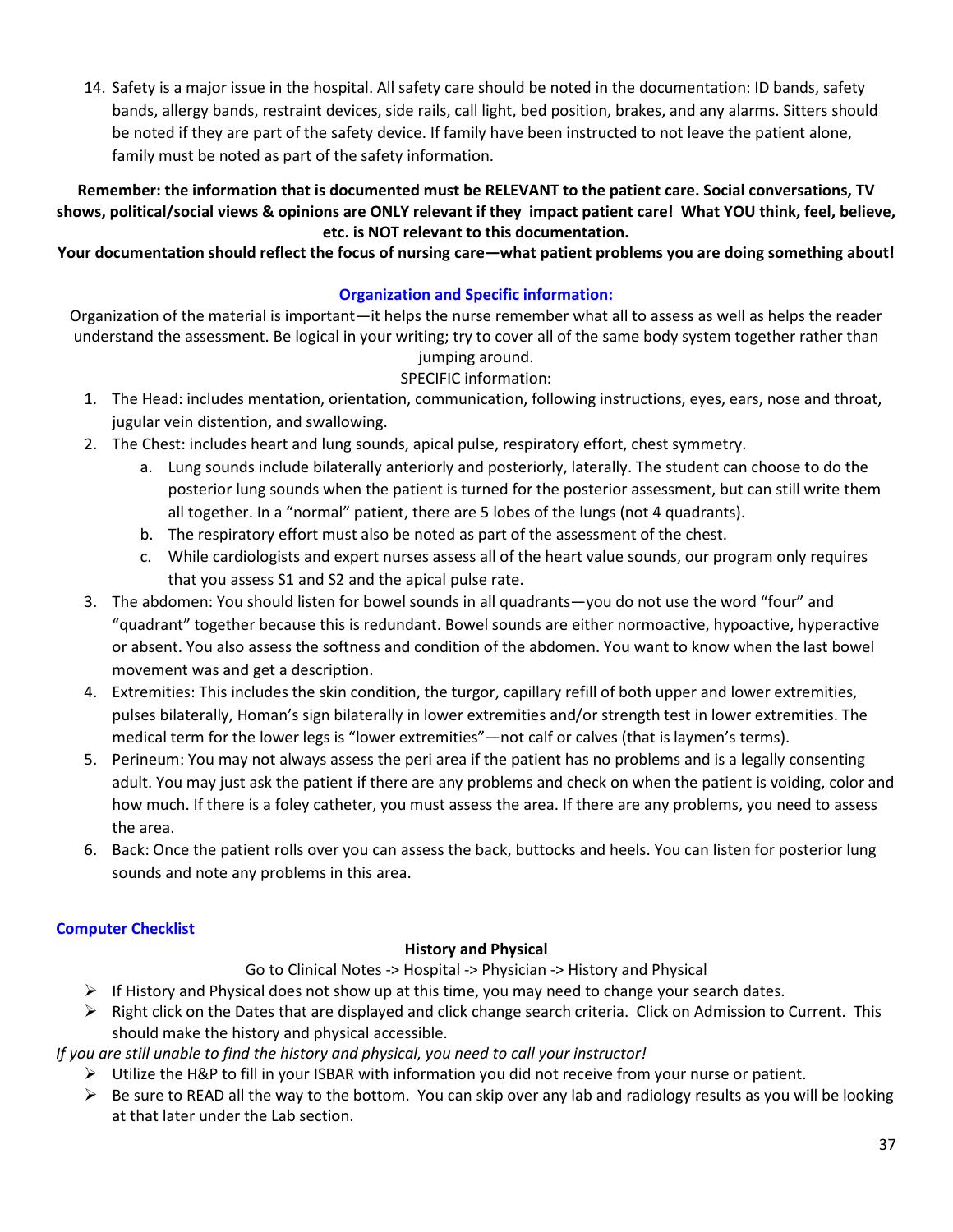14. Safety is a major issue in the hospital. All safety care should be noted in the documentation: ID bands, safety bands, allergy bands, restraint devices, side rails, call light, bed position, brakes, and any alarms. Sitters should be noted if they are part of the safety device. If family have been instructed to not leave the patient alone, family must be noted as part of the safety information.

**Remember: the information that is documented must be RELEVANT to the patient care. Social conversations, TV shows, political/social views & opinions are ONLY relevant if they impact patient care! What YOU think, feel, believe, etc. is NOT relevant to this documentation.**

**Your documentation should reflect the focus of nursing care—what patient problems you are doing something about!**

## Organization and Specific information:

Organization of the material is important—it helps the nurse remember what all to assess as well as helps the reader understand the assessment. Be logical in your writing; try to cover all of the same body system together rather than jumping around.

SPECIFIC information:

1. The Head: includes mentation, orientation, communication, following instructions, eyes, ears, nose and throat, jugular vein distention, and swallowing.
2. The Chest: includes heart and lung sounds, apical pulse, respiratory effort, chest symmetry.
   a. Lung sounds include bilaterally anteriorly and posteriorly, laterally. The student can choose to do the posterior lung sounds when the patient is turned for the posterior assessment, but can still write them all together. In a "normal" patient, there are 5 lobes of the lungs (not 4 quadrants).
   b. The respiratory effort must also be noted as part of the assessment of the chest.
   c. While cardiologists and expert nurses assess all of the heart value sounds, our program only requires that you assess S1 and S2 and the apical pulse rate.
3. The abdomen: You should listen for bowel sounds in all quadrants—you do not use the word "four" and "quadrant" together because this is redundant. Bowel sounds are either normoactive, hypoactive, hyperactive or absent. You also assess the softness and condition of the abdomen. You want to know when the last bowel movement was and get a description.
4. Extremities: This includes the skin condition, the turgor, capillary refill of both upper and lower extremities, pulses bilaterally, Homan's sign bilaterally in lower extremities and/or strength test in lower extremities. The medical term for the lower legs is "lower extremities"—not calf or calves (that is laymen's terms).
5. Perineum: You may not always assess the peri area if the patient has no problems and is a legally consenting adult. You may just ask the patient if there are any problems and check on when the patient is voiding, color and how much. If there is a foley catheter, you must assess the area. If there are any problems, you need to assess the area.
6. Back: Once the patient rolls over you can assess the back, buttocks and heels. You can listen for posterior lung sounds and note any problems in this area.

## Computer Checklist

### History and Physical

Go to Clinical Notes -> Hospital -> Physician -> History and Physical

- If History and Physical does not show up at this time, you may need to change your search dates.
- Right click on the Dates that are displayed and click change search criteria. Click on Admission to Current. This should make the history and physical accessible.

*If you are still unable to find the history and physical, you need to call your instructor!*

- Utilize the H&P to fill in your ISBAR with information you did not receive from your nurse or patient.
- Be sure to READ all the way to the bottom. You can skip over any lab and radiology results as you will be looking at that later under the Lab section.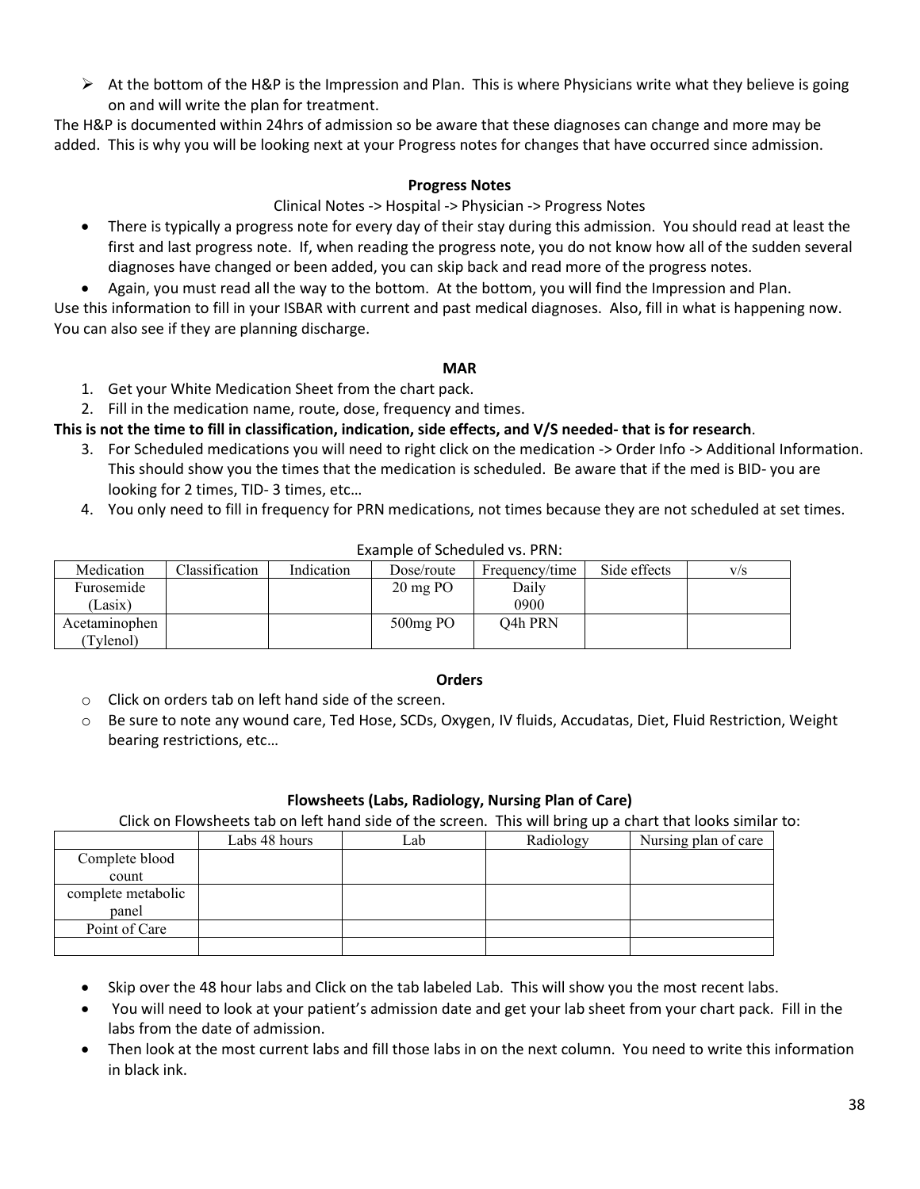- At the bottom of the H&P is the Impression and Plan. This is where Physicians write what they believe is going on and will write the plan for treatment.

The H&P is documented within 24hrs of admission so be aware that these diagnoses can change and more may be added. This is why you will be looking next at your Progress notes for changes that have occurred since admission.

**Progress Notes**

Clinical Notes -> Hospital -> Physician -> Progress Notes

- There is typically a progress note for every day of their stay during this admission. You should read at least the first and last progress note. If, when reading the progress note, you do not know how all of the sudden several diagnoses have changed or been added, you can skip back and read more of the progress notes.
- Again, you must read all the way to the bottom. At the bottom, you will find the Impression and Plan.

Use this information to fill in your ISBAR with current and past medical diagnoses. Also, fill in what is happening now. You can also see if they are planning discharge.

**MAR**

1. Get your White Medication Sheet from the chart pack.
2. Fill in the medication name, route, dose, frequency and times.

**This is not the time to fill in classification, indication, side effects, and V/S needed- that is for research**.

3. For Scheduled medications you will need to right click on the medication -> Order Info -> Additional Information. This should show you the times that the medication is scheduled. Be aware that if the med is BID- you are looking for 2 times, TID- 3 times, etc…
4. You only need to fill in frequency for PRN medications, not times because they are not scheduled at set times.

Example of Scheduled vs. PRN:

| Medication | Classification | Indication | Dose/route | Frequency/time | Side effects | v/s |
|---|---|---|---|---|---|---|
| Furosemide (Lasix) | | | 20 mg PO | Daily 0900 | | |
| Acetaminophen (Tylenol) | | | 500mg PO | Q4h PRN | | |

**Orders**

- Click on orders tab on left hand side of the screen.
- Be sure to note any wound care, Ted Hose, SCDs, Oxygen, IV fluids, Accudatas, Diet, Fluid Restriction, Weight bearing restrictions, etc…

**Flowsheets (Labs, Radiology, Nursing Plan of Care)**

Click on Flowsheets tab on left hand side of the screen. This will bring up a chart that looks similar to:

| | Labs 48 hours | Lab | Radiology | Nursing plan of care |
|---|---|---|---|---|
| Complete blood count | | | | |
| complete metabolic panel | | | | |
| Point of Care | | | | |
| | | | | |

- Skip over the 48 hour labs and Click on the tab labeled Lab. This will show you the most recent labs.
- You will need to look at your patient's admission date and get your lab sheet from your chart pack. Fill in the labs from the date of admission.
- Then look at the most current labs and fill those labs in on the next column. You need to write this information in black ink.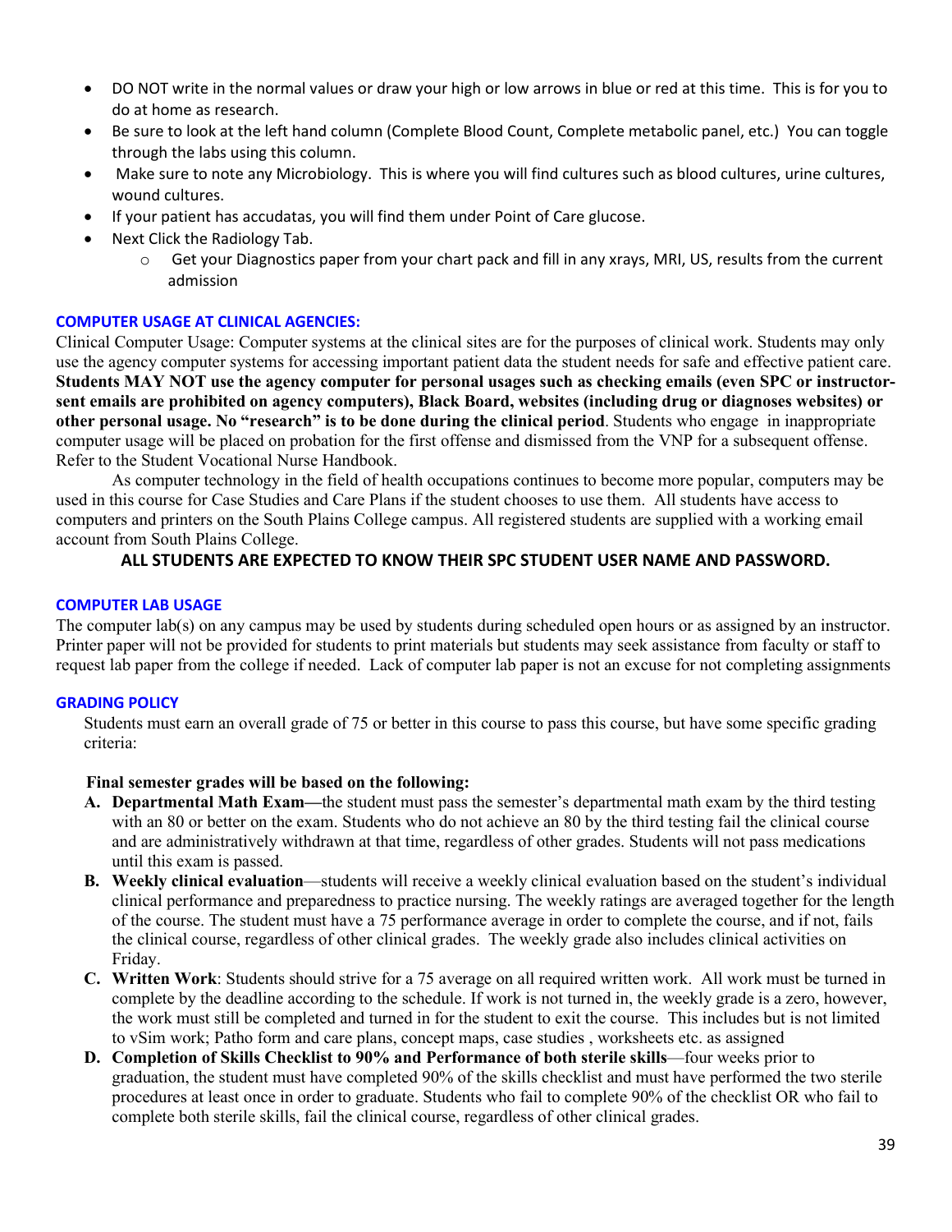- DO NOT write in the normal values or draw your high or low arrows in blue or red at this time. This is for you to do at home as research.
- Be sure to look at the left hand column (Complete Blood Count, Complete metabolic panel, etc.) You can toggle through the labs using this column.
- Make sure to note any Microbiology. This is where you will find cultures such as blood cultures, urine cultures, wound cultures.
- If your patient has accudatas, you will find them under Point of Care glucose.
- Next Click the Radiology Tab.
  - Get your Diagnostics paper from your chart pack and fill in any xrays, MRI, US, results from the current admission

### COMPUTER USAGE AT CLINICAL AGENCIES:

Clinical Computer Usage: Computer systems at the clinical sites are for the purposes of clinical work. Students may only use the agency computer systems for accessing important patient data the student needs for safe and effective patient care. **Students MAY NOT use the agency computer for personal usages such as checking emails (even SPC or instructor-sent emails are prohibited on agency computers), Black Board, websites (including drug or diagnoses websites) or other personal usage. No "research" is to be done during the clinical period**. Students who engage in inappropriate computer usage will be placed on probation for the first offense and dismissed from the VNP for a subsequent offense. Refer to the Student Vocational Nurse Handbook.

As computer technology in the field of health occupations continues to become more popular, computers may be used in this course for Case Studies and Care Plans if the student chooses to use them. All students have access to computers and printers on the South Plains College campus. All registered students are supplied with a working email account from South Plains College.

**ALL STUDENTS ARE EXPECTED TO KNOW THEIR SPC STUDENT USER NAME AND PASSWORD.**

### COMPUTER LAB USAGE

The computer lab(s) on any campus may be used by students during scheduled open hours or as assigned by an instructor. Printer paper will not be provided for students to print materials but students may seek assistance from faculty or staff to request lab paper from the college if needed. Lack of computer lab paper is not an excuse for not completing assignments

### GRADING POLICY

Students must earn an overall grade of 75 or better in this course to pass this course, but have some specific grading criteria:

**Final semester grades will be based on the following:**

A. **Departmental Math Exam—**the student must pass the semester's departmental math exam by the third testing with an 80 or better on the exam. Students who do not achieve an 80 by the third testing fail the clinical course and are administratively withdrawn at that time, regardless of other grades. Students will not pass medications until this exam is passed.

B. **Weekly clinical evaluation**—students will receive a weekly clinical evaluation based on the student's individual clinical performance and preparedness to practice nursing. The weekly ratings are averaged together for the length of the course. The student must have a 75 performance average in order to complete the course, and if not, fails the clinical course, regardless of other clinical grades. The weekly grade also includes clinical activities on Friday.

C. **Written Work**: Students should strive for a 75 average on all required written work. All work must be turned in complete by the deadline according to the schedule. If work is not turned in, the weekly grade is a zero, however, the work must still be completed and turned in for the student to exit the course. This includes but is not limited to vSim work; Patho form and care plans, concept maps, case studies , worksheets etc. as assigned

D. **Completion of Skills Checklist to 90% and Performance of both sterile skills**—four weeks prior to graduation, the student must have completed 90% of the skills checklist and must have performed the two sterile procedures at least once in order to graduate. Students who fail to complete 90% of the checklist OR who fail to complete both sterile skills, fail the clinical course, regardless of other clinical grades.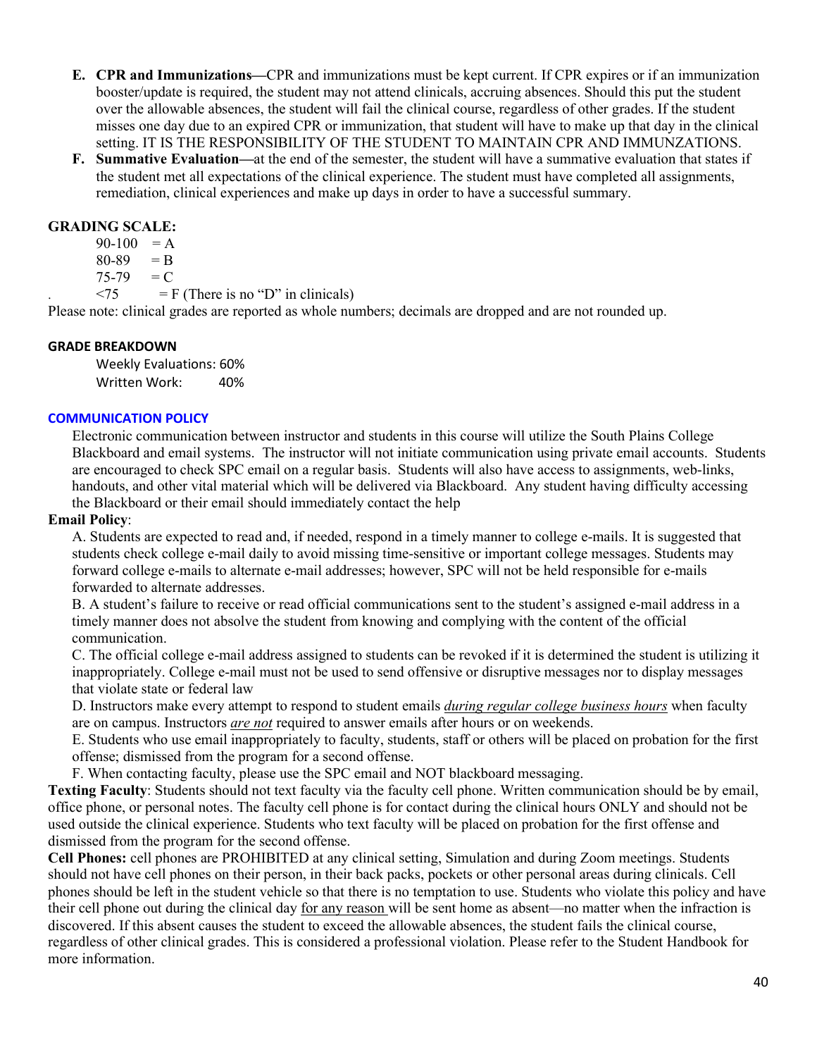**E. CPR and Immunizations**—CPR and immunizations must be kept current. If CPR expires or if an immunization booster/update is required, the student may not attend clinicals, accruing absences. Should this put the student over the allowable absences, the student will fail the clinical course, regardless of other grades. If the student misses one day due to an expired CPR or immunization, that student will have to make up that day in the clinical setting. IT IS THE RESPONSIBILITY OF THE STUDENT TO MAINTAIN CPR AND IMMUNZATIONS.

**F. Summative Evaluation**—at the end of the semester, the student will have a summative evaluation that states if the student met all expectations of the clinical experience. The student must have completed all assignments, remediation, clinical experiences and make up days in order to have a successful summary.

**GRADING SCALE:**

90-100 = A
80-89 = B
75-79 = C
<75 = F (There is no "D" in clinicals)

Please note: clinical grades are reported as whole numbers; decimals are dropped and are not rounded up.

**GRADE BREAKDOWN**

Weekly Evaluations: 60%
Written Work: 40%

**COMMUNICATION POLICY**

Electronic communication between instructor and students in this course will utilize the South Plains College Blackboard and email systems. The instructor will not initiate communication using private email accounts. Students are encouraged to check SPC email on a regular basis. Students will also have access to assignments, web-links, handouts, and other vital material which will be delivered via Blackboard. Any student having difficulty accessing the Blackboard or their email should immediately contact the help

**Email Policy**:

A. Students are expected to read and, if needed, respond in a timely manner to college e-mails. It is suggested that students check college e-mail daily to avoid missing time-sensitive or important college messages. Students may forward college e-mails to alternate e-mail addresses; however, SPC will not be held responsible for e-mails forwarded to alternate addresses.

B. A student's failure to receive or read official communications sent to the student's assigned e-mail address in a timely manner does not absolve the student from knowing and complying with the content of the official communication.

C. The official college e-mail address assigned to students can be revoked if it is determined the student is utilizing it inappropriately. College e-mail must not be used to send offensive or disruptive messages nor to display messages that violate state or federal law

D. Instructors make every attempt to respond to student emails *during regular college business hours* when faculty are on campus. Instructors *are not* required to answer emails after hours or on weekends.

E. Students who use email inappropriately to faculty, students, staff or others will be placed on probation for the first offense; dismissed from the program for a second offense.

F. When contacting faculty, please use the SPC email and NOT blackboard messaging.

**Texting Faculty**: Students should not text faculty via the faculty cell phone. Written communication should be by email, office phone, or personal notes. The faculty cell phone is for contact during the clinical hours ONLY and should not be used outside the clinical experience. Students who text faculty will be placed on probation for the first offense and dismissed from the program for the second offense.

**Cell Phones:** cell phones are PROHIBITED at any clinical setting, Simulation and during Zoom meetings. Students should not have cell phones on their person, in their back packs, pockets or other personal areas during clinicals. Cell phones should be left in the student vehicle so that there is no temptation to use. Students who violate this policy and have their cell phone out during the clinical day for any reason will be sent home as absent—no matter when the infraction is discovered. If this absent causes the student to exceed the allowable absences, the student fails the clinical course, regardless of other clinical grades. This is considered a professional violation. Please refer to the Student Handbook for more information.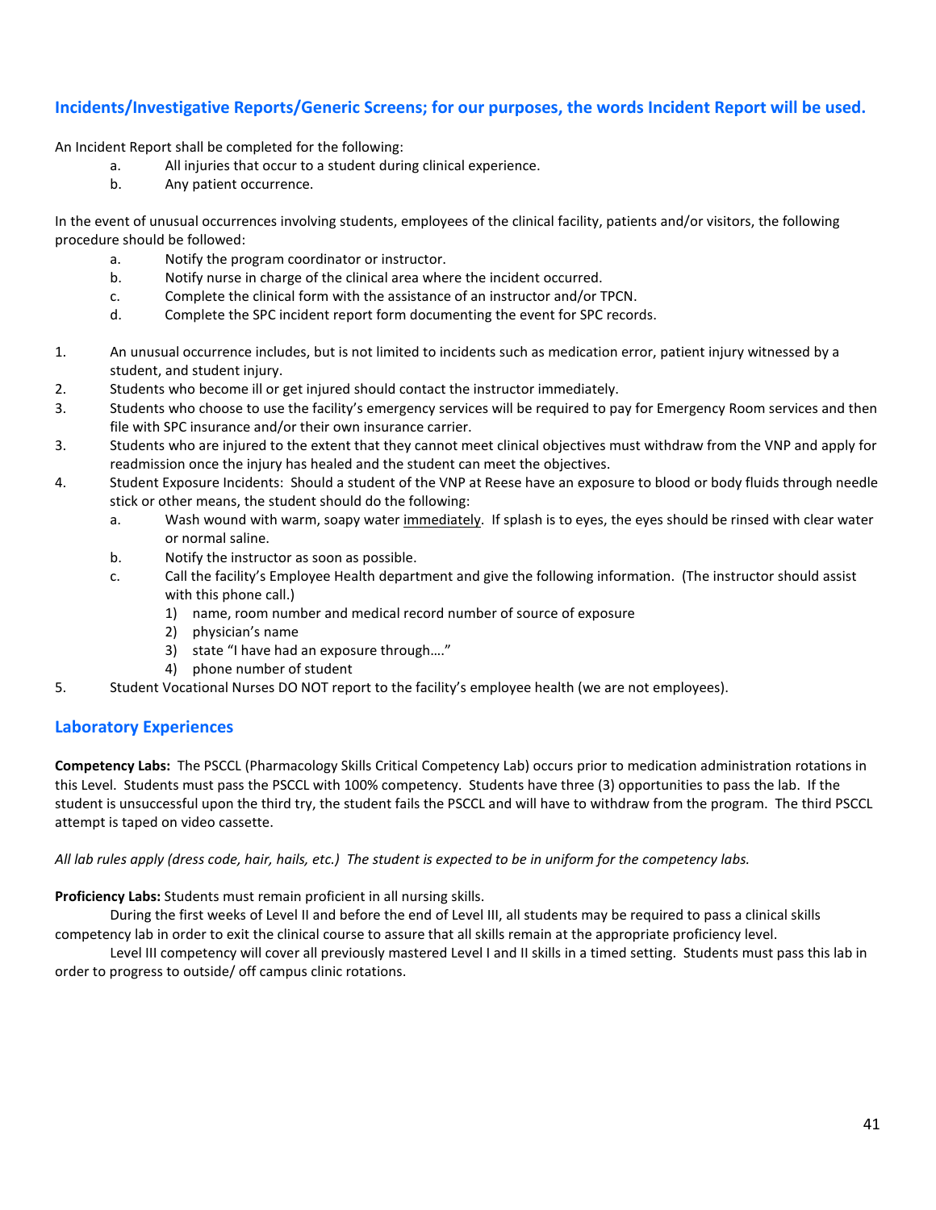## Incidents/Investigative Reports/Generic Screens; for our purposes, the words Incident Report will be used.

An Incident Report shall be completed for the following:

a. All injuries that occur to a student during clinical experience.
b. Any patient occurrence.

In the event of unusual occurrences involving students, employees of the clinical facility, patients and/or visitors, the following procedure should be followed:

a. Notify the program coordinator or instructor.
b. Notify nurse in charge of the clinical area where the incident occurred.
c. Complete the clinical form with the assistance of an instructor and/or TPCN.
d. Complete the SPC incident report form documenting the event for SPC records.

1. An unusual occurrence includes, but is not limited to incidents such as medication error, patient injury witnessed by a student, and student injury.
2. Students who become ill or get injured should contact the instructor immediately.
3. Students who choose to use the facility's emergency services will be required to pay for Emergency Room services and then file with SPC insurance and/or their own insurance carrier.
3. Students who are injured to the extent that they cannot meet clinical objectives must withdraw from the VNP and apply for readmission once the injury has healed and the student can meet the objectives.
4. Student Exposure Incidents: Should a student of the VNP at Reese have an exposure to blood or body fluids through needle stick or other means, the student should do the following:
   a. Wash wound with warm, soapy water immediately. If splash is to eyes, the eyes should be rinsed with clear water or normal saline.
   b. Notify the instructor as soon as possible.
   c. Call the facility's Employee Health department and give the following information. (The instructor should assist with this phone call.)
      1) name, room number and medical record number of source of exposure
      2) physician's name
      3) state "I have had an exposure through…."
      4) phone number of student
5. Student Vocational Nurses DO NOT report to the facility's employee health (we are not employees).

## Laboratory Experiences

**Competency Labs:** The PSCCL (Pharmacology Skills Critical Competency Lab) occurs prior to medication administration rotations in this Level. Students must pass the PSCCL with 100% competency. Students have three (3) opportunities to pass the lab. If the student is unsuccessful upon the third try, the student fails the PSCCL and will have to withdraw from the program. The third PSCCL attempt is taped on video cassette.

*All lab rules apply (dress code, hair, hails, etc.) The student is expected to be in uniform for the competency labs.*

**Proficiency Labs:** Students must remain proficient in all nursing skills.

During the first weeks of Level II and before the end of Level III, all students may be required to pass a clinical skills competency lab in order to exit the clinical course to assure that all skills remain at the appropriate proficiency level.

Level III competency will cover all previously mastered Level I and II skills in a timed setting. Students must pass this lab in order to progress to outside/ off campus clinic rotations.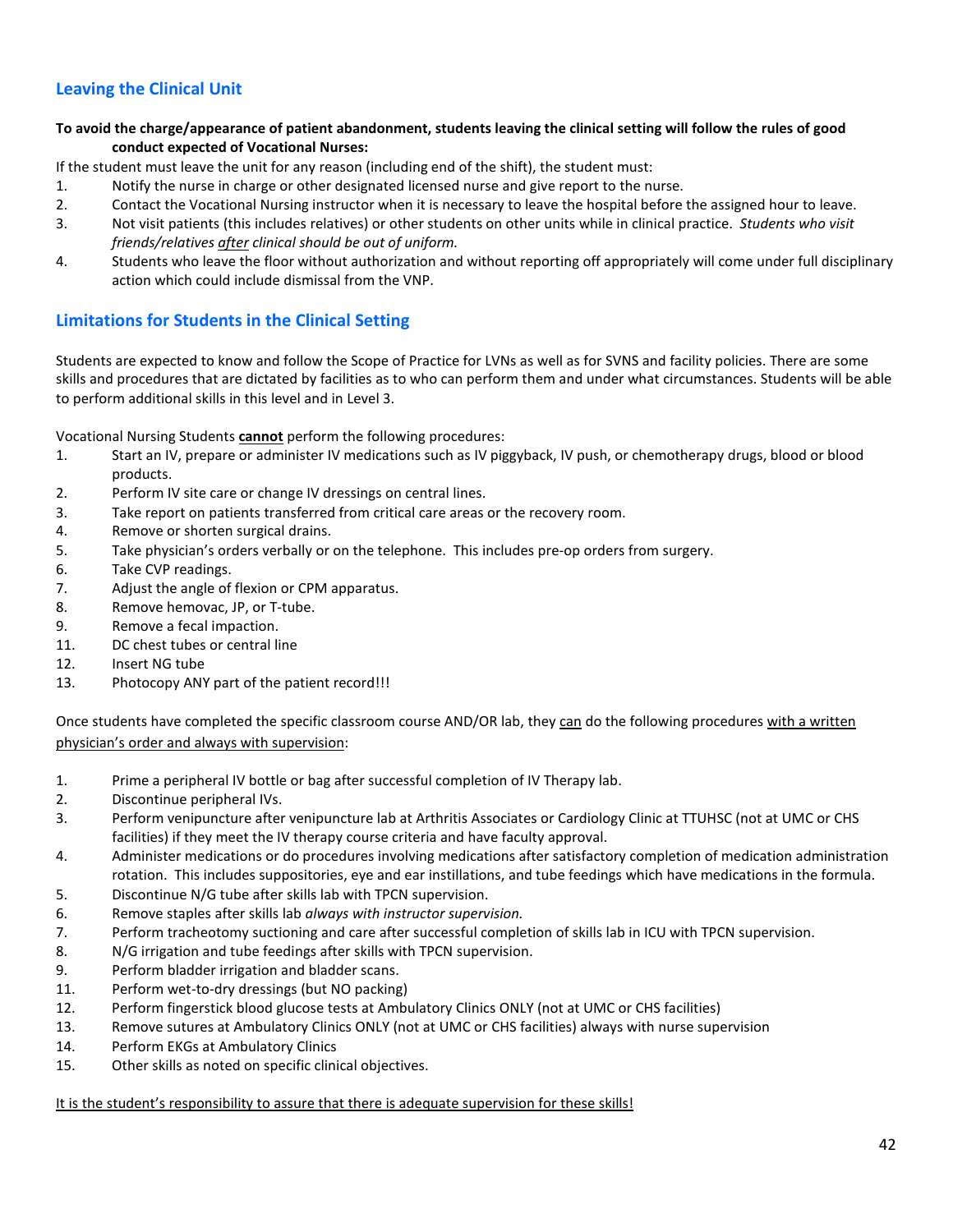## Leaving the Clinical Unit

**To avoid the charge/appearance of patient abandonment, students leaving the clinical setting will follow the rules of good conduct expected of Vocational Nurses:**

If the student must leave the unit for any reason (including end of the shift), the student must:

1. Notify the nurse in charge or other designated licensed nurse and give report to the nurse.
2. Contact the Vocational Nursing instructor when it is necessary to leave the hospital before the assigned hour to leave.
3. Not visit patients (this includes relatives) or other students on other units while in clinical practice. *Students who visit friends/relatives <u>after</u> clinical should be out of uniform.*
4. Students who leave the floor without authorization and without reporting off appropriately will come under full disciplinary action which could include dismissal from the VNP.

## Limitations for Students in the Clinical Setting

Students are expected to know and follow the Scope of Practice for LVNs as well as for SVNS and facility policies. There are some skills and procedures that are dictated by facilities as to who can perform them and under what circumstances. Students will be able to perform additional skills in this level and in Level 3.

Vocational Nursing Students **<u>cannot</u>** perform the following procedures:

1. Start an IV, prepare or administer IV medications such as IV piggyback, IV push, or chemotherapy drugs, blood or blood products.
2. Perform IV site care or change IV dressings on central lines.
3. Take report on patients transferred from critical care areas or the recovery room.
4. Remove or shorten surgical drains.
5. Take physician's orders verbally or on the telephone. This includes pre-op orders from surgery.
6. Take CVP readings.
7. Adjust the angle of flexion or CPM apparatus.
8. Remove hemovac, JP, or T-tube.
9. Remove a fecal impaction.

11. DC chest tubes or central line
12. Insert NG tube
13. Photocopy ANY part of the patient record!!!

Once students have completed the specific classroom course AND/OR lab, they <u>can</u> do the following procedures <u>with a written physician's order and always with supervision</u>:

1. Prime a peripheral IV bottle or bag after successful completion of IV Therapy lab.
2. Discontinue peripheral IVs.
3. Perform venipuncture after venipuncture lab at Arthritis Associates or Cardiology Clinic at TTUHSC (not at UMC or CHS facilities) if they meet the IV therapy course criteria and have faculty approval.
4. Administer medications or do procedures involving medications after satisfactory completion of medication administration rotation. This includes suppositories, eye and ear instillations, and tube feedings which have medications in the formula.
5. Discontinue N/G tube after skills lab with TPCN supervision.
6. Remove staples after skills lab *always with instructor supervision.*
7. Perform tracheotomy suctioning and care after successful completion of skills lab in ICU with TPCN supervision.
8. N/G irrigation and tube feedings after skills with TPCN supervision.
9. Perform bladder irrigation and bladder scans.

11. Perform wet-to-dry dressings (but NO packing)
12. Perform fingerstick blood glucose tests at Ambulatory Clinics ONLY (not at UMC or CHS facilities)
13. Remove sutures at Ambulatory Clinics ONLY (not at UMC or CHS facilities) always with nurse supervision
14. Perform EKGs at Ambulatory Clinics
15. Other skills as noted on specific clinical objectives.

<u>It is the student's responsibility to assure that there is adequate supervision for these skills!</u>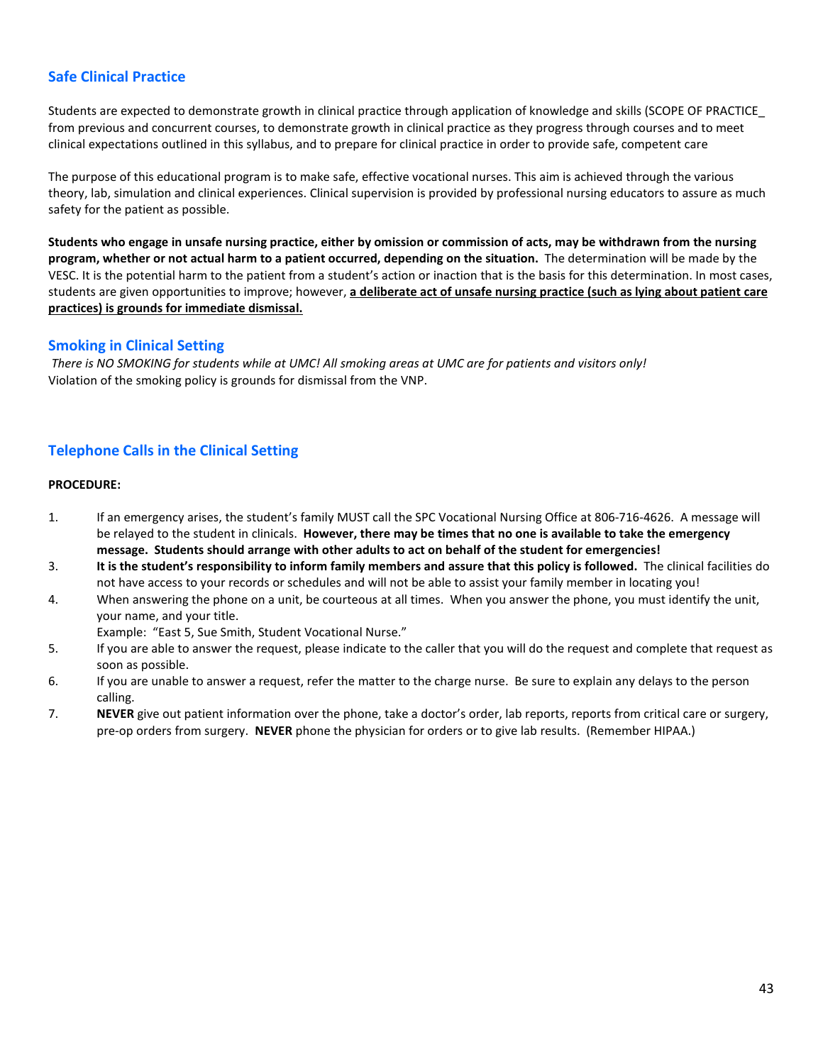## Safe Clinical Practice

Students are expected to demonstrate growth in clinical practice through application of knowledge and skills (SCOPE OF PRACTICE_ from previous and concurrent courses, to demonstrate growth in clinical practice as they progress through courses and to meet clinical expectations outlined in this syllabus, and to prepare for clinical practice in order to provide safe, competent care

The purpose of this educational program is to make safe, effective vocational nurses. This aim is achieved through the various theory, lab, simulation and clinical experiences. Clinical supervision is provided by professional nursing educators to assure as much safety for the patient as possible.

**Students who engage in unsafe nursing practice, either by omission or commission of acts, may be withdrawn from the nursing program, whether or not actual harm to a patient occurred, depending on the situation.** The determination will be made by the VESC. It is the potential harm to the patient from a student's action or inaction that is the basis for this determination. In most cases, students are given opportunities to improve; however, **<u>a deliberate act of unsafe nursing practice (such as lying about patient care practices) is grounds for immediate dismissal.</u>**

## Smoking in Clinical Setting

*There is NO SMOKING for students while at UMC! All smoking areas at UMC are for patients and visitors only!*
Violation of the smoking policy is grounds for dismissal from the VNP.

## Telephone Calls in the Clinical Setting

**PROCEDURE:**

1. If an emergency arises, the student's family MUST call the SPC Vocational Nursing Office at 806-716-4626. A message will be relayed to the student in clinicals. **However, there may be times that no one is available to take the emergency message. Students should arrange with other adults to act on behalf of the student for emergencies!**
3. **It is the student's responsibility to inform family members and assure that this policy is followed.** The clinical facilities do not have access to your records or schedules and will not be able to assist your family member in locating you!
4. When answering the phone on a unit, be courteous at all times. When you answer the phone, you must identify the unit, your name, and your title.
   Example: "East 5, Sue Smith, Student Vocational Nurse."
5. If you are able to answer the request, please indicate to the caller that you will do the request and complete that request as soon as possible.
6. If you are unable to answer a request, refer the matter to the charge nurse. Be sure to explain any delays to the person calling.
7. **NEVER** give out patient information over the phone, take a doctor's order, lab reports, reports from critical care or surgery, pre-op orders from surgery. **NEVER** phone the physician for orders or to give lab results. (Remember HIPAA.)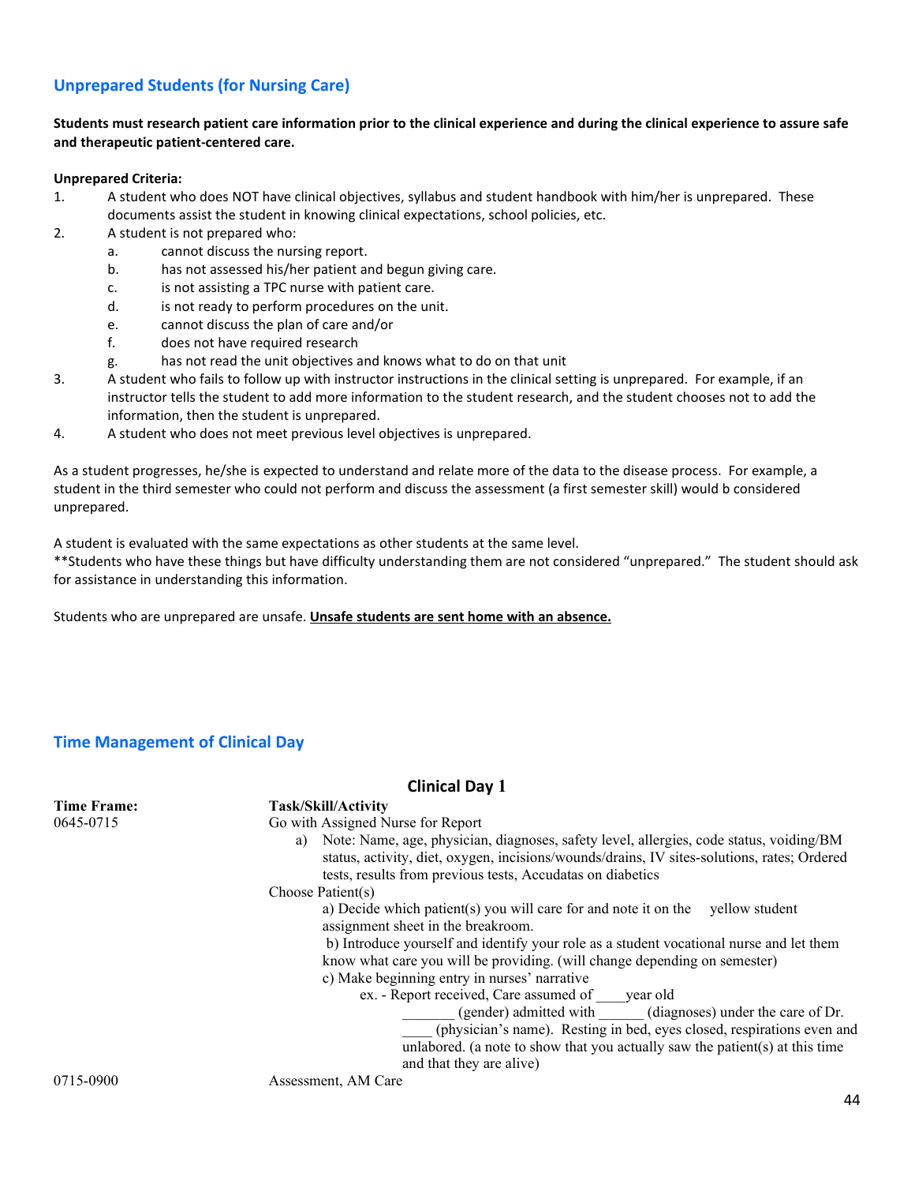## Unprepared Students (for Nursing Care)

**Students must research patient care information prior to the clinical experience and during the clinical experience to assure safe and therapeutic patient-centered care.**

**Unprepared Criteria:**

1. A student who does NOT have clinical objectives, syllabus and student handbook with him/her is unprepared. These documents assist the student in knowing clinical expectations, school policies, etc.
2. A student is not prepared who:
   a. cannot discuss the nursing report.
   b. has not assessed his/her patient and begun giving care.
   c. is not assisting a TPC nurse with patient care.
   d. is not ready to perform procedures on the unit.
   e. cannot discuss the plan of care and/or
   f. does not have required research
   g. has not read the unit objectives and knows what to do on that unit
3. A student who fails to follow up with instructor instructions in the clinical setting is unprepared. For example, if an instructor tells the student to add more information to the student research, and the student chooses not to add the information, then the student is unprepared.
4. A student who does not meet previous level objectives is unprepared.

As a student progresses, he/she is expected to understand and relate more of the data to the disease process. For example, a student in the third semester who could not perform and discuss the assessment (a first semester skill) would b considered unprepared.

A student is evaluated with the same expectations as other students at the same level.
**Students who have these things but have difficulty understanding them are not considered "unprepared." The student should ask for assistance in understanding this information.

Students who are unprepared are unsafe. **Unsafe students are sent home with an absence.**

## Time Management of Clinical Day

### Clinical Day 1

| **Time Frame:** | **Task/Skill/Activity** |
| --- | --- |
| 0645-0715 | Go with Assigned Nurse for Report<br>a) Note: Name, age, physician, diagnoses, safety level, allergies, code status, voiding/BM status, activity, diet, oxygen, incisions/wounds/drains, IV sites-solutions, rates; Ordered tests, results from previous tests, Accudatas on diabetics<br>Choose Patient(s)<br>a) Decide which patient(s) you will care for and note it on the yellow student assignment sheet in the breakroom.<br>b) Introduce yourself and identify your role as a student vocational nurse and let them know what care you will be providing. (will change depending on semester)<br>c) Make beginning entry in nurses' narrative<br>ex. - Report received, Care assumed of ____year old _______ (gender) admitted with ______ (diagnoses) under the care of Dr. ____ (physician's name). Resting in bed, eyes closed, respirations even and unlabored. (a note to show that you actually saw the patient(s) at this time and that they are alive) |
| 0715-0900 | Assessment, AM Care |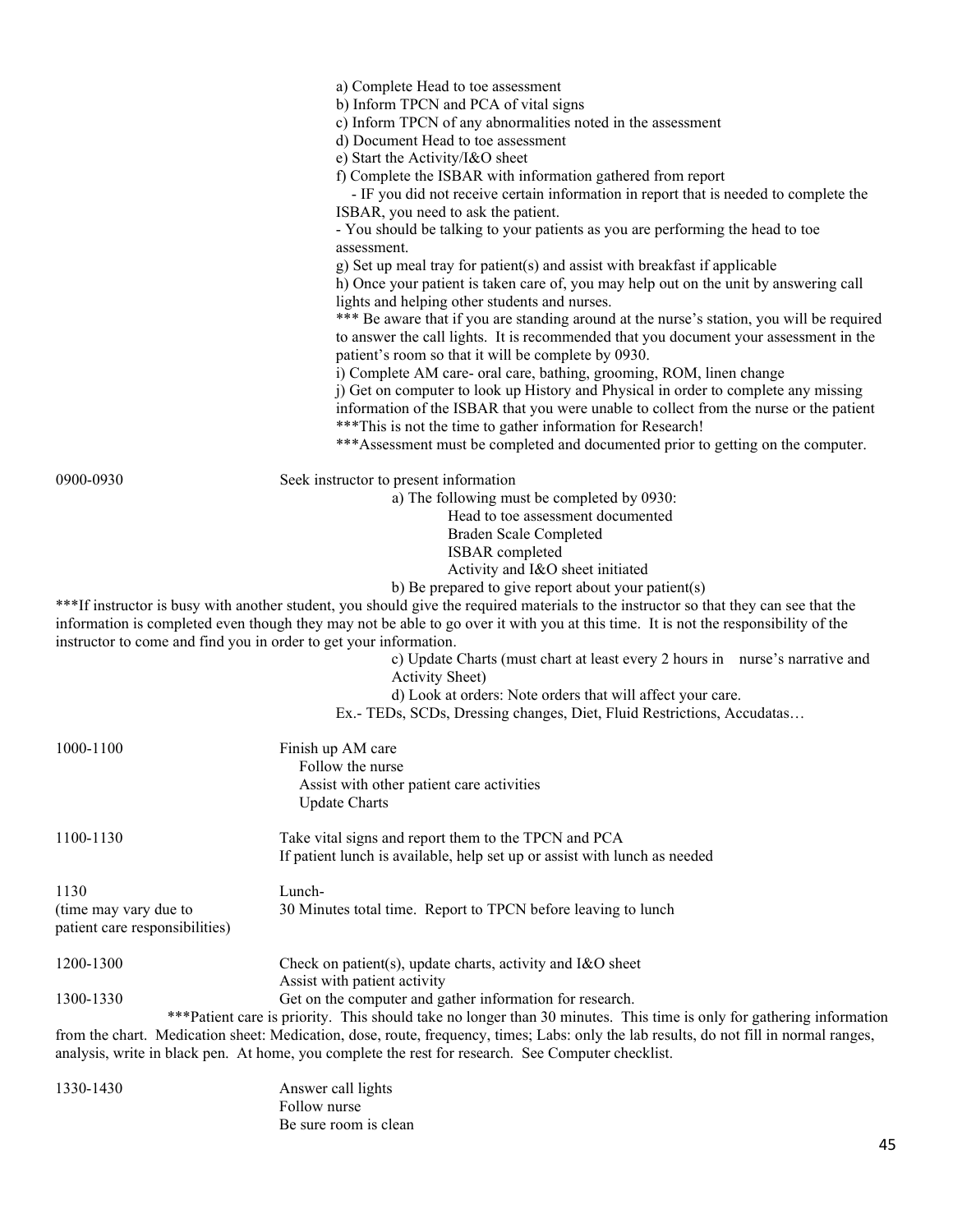a) Complete Head to toe assessment
b) Inform TPCN and PCA of vital signs
c) Inform TPCN of any abnormalities noted in the assessment
d) Document Head to toe assessment
e) Start the Activity/I&O sheet
f) Complete the ISBAR with information gathered from report
- IF you did not receive certain information in report that is needed to complete the ISBAR, you need to ask the patient.
- You should be talking to your patients as you are performing the head to toe assessment.
g) Set up meal tray for patient(s) and assist with breakfast if applicable
h) Once your patient is taken care of, you may help out on the unit by answering call lights and helping other students and nurses.
*** Be aware that if you are standing around at the nurse's station, you will be required to answer the call lights. It is recommended that you document your assessment in the patient's room so that it will be complete by 0930.
i) Complete AM care- oral care, bathing, grooming, ROM, linen change
j) Get on computer to look up History and Physical in order to complete any missing information of the ISBAR that you were unable to collect from the nurse or the patient
***This is not the time to gather information for Research!
***Assessment must be completed and documented prior to getting on the computer.

**0900-0930** Seek instructor to present information

a) The following must be completed by 0930:
- Head to toe assessment documented
- Braden Scale Completed
- ISBAR completed
- Activity and I&O sheet initiated

b) Be prepared to give report about your patient(s)

***If instructor is busy with another student, you should give the required materials to the instructor so that they can see that the information is completed even though they may not be able to go over it with you at this time. It is not the responsibility of the instructor to come and find you in order to get your information.

c) Update Charts (must chart at least every 2 hours in nurse's narrative and Activity Sheet)
d) Look at orders: Note orders that will affect your care.
Ex.- TEDs, SCDs, Dressing changes, Diet, Fluid Restrictions, Accudatas…

**1000-1100** Finish up AM care
- Follow the nurse
- Assist with other patient care activities
- Update Charts

**1100-1130** Take vital signs and report them to the TPCN and PCA
If patient lunch is available, help set up or assist with lunch as needed

**1130** (time may vary due to patient care responsibilities) Lunch-
30 Minutes total time. Report to TPCN before leaving to lunch

**1200-1300** Check on patient(s), update charts, activity and I&O sheet
Assist with patient activity

**1300-1330** Get on the computer and gather information for research.
***Patient care is priority. This should take no longer than 30 minutes. This time is only for gathering information from the chart. Medication sheet: Medication, dose, route, frequency, times; Labs: only the lab results, do not fill in normal ranges, analysis, write in black pen. At home, you complete the rest for research. See Computer checklist.

**1330-1430** Answer call lights
- Follow nurse
- Be sure room is clean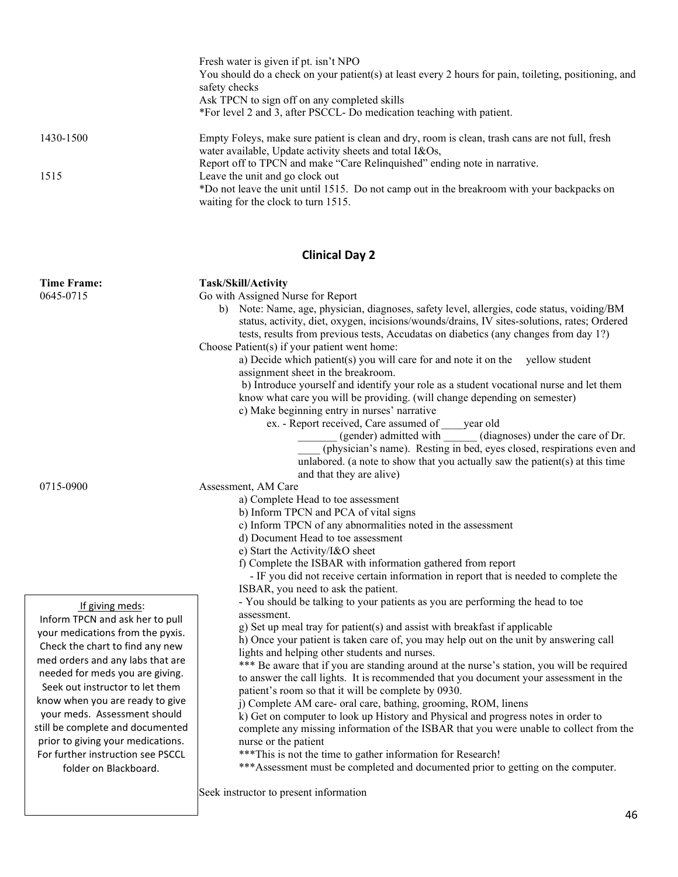| | |
|---|---|
| | Fresh water is given if pt. isn't NPO<br>You should do a check on your patient(s) at least every 2 hours for pain, toileting, positioning, and safety checks<br>Ask TPCN to sign off on any completed skills<br>*For level 2 and 3, after PSCCL- Do medication teaching with patient. |
| 1430-1500 | Empty Foleys, make sure patient is clean and dry, room is clean, trash cans are not full, fresh water available, Update activity sheets and total I&Os,<br>Report off to TPCN and make "Care Relinquished" ending note in narrative. |
| 1515 | Leave the unit and go clock out<br>*Do not leave the unit until 1515. Do not camp out in the breakroom with your backpacks on waiting for the clock to turn 1515. |

## Clinical Day 2

**Time Frame:** | **Task/Skill/Activity**

**0645-0715**

Go with Assigned Nurse for Report

b) Note: Name, age, physician, diagnoses, safety level, allergies, code status, voiding/BM status, activity, diet, oxygen, incisions/wounds/drains, IV sites-solutions, rates; Ordered tests, results from previous tests, Accudatas on diabetics (any changes from day 1?)

Choose Patient(s) if your patient went home:

a) Decide which patient(s) you will care for and note it on the yellow student assignment sheet in the breakroom.

b) Introduce yourself and identify your role as a student vocational nurse and let them know what care you will be providing. (will change depending on semester)

c) Make beginning entry in nurses' narrative

ex. - Report received, Care assumed of ____year old _______ (gender) admitted with ______ (diagnoses) under the care of Dr. ____ (physician's name). Resting in bed, eyes closed, respirations even and unlabored. (a note to show that you actually saw the patient(s) at this time and that they are alive)

**0715-0900**

Assessment, AM Care

a) Complete Head to toe assessment

b) Inform TPCN and PCA of vital signs

c) Inform TPCN of any abnormalities noted in the assessment

d) Document Head to toe assessment

e) Start the Activity/I&O sheet

f) Complete the ISBAR with information gathered from report

- IF you did not receive certain information in report that is needed to complete the ISBAR, you need to ask the patient.

- You should be talking to your patients as you are performing the head to toe assessment.

g) Set up meal tray for patient(s) and assist with breakfast if applicable

h) Once your patient is taken care of, you may help out on the unit by answering call lights and helping other students and nurses.

*** Be aware that if you are standing around at the nurse's station, you will be required to answer the call lights. It is recommended that you document your assessment in the patient's room so that it will be complete by 0930.

j) Complete AM care- oral care, bathing, grooming, ROM, linens

k) Get on computer to look up History and Physical and progress notes in order to complete any missing information of the ISBAR that you were unable to collect from the nurse or the patient

***This is not the time to gather information for Research!

***Assessment must be completed and documented prior to getting on the computer.

Seek instructor to present information

> If giving meds:
> Inform TPCN and ask her to pull your medications from the pyxis. Check the chart to find any new med orders and any labs that are needed for meds you are giving. Seek out instructor to let them know when you are ready to give your meds. Assessment should still be complete and documented prior to giving your medications. For further instruction see PSCCL folder on Blackboard.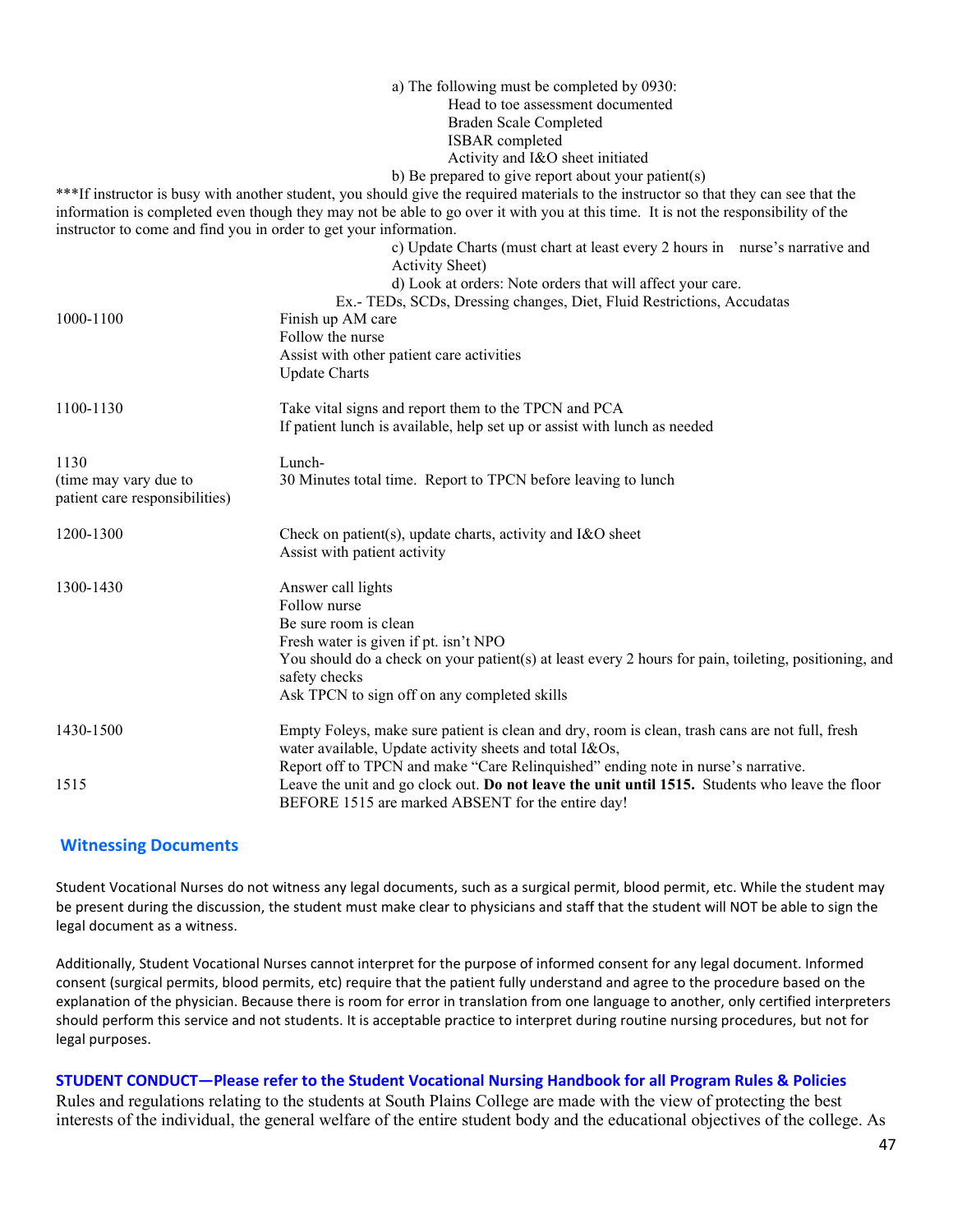a) The following must be completed by 0930:
- Head to toe assessment documented
- Braden Scale Completed
- ISBAR completed
- Activity and I&O sheet initiated

b) Be prepared to give report about your patient(s)

***If instructor is busy with another student, you should give the required materials to the instructor so that they can see that the information is completed even though they may not be able to go over it with you at this time. It is not the responsibility of the instructor to come and find you in order to get your information.

c) Update Charts (must chart at least every 2 hours in nurse's narrative and Activity Sheet)

d) Look at orders: Note orders that will affect your care.
Ex.- TEDs, SCDs, Dressing changes, Diet, Fluid Restrictions, Accudatas

| Time | Activity |
|---|---|
| 1000-1100 | Finish up AM care<br>Follow the nurse<br>Assist with other patient care activities<br>Update Charts |
| 1100-1130 | Take vital signs and report them to the TPCN and PCA<br>If patient lunch is available, help set up or assist with lunch as needed |
| 1130<br>(time may vary due to patient care responsibilities) | Lunch-<br>30 Minutes total time. Report to TPCN before leaving to lunch |
| 1200-1300 | Check on patient(s), update charts, activity and I&O sheet<br>Assist with patient activity |
| 1300-1430 | Answer call lights<br>Follow nurse<br>Be sure room is clean<br>Fresh water is given if pt. isn't NPO<br>You should do a check on your patient(s) at least every 2 hours for pain, toileting, positioning, and safety checks<br>Ask TPCN to sign off on any completed skills |
| 1430-1500 | Empty Foleys, make sure patient is clean and dry, room is clean, trash cans are not full, fresh water available, Update activity sheets and total I&Os,<br>Report off to TPCN and make "Care Relinquished" ending note in nurse's narrative. |
| 1515 | Leave the unit and go clock out. **Do not leave the unit until 1515.** Students who leave the floor BEFORE 1515 are marked ABSENT for the entire day! |

## Witnessing Documents

Student Vocational Nurses do not witness any legal documents, such as a surgical permit, blood permit, etc. While the student may be present during the discussion, the student must make clear to physicians and staff that the student will NOT be able to sign the legal document as a witness.

Additionally, Student Vocational Nurses cannot interpret for the purpose of informed consent for any legal document. Informed consent (surgical permits, blood permits, etc) require that the patient fully understand and agree to the procedure based on the explanation of the physician. Because there is room for error in translation from one language to another, only certified interpreters should perform this service and not students. It is acceptable practice to interpret during routine nursing procedures, but not for legal purposes.

## STUDENT CONDUCT—Please refer to the Student Vocational Nursing Handbook for all Program Rules & Policies

Rules and regulations relating to the students at South Plains College are made with the view of protecting the best interests of the individual, the general welfare of the entire student body and the educational objectives of the college. As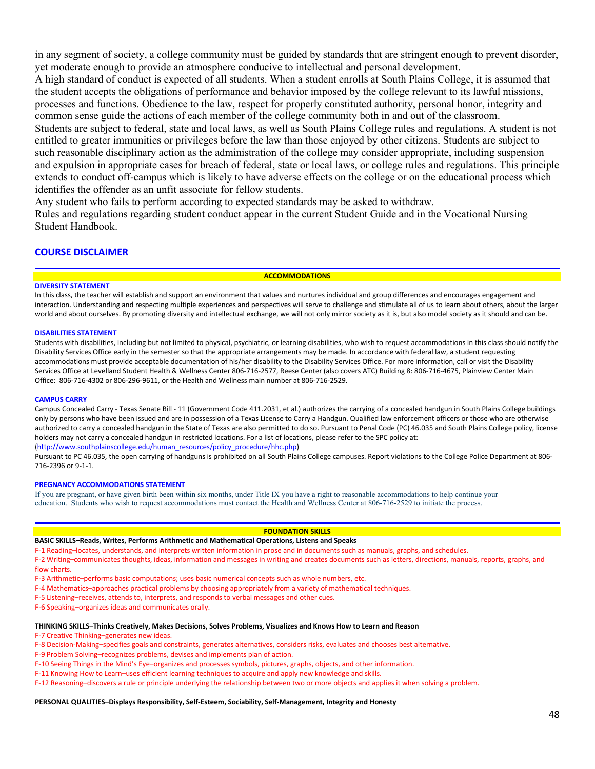in any segment of society, a college community must be guided by standards that are stringent enough to prevent disorder, yet moderate enough to provide an atmosphere conducive to intellectual and personal development.

A high standard of conduct is expected of all students. When a student enrolls at South Plains College, it is assumed that the student accepts the obligations of performance and behavior imposed by the college relevant to its lawful missions, processes and functions. Obedience to the law, respect for properly constituted authority, personal honor, integrity and common sense guide the actions of each member of the college community both in and out of the classroom.

Students are subject to federal, state and local laws, as well as South Plains College rules and regulations. A student is not entitled to greater immunities or privileges before the law than those enjoyed by other citizens. Students are subject to such reasonable disciplinary action as the administration of the college may consider appropriate, including suspension and expulsion in appropriate cases for breach of federal, state or local laws, or college rules and regulations. This principle extends to conduct off-campus which is likely to have adverse effects on the college or on the educational process which identifies the offender as an unfit associate for fellow students.

Any student who fails to perform according to expected standards may be asked to withdraw.

Rules and regulations regarding student conduct appear in the current Student Guide and in the Vocational Nursing Student Handbook.

## COURSE DISCLAIMER

### ACCOMMODATIONS

#### DIVERSITY STATEMENT

In this class, the teacher will establish and support an environment that values and nurtures individual and group differences and encourages engagement and interaction. Understanding and respecting multiple experiences and perspectives will serve to challenge and stimulate all of us to learn about others, about the larger world and about ourselves. By promoting diversity and intellectual exchange, we will not only mirror society as it is, but also model society as it should and can be.

#### DISABILITIES STATEMENT

Students with disabilities, including but not limited to physical, psychiatric, or learning disabilities, who wish to request accommodations in this class should notify the Disability Services Office early in the semester so that the appropriate arrangements may be made. In accordance with federal law, a student requesting accommodations must provide acceptable documentation of his/her disability to the Disability Services Office. For more information, call or visit the Disability Services Office at Levelland Student Health & Wellness Center 806-716-2577, Reese Center (also covers ATC) Building 8: 806-716-4675, Plainview Center Main Office: 806-716-4302 or 806-296-9611, or the Health and Wellness main number at 806-716-2529.

#### CAMPUS CARRY

Campus Concealed Carry - Texas Senate Bill - 11 (Government Code 411.2031, et al.) authorizes the carrying of a concealed handgun in South Plains College buildings only by persons who have been issued and are in possession of a Texas License to Carry a Handgun. Qualified law enforcement officers or those who are otherwise authorized to carry a concealed handgun in the State of Texas are also permitted to do so. Pursuant to Penal Code (PC) 46.035 and South Plains College policy, license holders may not carry a concealed handgun in restricted locations. For a list of locations, please refer to the SPC policy at:
(http://www.southplainscollege.edu/human_resources/policy_procedure/hhc.php)

Pursuant to PC 46.035, the open carrying of handguns is prohibited on all South Plains College campuses. Report violations to the College Police Department at 806-716-2396 or 9-1-1.

#### PREGNANCY ACCOMMODATIONS STATEMENT

If you are pregnant, or have given birth been within six months, under Title IX you have a right to reasonable accommodations to help continue your education. Students who wish to request accommodations must contact the Health and Wellness Center at 806-716-2529 to initiate the process.

### FOUNDATION SKILLS

**BASIC SKILLS–Reads, Writes, Performs Arithmetic and Mathematical Operations, Listens and Speaks**

F-1 Reading–locates, understands, and interprets written information in prose and in documents such as manuals, graphs, and schedules.
F-2 Writing–communicates thoughts, ideas, information and messages in writing and creates documents such as letters, directions, manuals, reports, graphs, and flow charts.
F-3 Arithmetic–performs basic computations; uses basic numerical concepts such as whole numbers, etc.
F-4 Mathematics–approaches practical problems by choosing appropriately from a variety of mathematical techniques.
F-5 Listening–receives, attends to, interprets, and responds to verbal messages and other cues.
F-6 Speaking–organizes ideas and communicates orally.

**THINKING SKILLS–Thinks Creatively, Makes Decisions, Solves Problems, Visualizes and Knows How to Learn and Reason**

F-7 Creative Thinking–generates new ideas.
F-8 Decision-Making–specifies goals and constraints, generates alternatives, considers risks, evaluates and chooses best alternative.
F-9 Problem Solving–recognizes problems, devises and implements plan of action.
F-10 Seeing Things in the Mind's Eye–organizes and processes symbols, pictures, graphs, objects, and other information.
F-11 Knowing How to Learn–uses efficient learning techniques to acquire and apply new knowledge and skills.
F-12 Reasoning–discovers a rule or principle underlying the relationship between two or more objects and applies it when solving a problem.

**PERSONAL QUALITIES–Displays Responsibility, Self-Esteem, Sociability, Self-Management, Integrity and Honesty**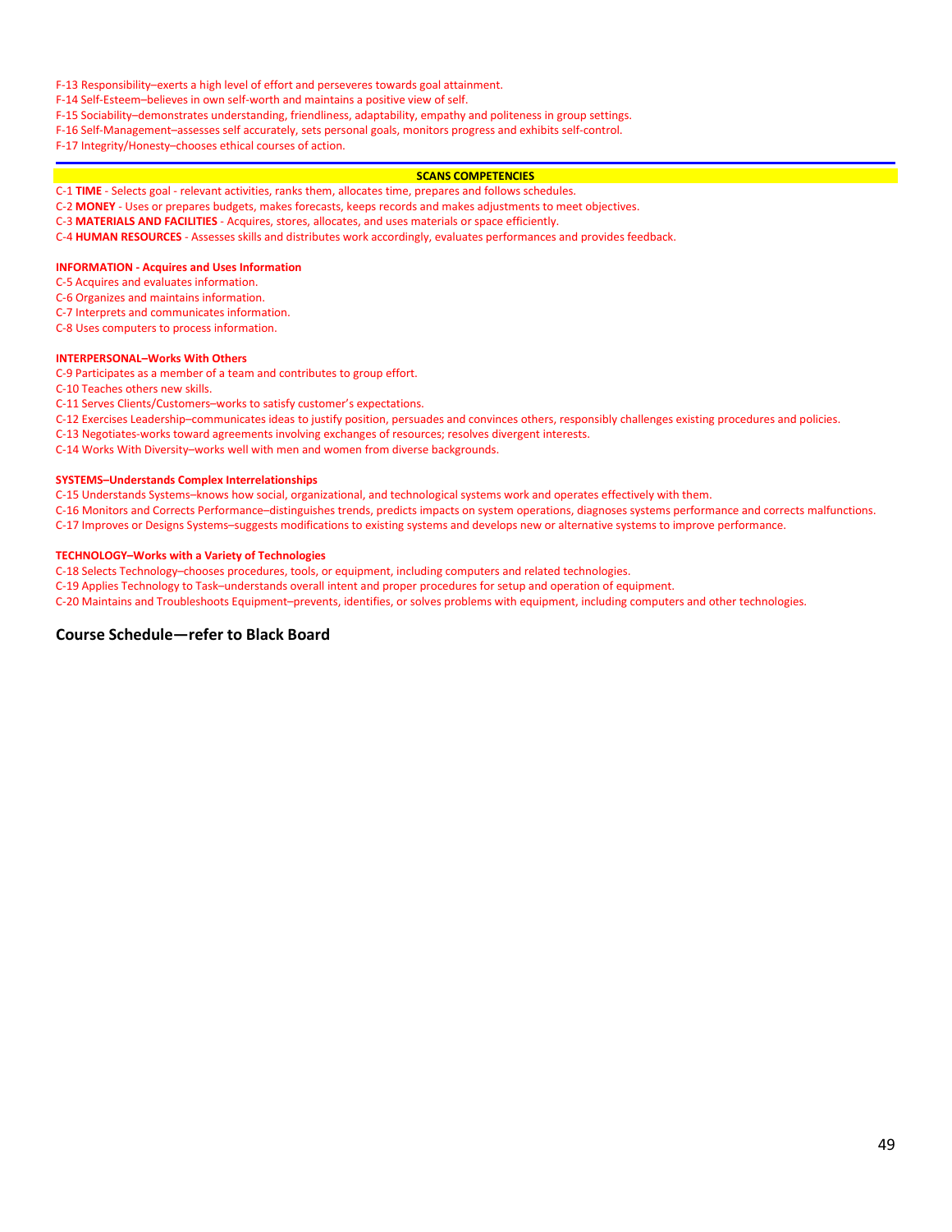F-13 Responsibility–exerts a high level of effort and perseveres towards goal attainment.
F-14 Self-Esteem–believes in own self-worth and maintains a positive view of self.
F-15 Sociability–demonstrates understanding, friendliness, adaptability, empathy and politeness in group settings.
F-16 Self-Management–assesses self accurately, sets personal goals, monitors progress and exhibits self-control.
F-17 Integrity/Honesty–chooses ethical courses of action.

## SCANS COMPETENCIES

C-1 **TIME** - Selects goal - relevant activities, ranks them, allocates time, prepares and follows schedules.
C-2 **MONEY** - Uses or prepares budgets, makes forecasts, keeps records and makes adjustments to meet objectives.
C-3 **MATERIALS AND FACILITIES** - Acquires, stores, allocates, and uses materials or space efficiently.
C-4 **HUMAN RESOURCES** - Assesses skills and distributes work accordingly, evaluates performances and provides feedback.

**INFORMATION - Acquires and Uses Information**

C-5 Acquires and evaluates information.
C-6 Organizes and maintains information.
C-7 Interprets and communicates information.
C-8 Uses computers to process information.

**INTERPERSONAL–Works With Others**

C-9 Participates as a member of a team and contributes to group effort.
C-10 Teaches others new skills.
C-11 Serves Clients/Customers–works to satisfy customer's expectations.
C-12 Exercises Leadership–communicates ideas to justify position, persuades and convinces others, responsibly challenges existing procedures and policies.
C-13 Negotiates-works toward agreements involving exchanges of resources; resolves divergent interests.
C-14 Works With Diversity–works well with men and women from diverse backgrounds.

**SYSTEMS–Understands Complex Interrelationships**

C-15 Understands Systems–knows how social, organizational, and technological systems work and operates effectively with them.
C-16 Monitors and Corrects Performance–distinguishes trends, predicts impacts on system operations, diagnoses systems performance and corrects malfunctions.
C-17 Improves or Designs Systems–suggests modifications to existing systems and develops new or alternative systems to improve performance.

**TECHNOLOGY–Works with a Variety of Technologies**

C-18 Selects Technology–chooses procedures, tools, or equipment, including computers and related technologies.
C-19 Applies Technology to Task–understands overall intent and proper procedures for setup and operation of equipment.
C-20 Maintains and Troubleshoots Equipment–prevents, identifies, or solves problems with equipment, including computers and other technologies.

### Course Schedule—refer to Black Board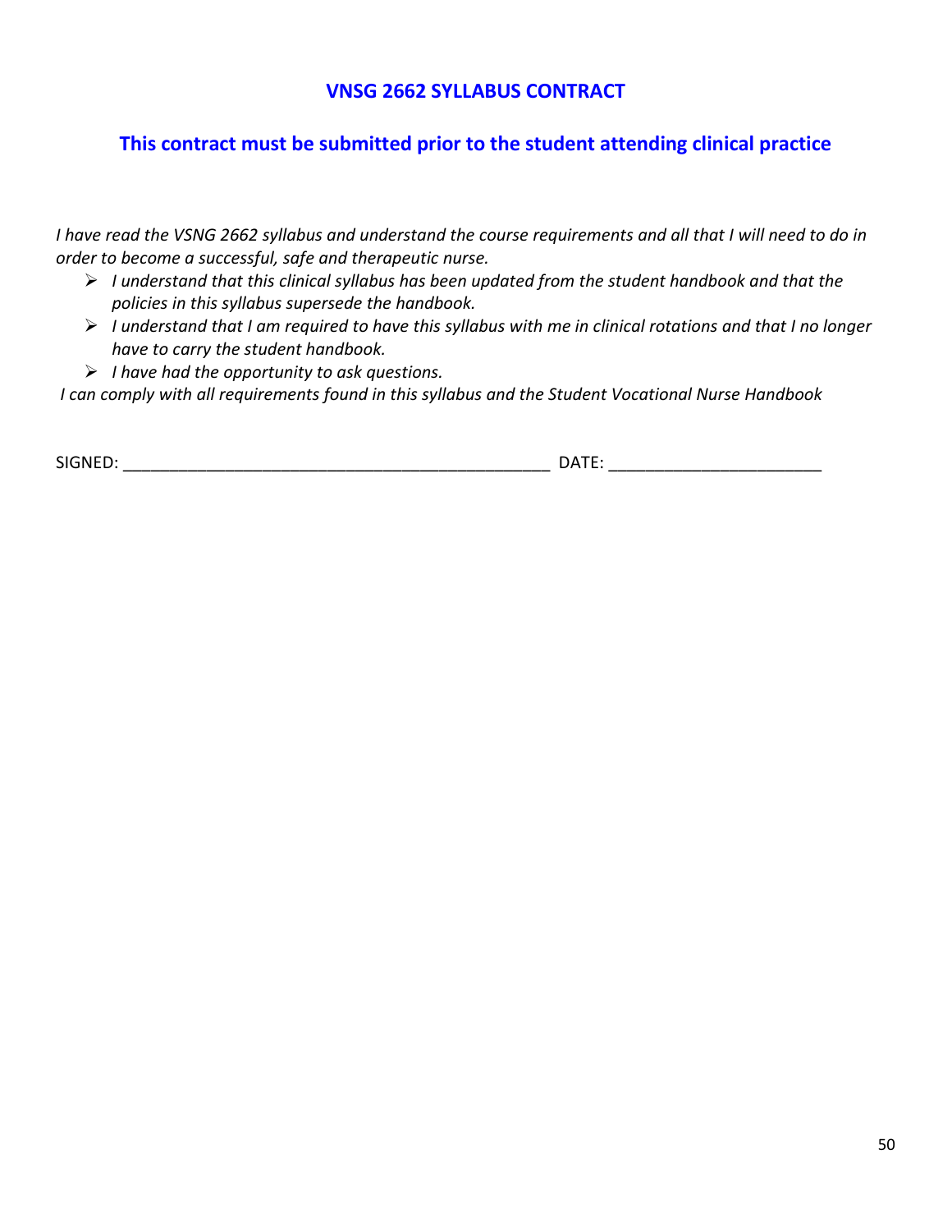## VNSG 2662 SYLLABUS CONTRACT

### This contract must be submitted prior to the student attending clinical practice

*I have read the VSNG 2662 syllabus and understand the course requirements and all that I will need to do in order to become a successful, safe and therapeutic nurse.*

- *I understand that this clinical syllabus has been updated from the student handbook and that the policies in this syllabus supersede the handbook.*
- *I understand that I am required to have this syllabus with me in clinical rotations and that I no longer have to carry the student handbook.*
- *I have had the opportunity to ask questions.*

*I can comply with all requirements found in this syllabus and the Student Vocational Nurse Handbook*

SIGNED: ______________________________________________ DATE: ______________________